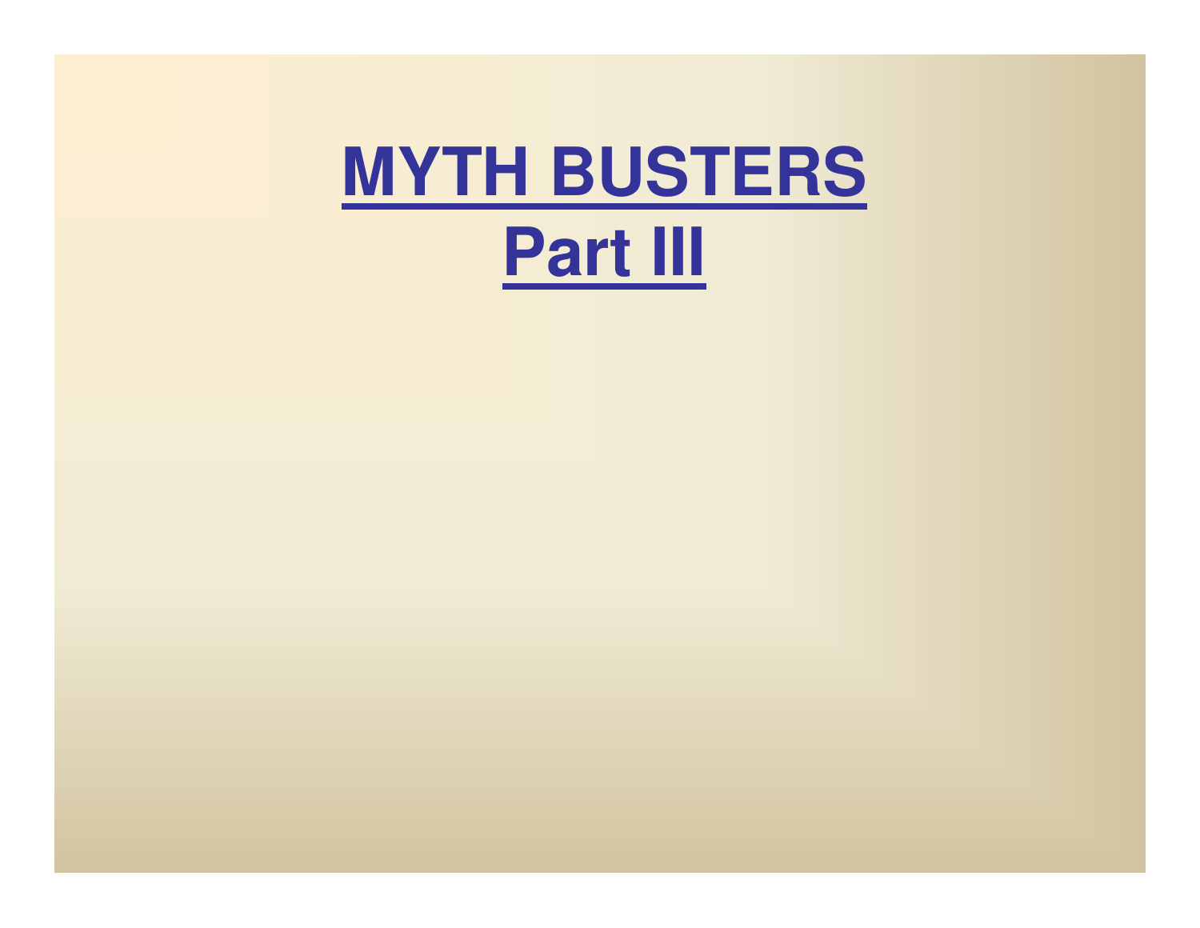# MYTH BUSTERS
## Part III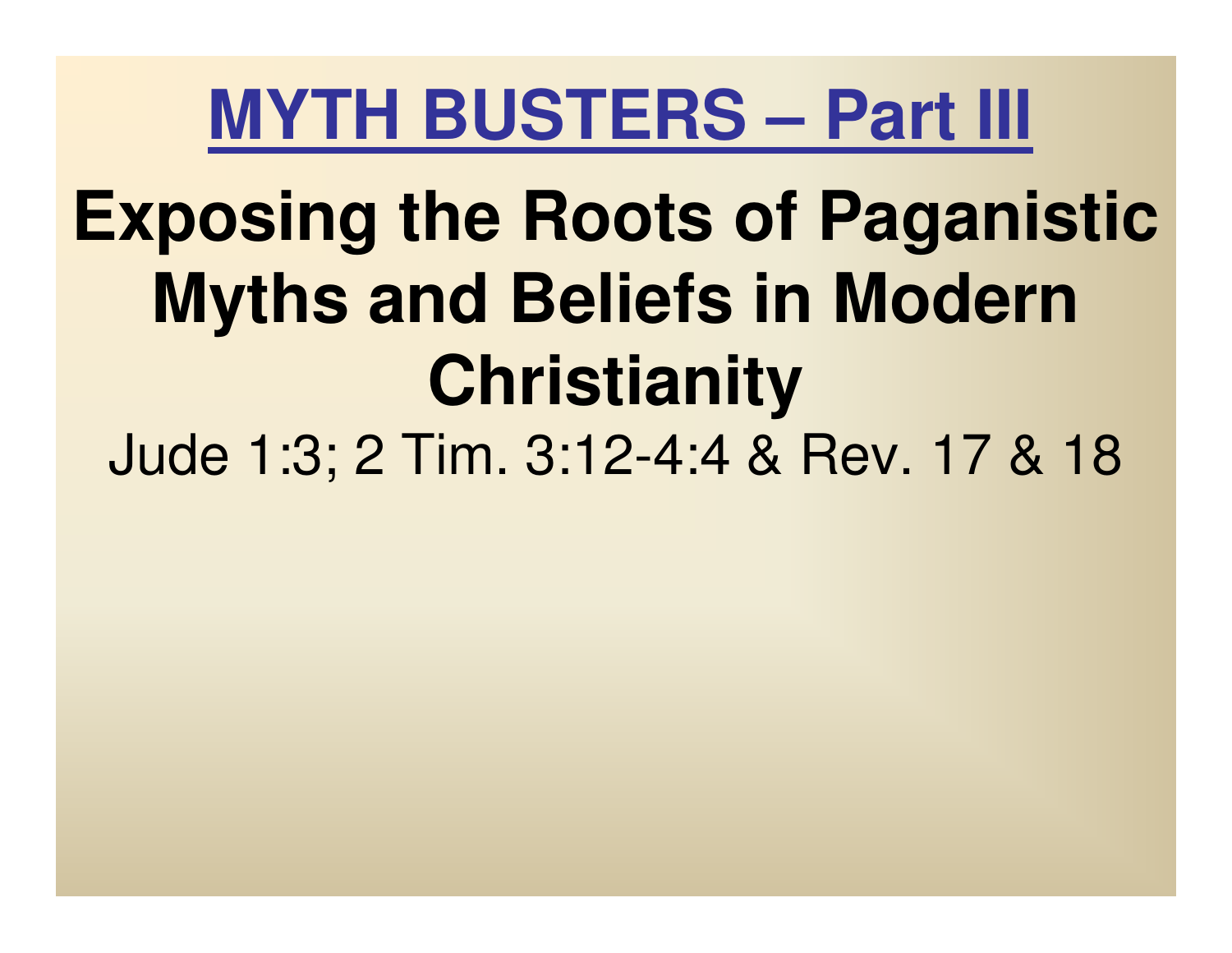# MYTH BUSTERS – Part III

## Exposing the Roots of Paganistic Myths and Beliefs in Modern Christianity

Jude 1:3; 2 Tim. 3:12-4:4 & Rev. 17 & 18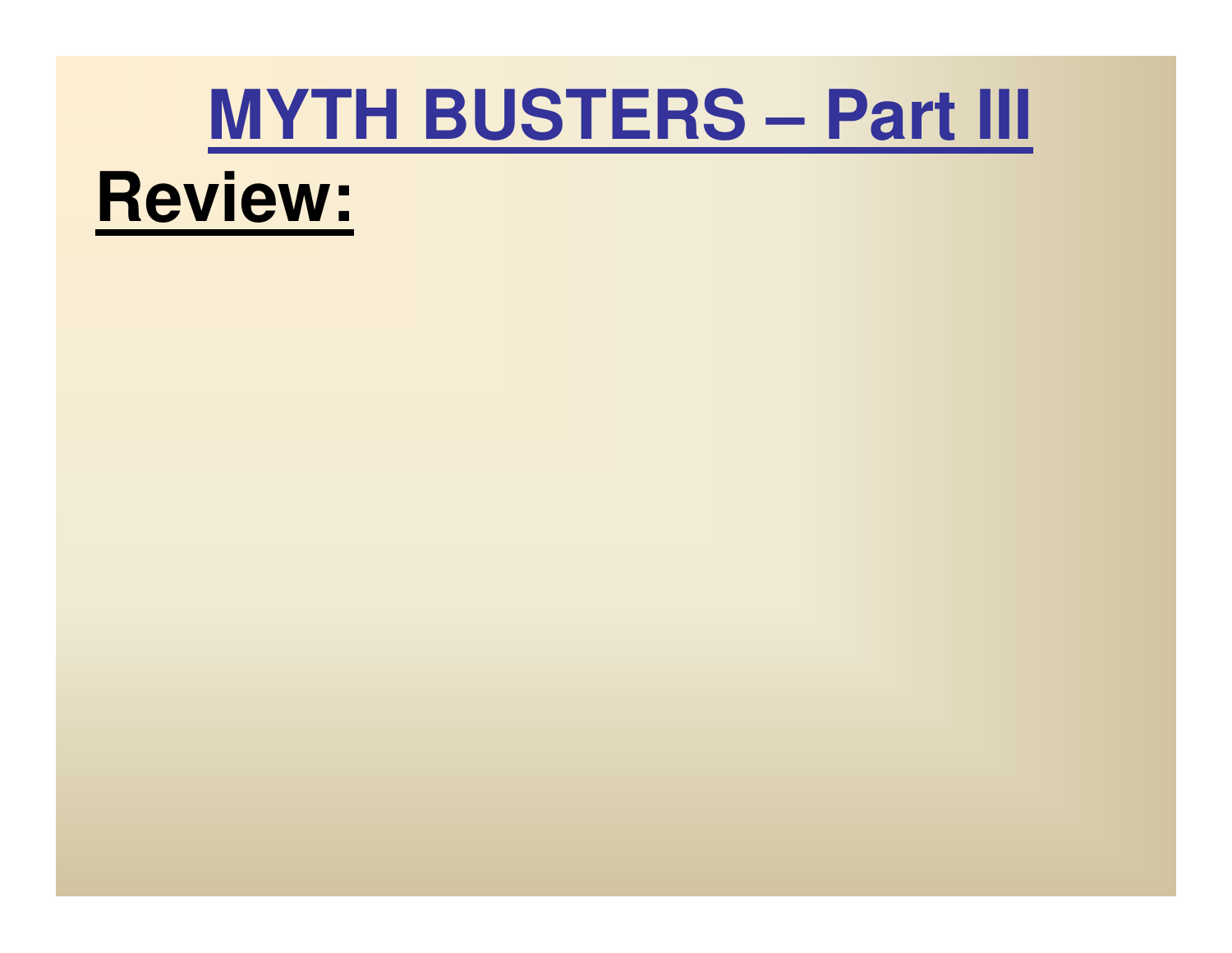# MYTH BUSTERS – Part III

## Review: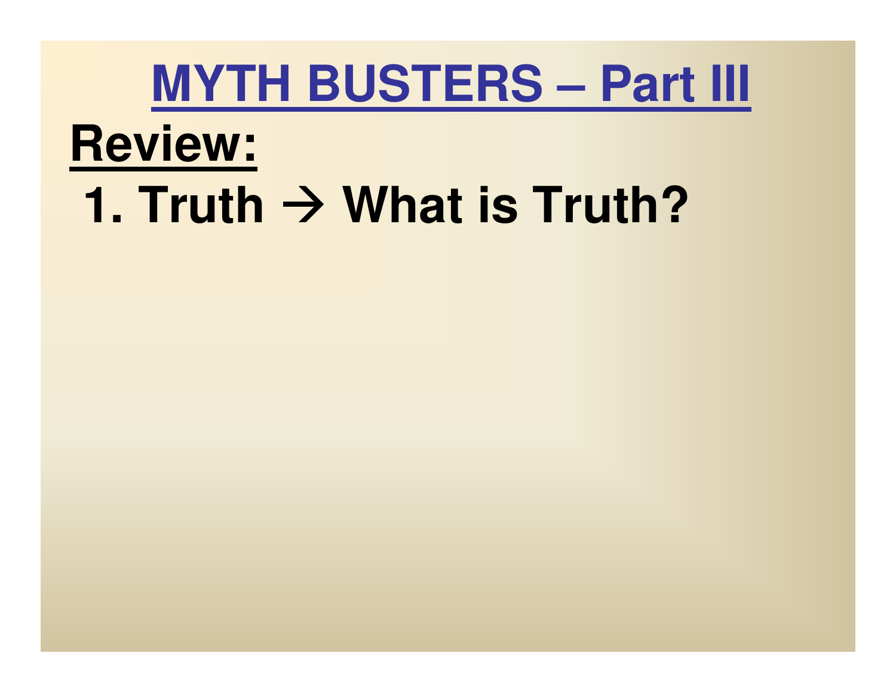# MYTH BUSTERS – Part III

**Review:**

1. **Truth → What is Truth?**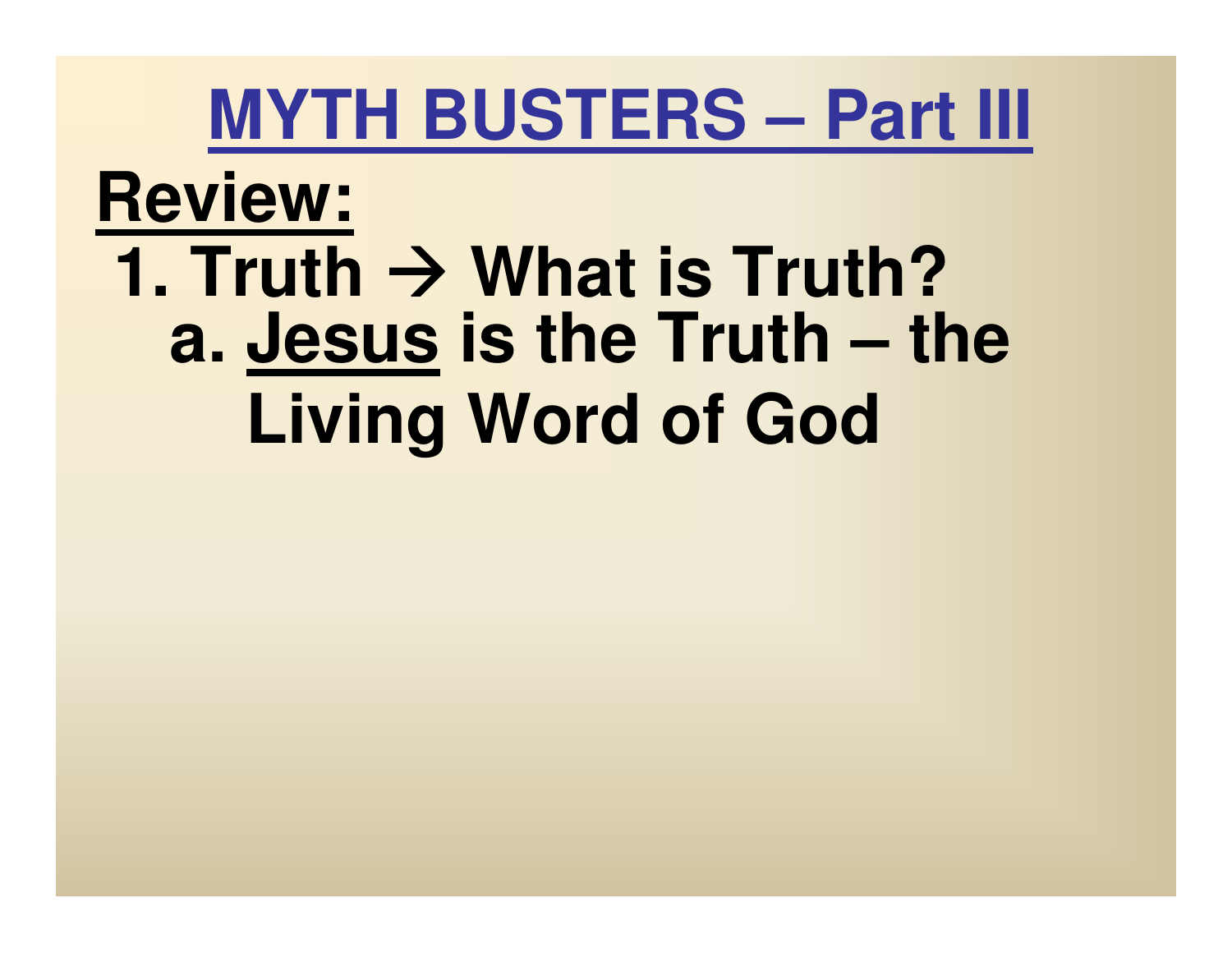# MYTH BUSTERS – Part III

## Review:

1. Truth → What is Truth?
   a. Jesus is the Truth – the Living Word of God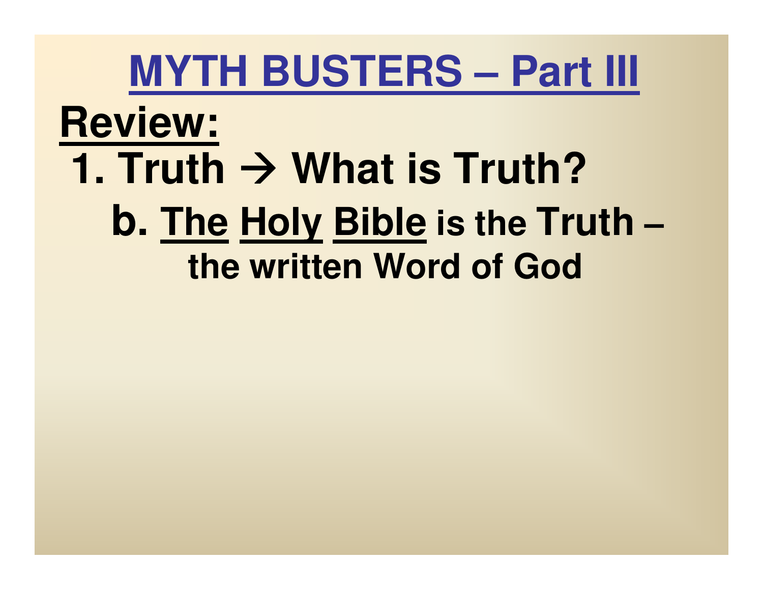# MYTH BUSTERS – Part III

**Review:**

1. **Truth → What is Truth?**

   b. **The Holy Bible is the Truth – the written Word of God**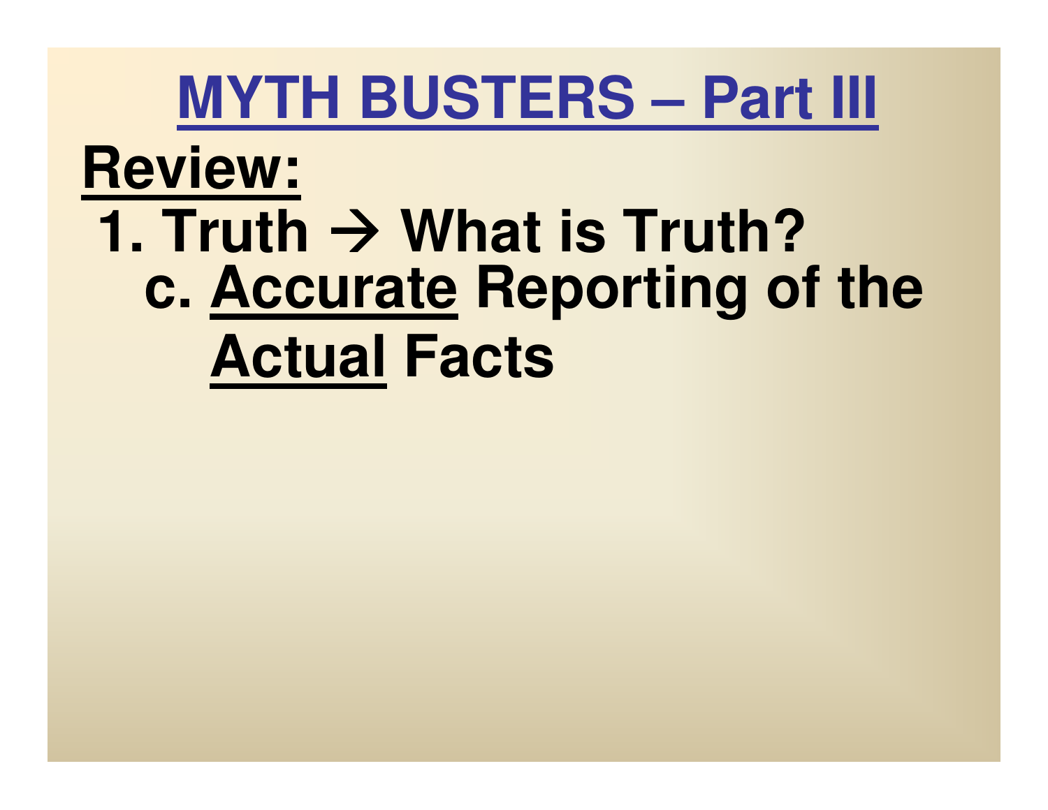# MYTH BUSTERS – Part III

**Review:**

1. **Truth → What is Truth?**

   c. **Accurate Reporting of the Actual Facts**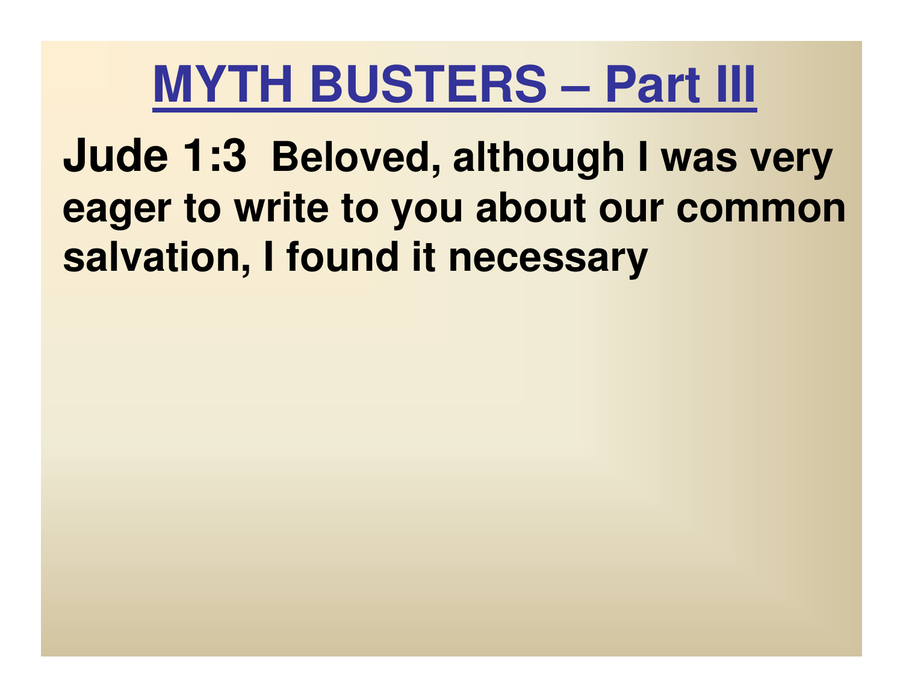# MYTH BUSTERS – Part III

**Jude 1:3 Beloved, although I was very eager to write to you about our common salvation, I found it necessary**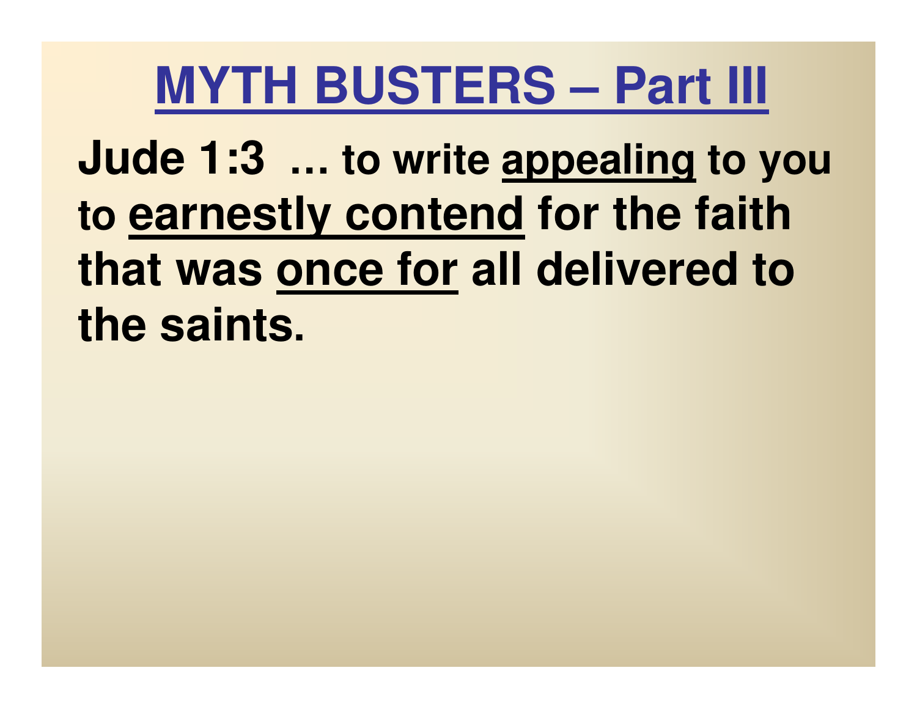# MYTH BUSTERS – Part III

**Jude 1:3 … to write appealing to you to earnestly contend for the faith that was once for all delivered to the saints.**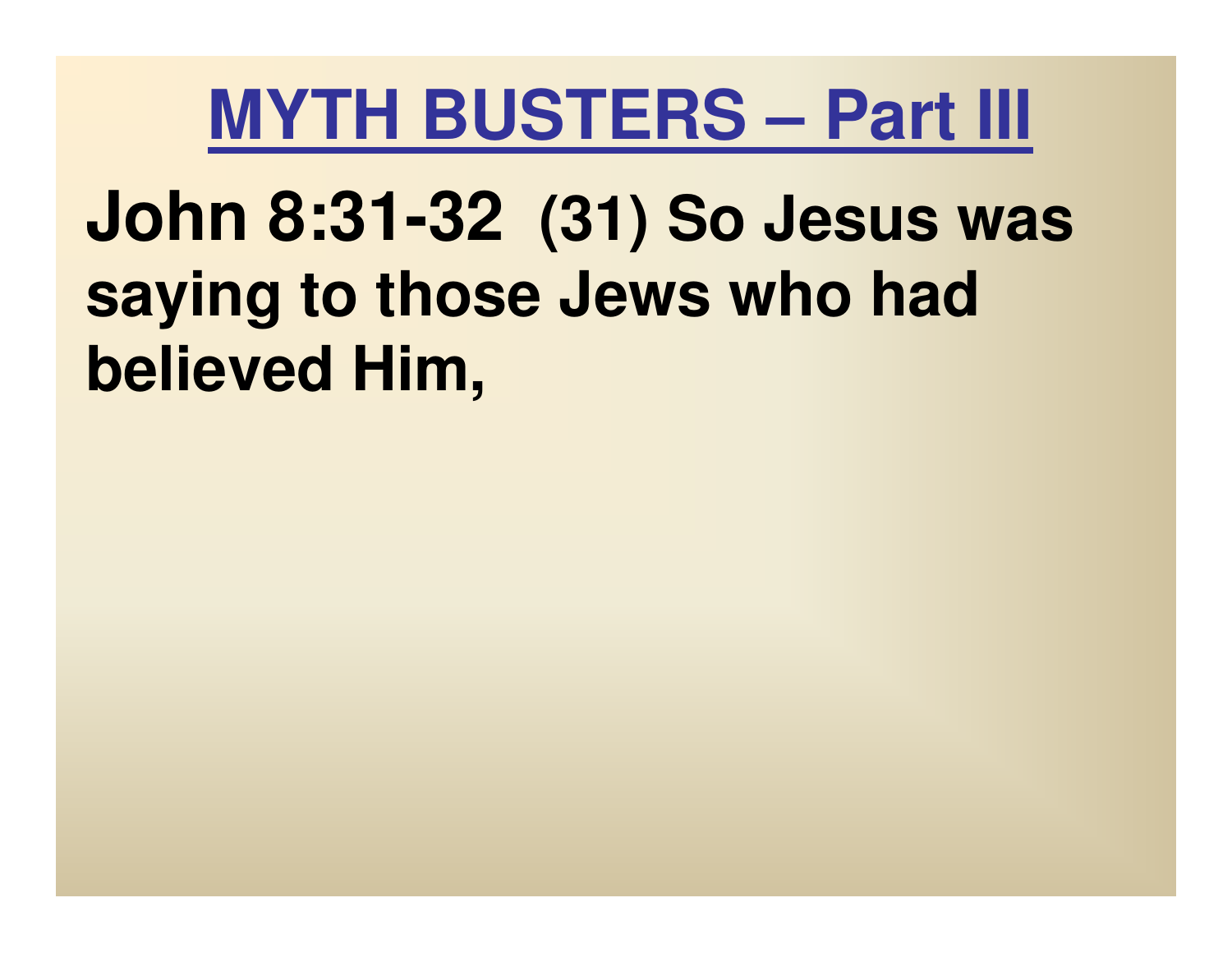# MYTH BUSTERS – Part III

**John 8:31-32 (31) So Jesus was saying to those Jews who had believed Him,**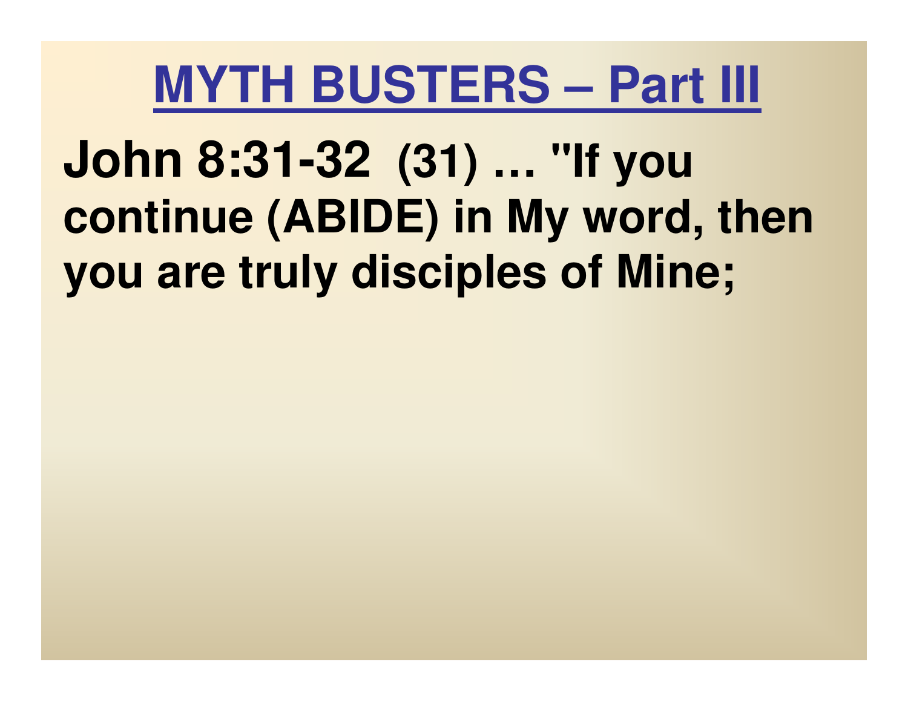# MYTH BUSTERS – Part III

**John 8:31-32 (31) … "If you continue (ABIDE) in My word, then you are truly disciples of Mine;**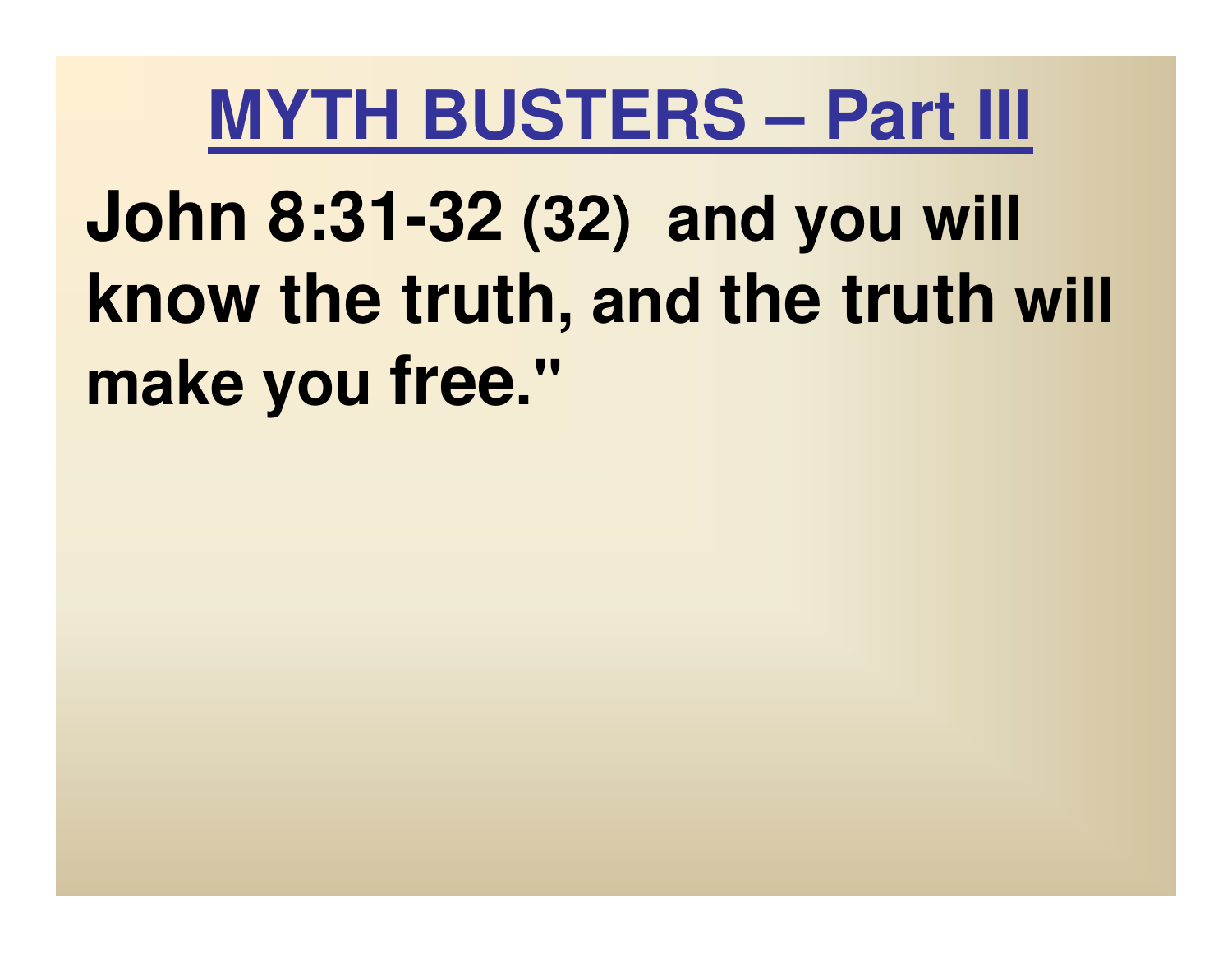# MYTH BUSTERS – Part III

**John 8:31-32 (32) and you will know the truth, and the truth will make you free."**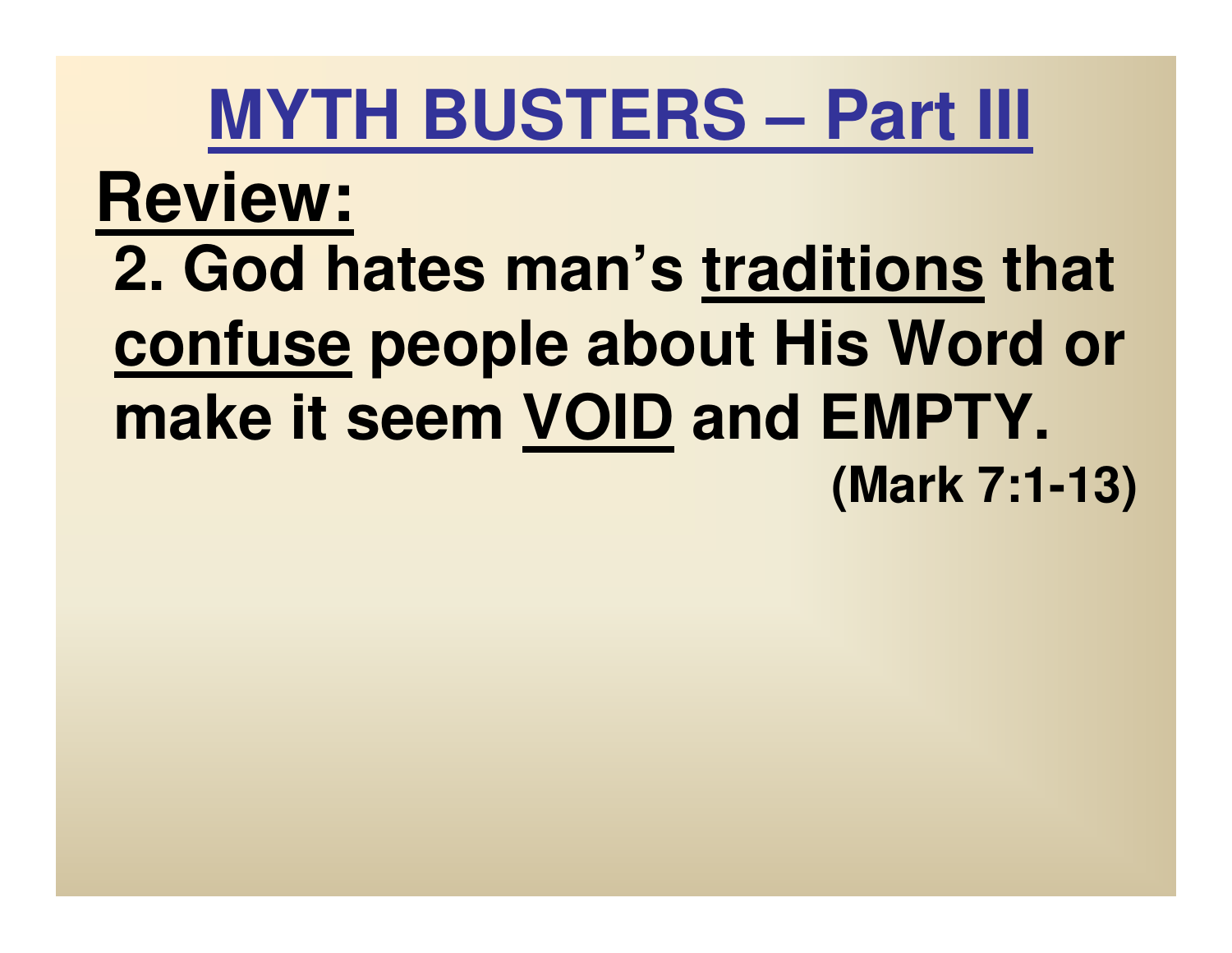# MYTH BUSTERS – Part III

## Review:

**2. God hates man's traditions that confuse people about His Word or make it seem VOID and EMPTY.**

**(Mark 7:1-13)**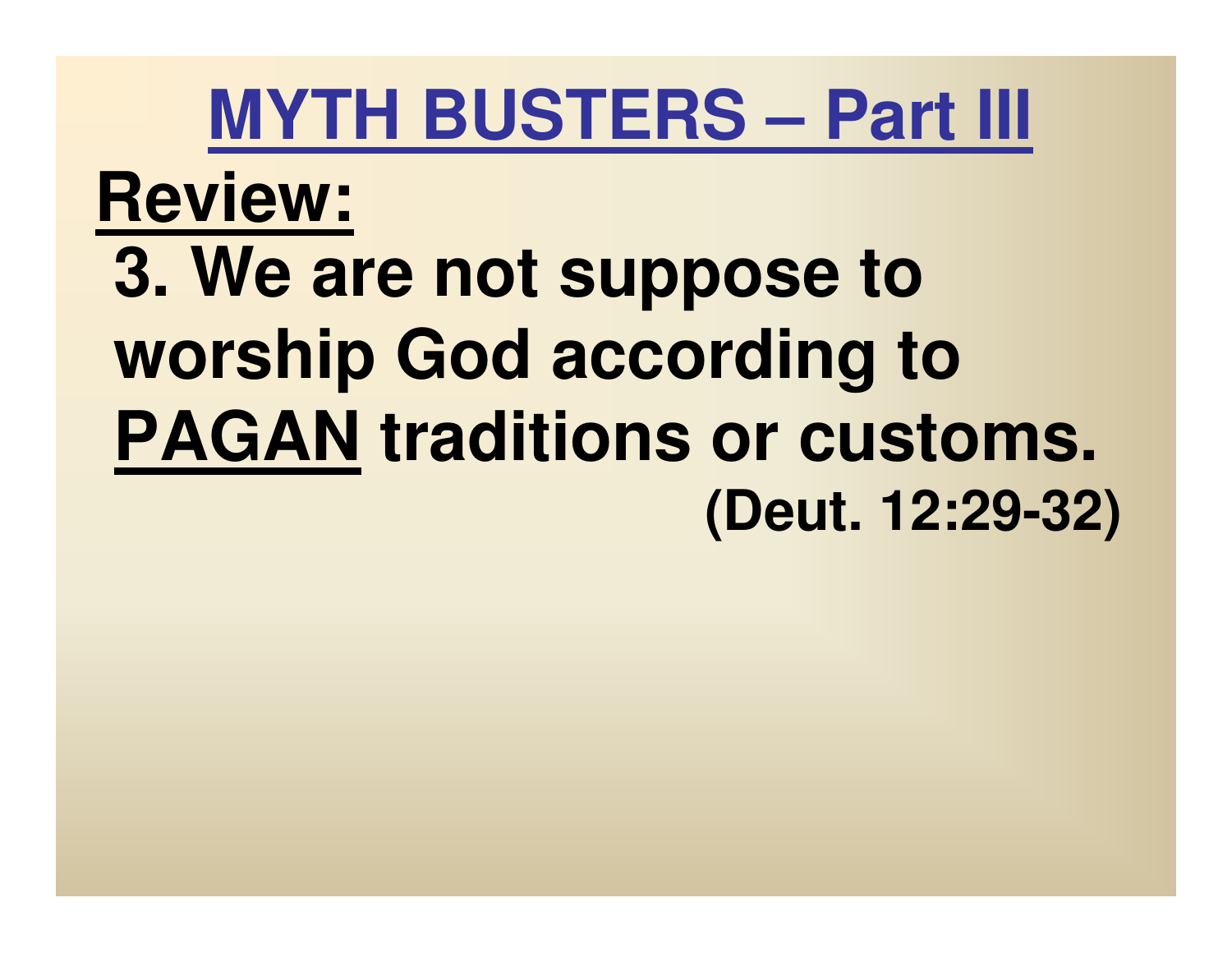# MYTH BUSTERS – Part III

## Review:

3. We are not suppose to worship God according to **PAGAN** traditions or customs.

(Deut. 12:29-32)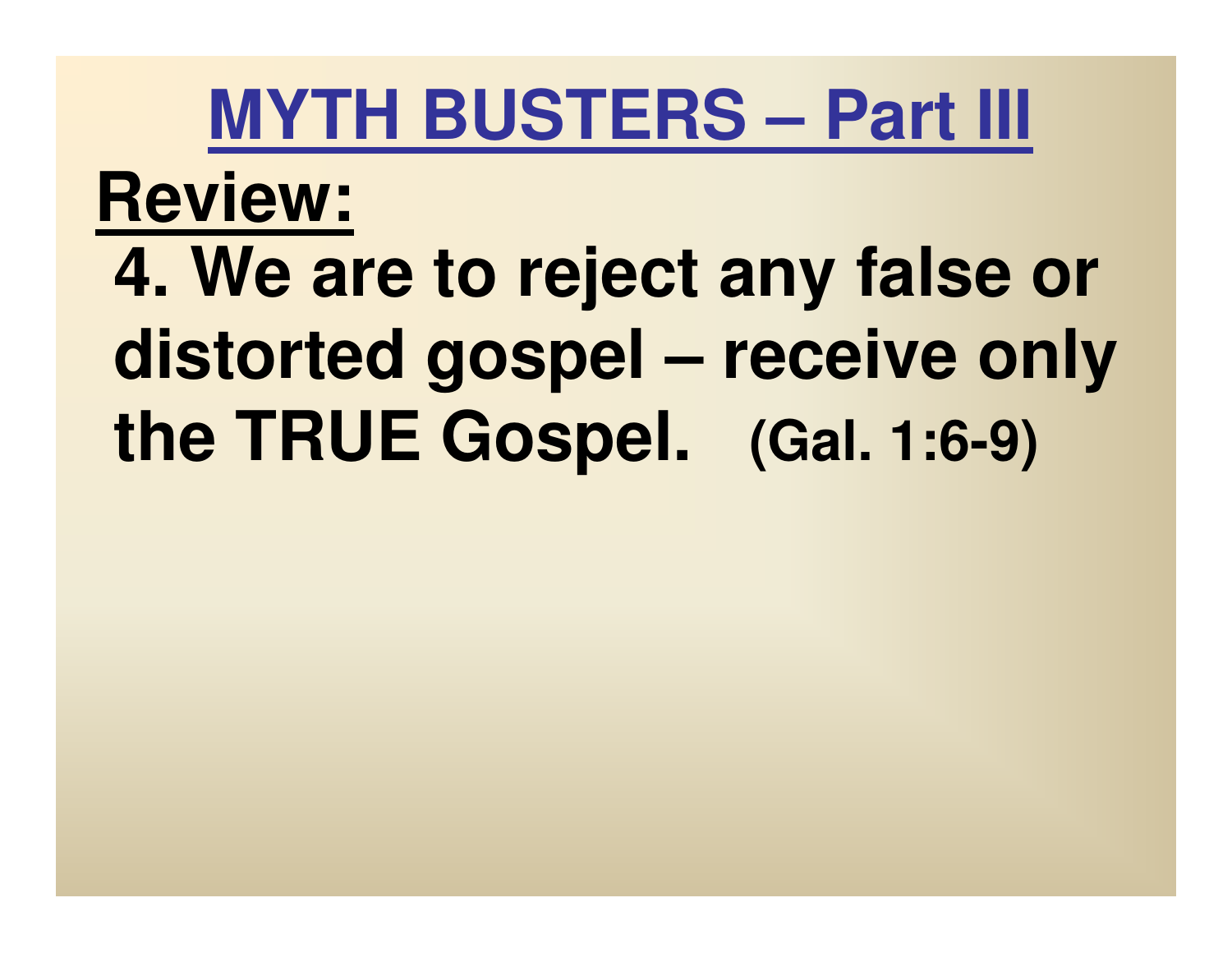# MYTH BUSTERS – Part III

## Review:

4. We are to reject any false or distorted gospel – receive only the TRUE Gospel. (Gal. 1:6-9)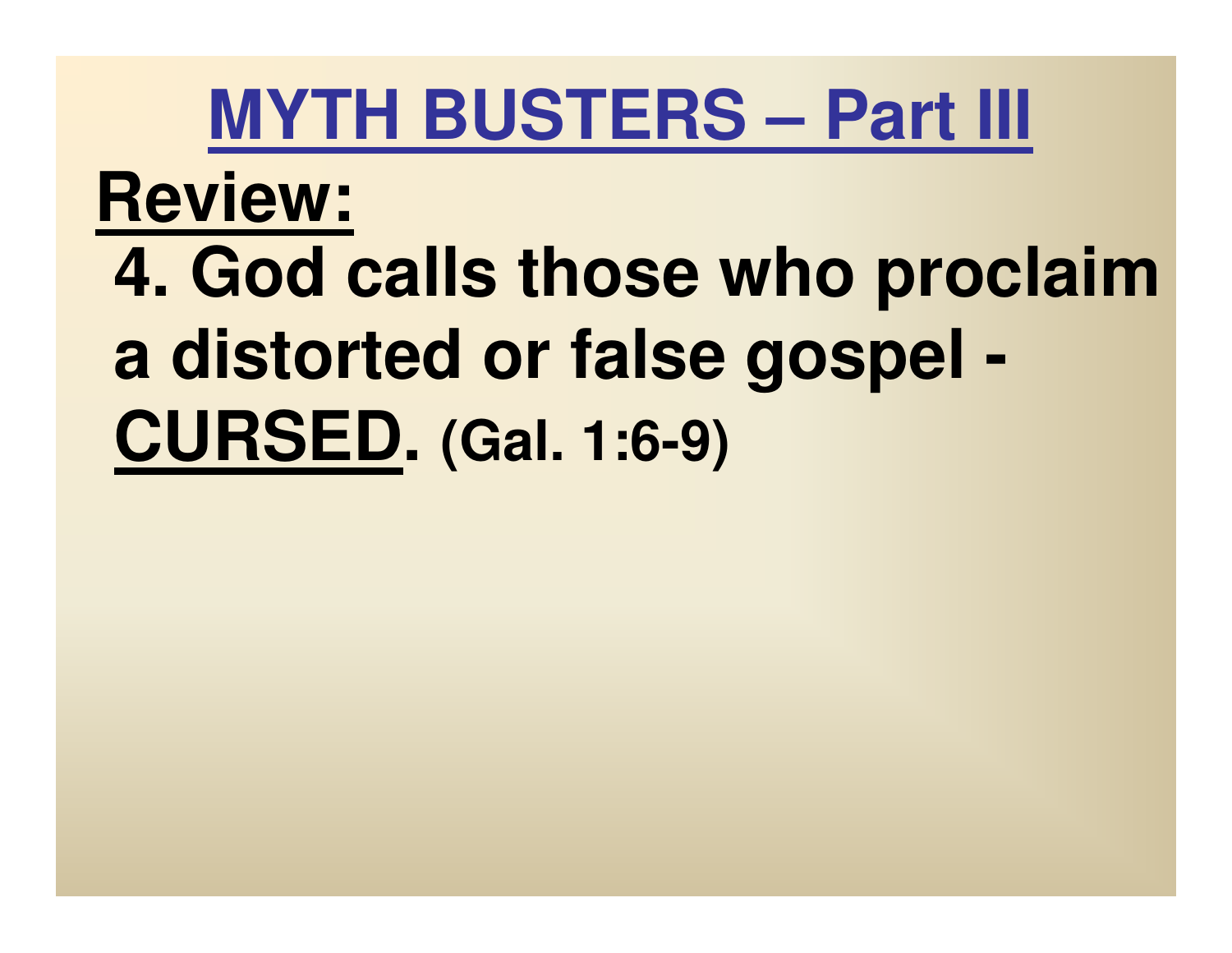# MYTH BUSTERS – Part III

## Review:

4. God calls those who proclaim a distorted or false gospel - **CURSED**. (Gal. 1:6-9)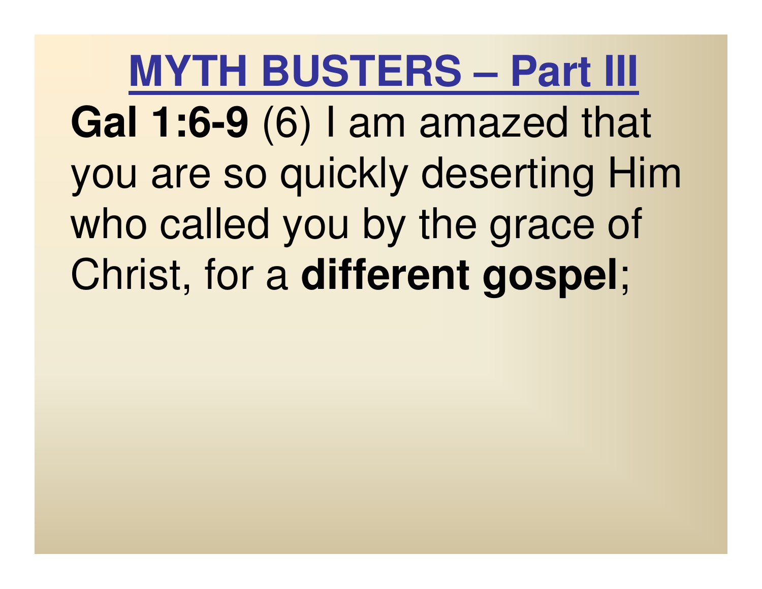# MYTH BUSTERS – Part III

**Gal 1:6-9** (6) I am amazed that you are so quickly deserting Him who called you by the grace of Christ, for a **different gospel**;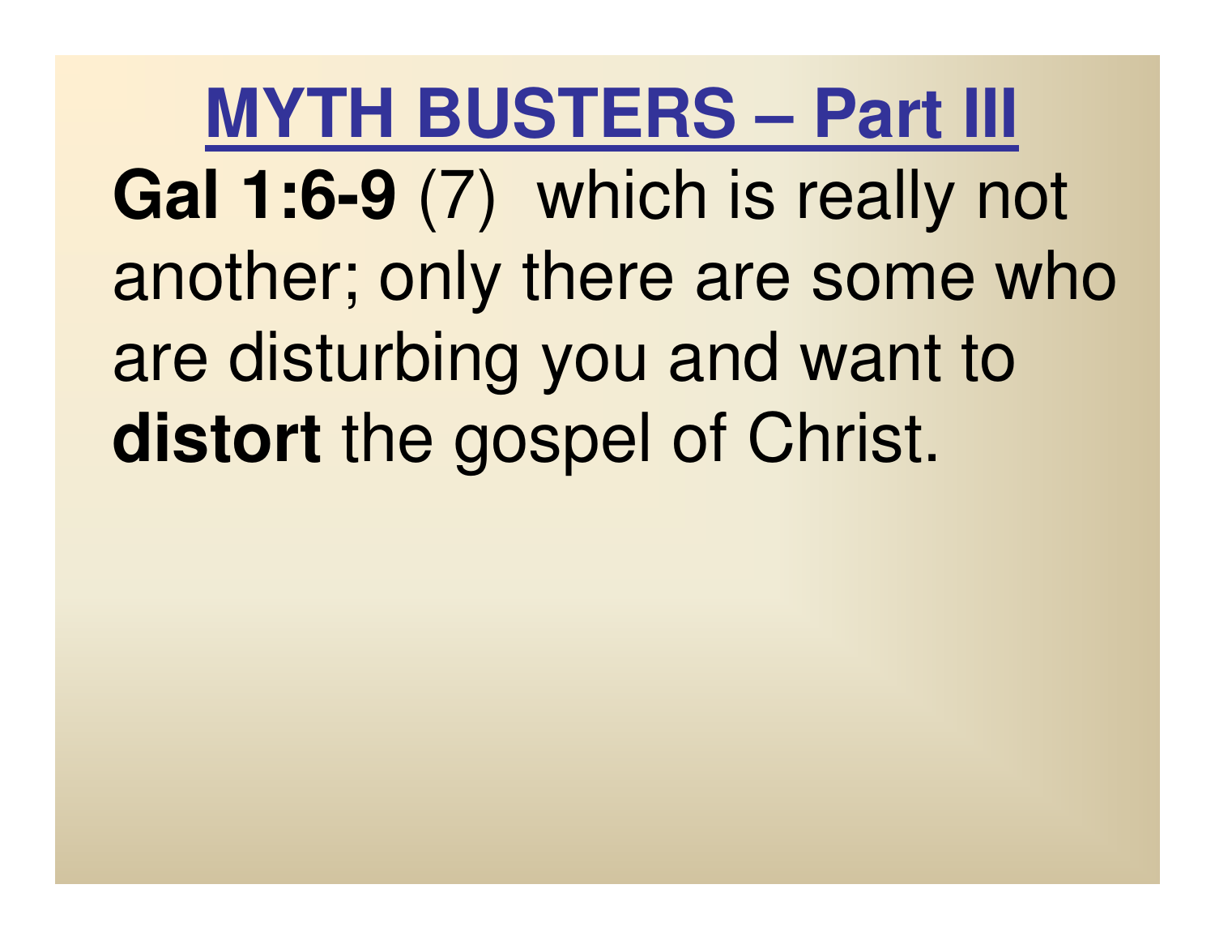# MYTH BUSTERS – Part III

**Gal 1:6-9** (7) which is really not another; only there are some who are disturbing you and want to **distort** the gospel of Christ.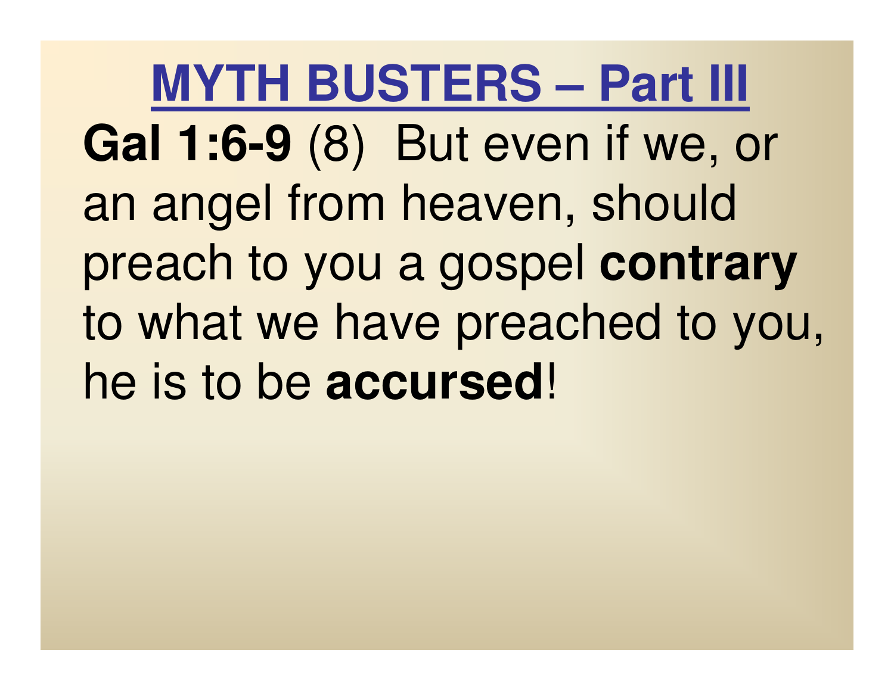# MYTH BUSTERS – Part III

**Gal 1:6-9** (8) But even if we, or an angel from heaven, should preach to you a gospel **contrary** to what we have preached to you, he is to be **accursed**!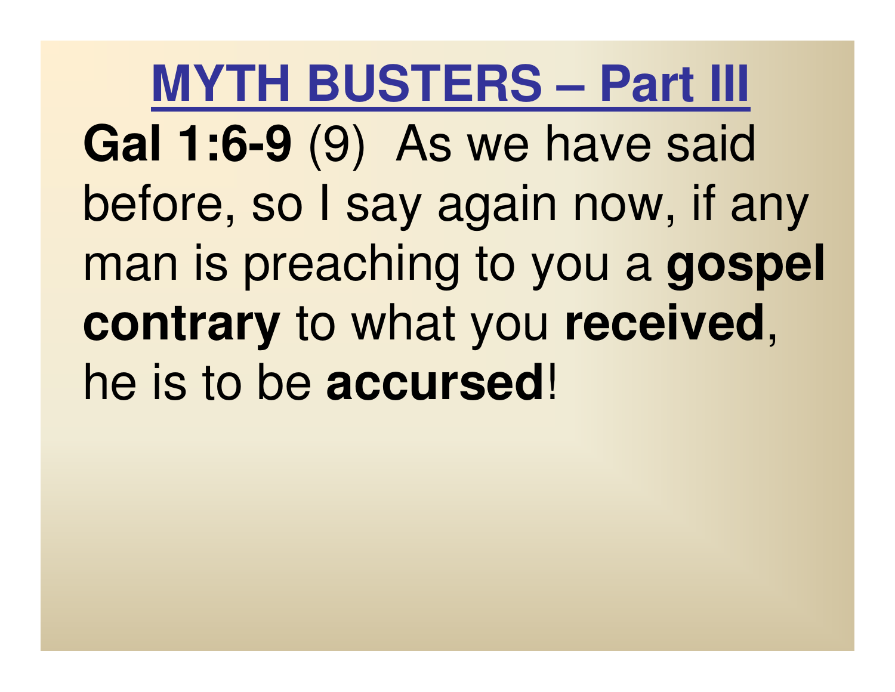# MYTH BUSTERS – Part III

**Gal 1:6-9** (9) As we have said before, so I say again now, if any man is preaching to you a **gospel contrary** to what you **received**, he is to be **accursed**!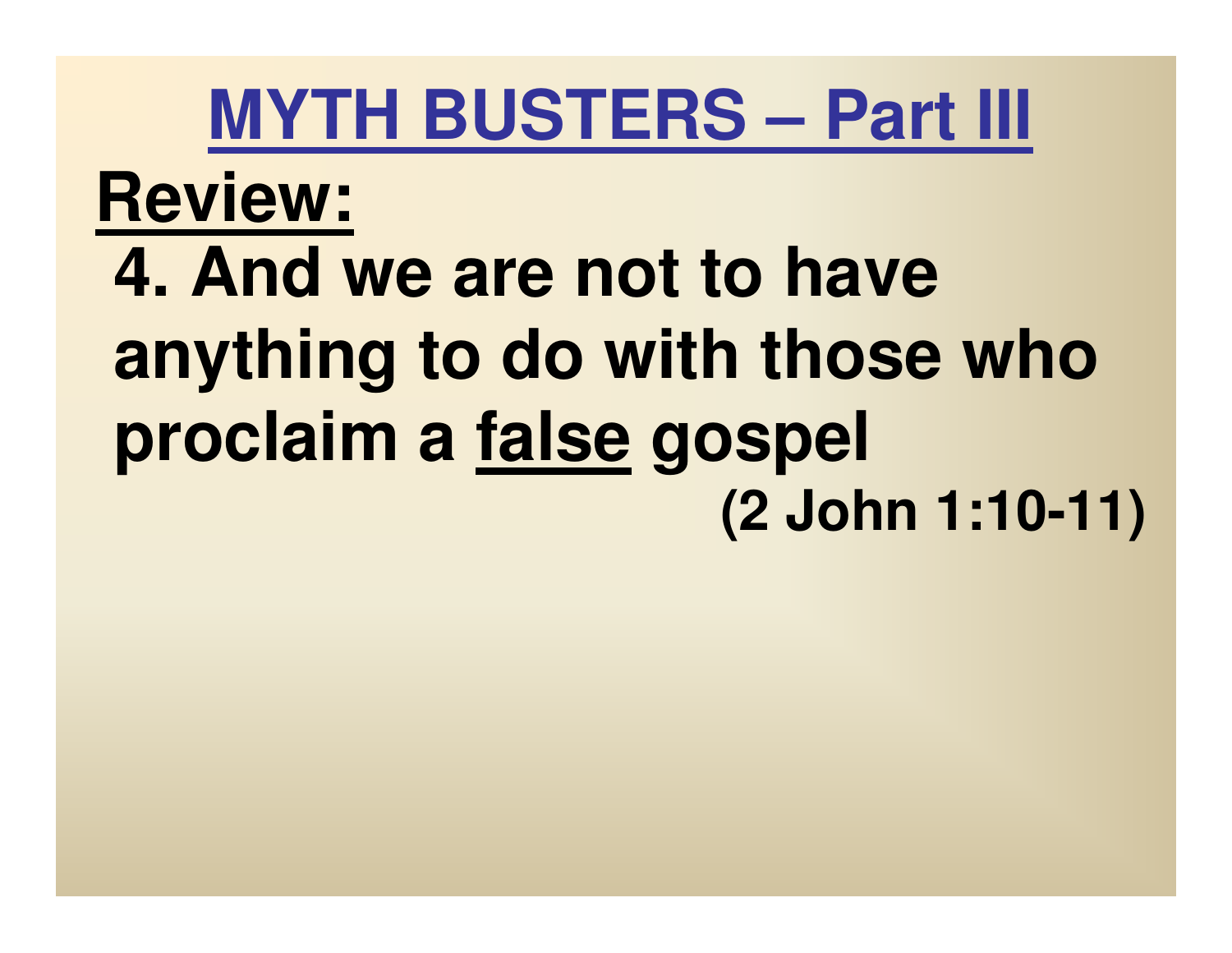# MYTH BUSTERS – Part III

## Review:

**4. And we are not to have anything to do with those who proclaim a <u>false</u> gospel**

**(2 John 1:10-11)**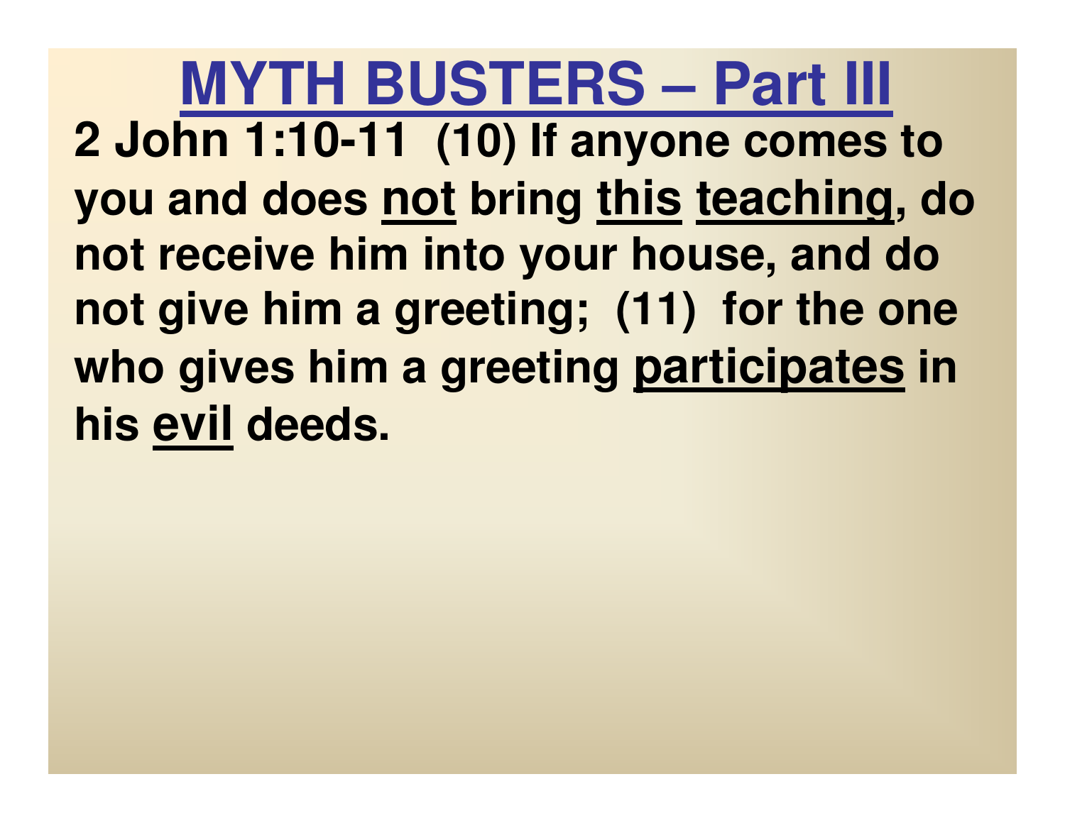# MYTH BUSTERS – Part III

**2 John 1:10-11 (10) If anyone comes to you and does <u>not</u> bring <u>this</u> <u>teaching</u>, do not receive him into your house, and do not give him a greeting; (11) for the one who gives him a greeting <u>participates</u> in his <u>evil</u> deeds.**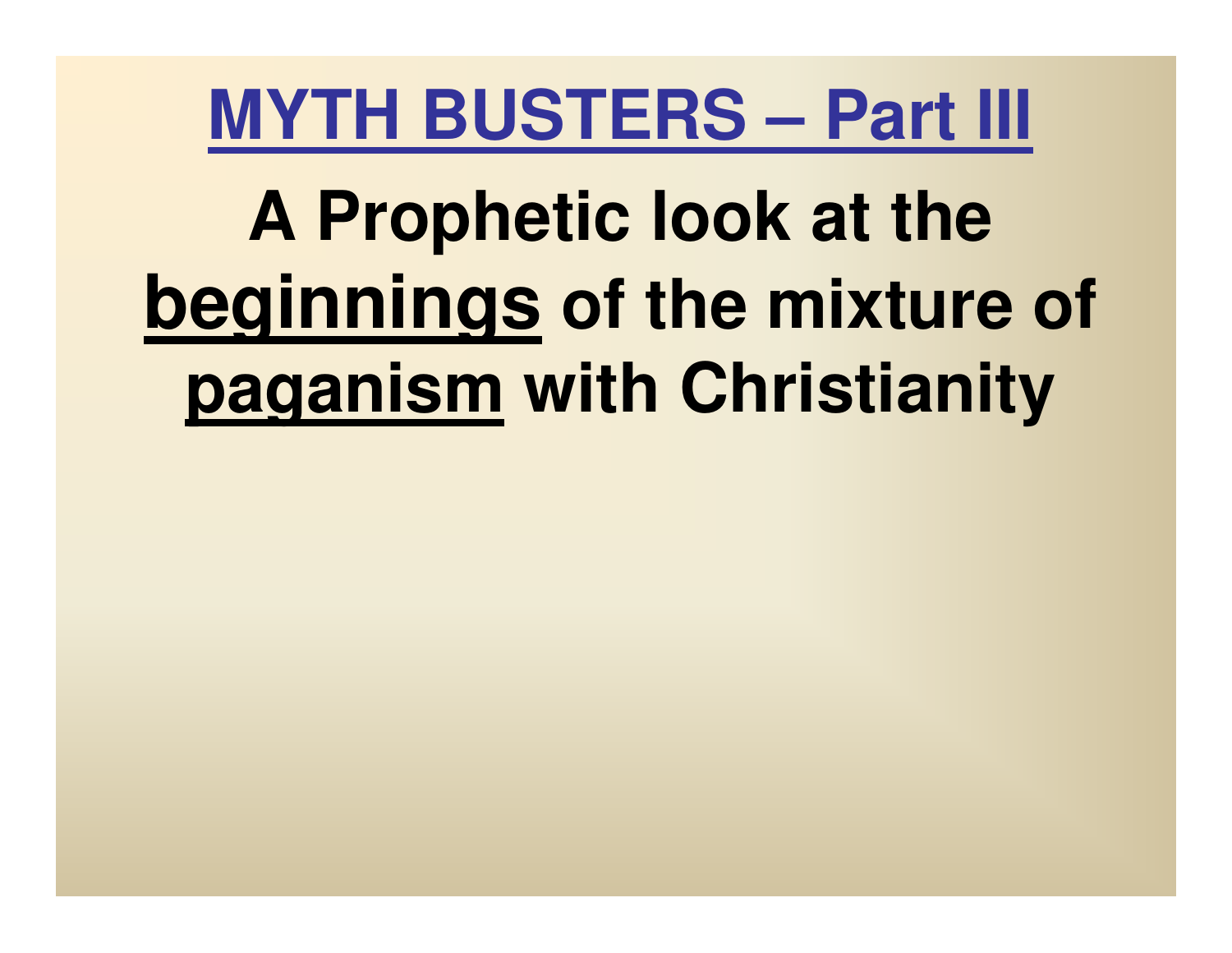# MYTH BUSTERS – Part III

## A Prophetic look at the beginnings of the mixture of paganism with Christianity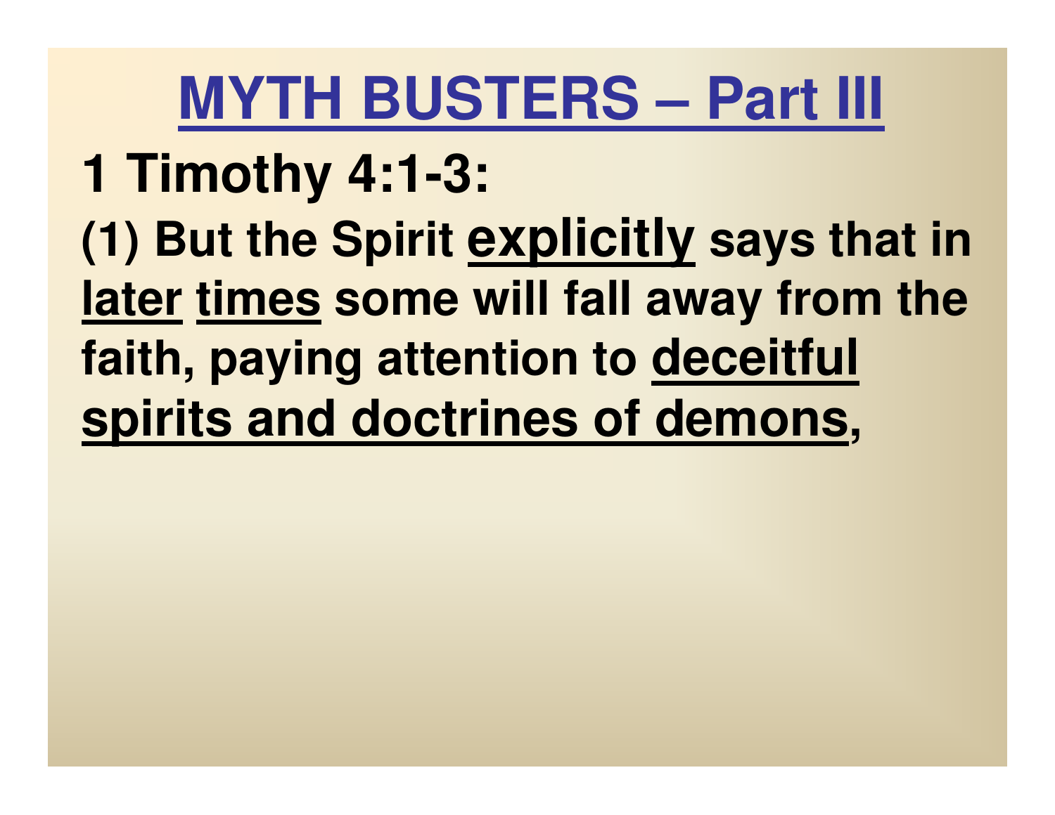# MYTH BUSTERS – Part III

## 1 Timothy 4:1-3:

**(1) But the Spirit <u>explicitly</u> says that in <u>later</u> <u>times</u> some will fall away from the faith, paying attention to <u>deceitful spirits and doctrines of demons</u>,**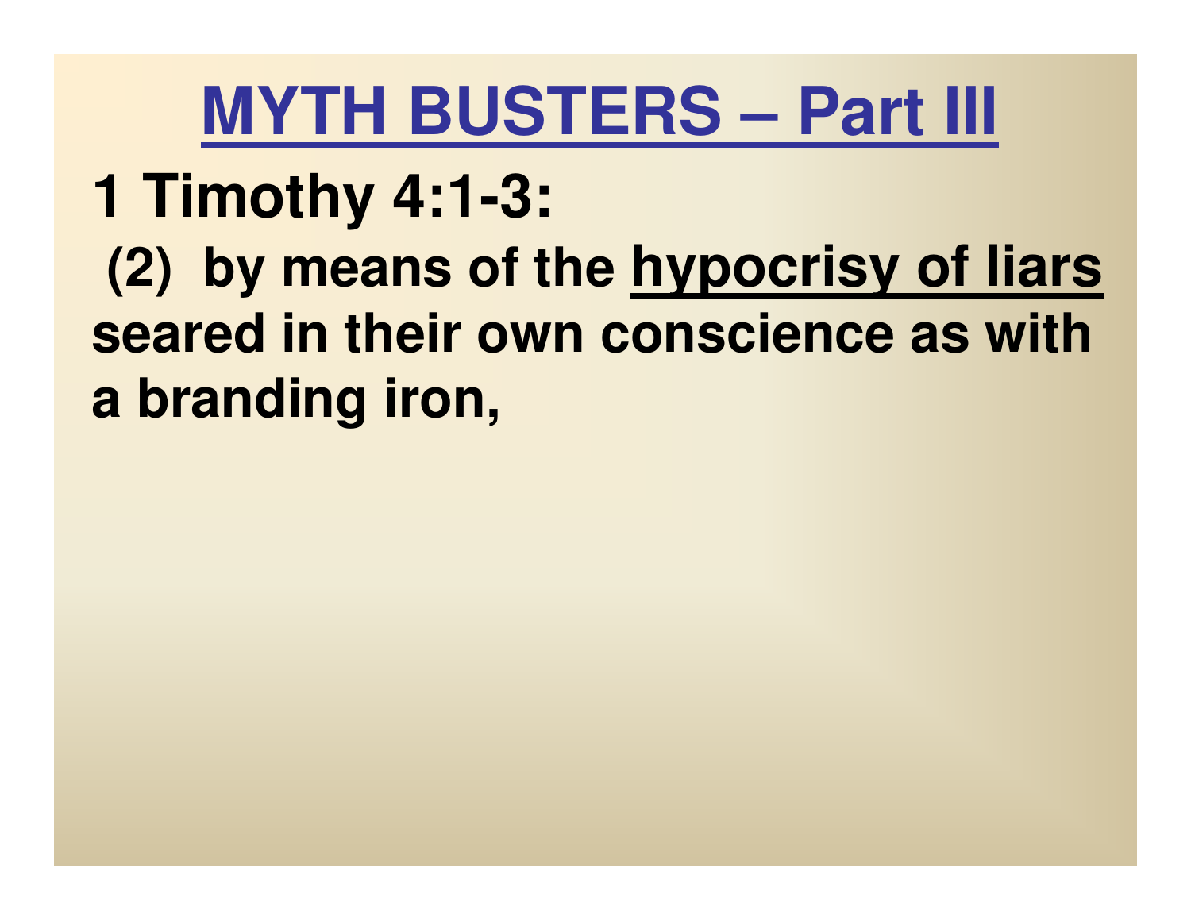# MYTH BUSTERS – Part III

**1 Timothy 4:1-3:**

**(2) by means of the <u>hypocrisy of liars</u> seared in their own conscience as with a branding iron,**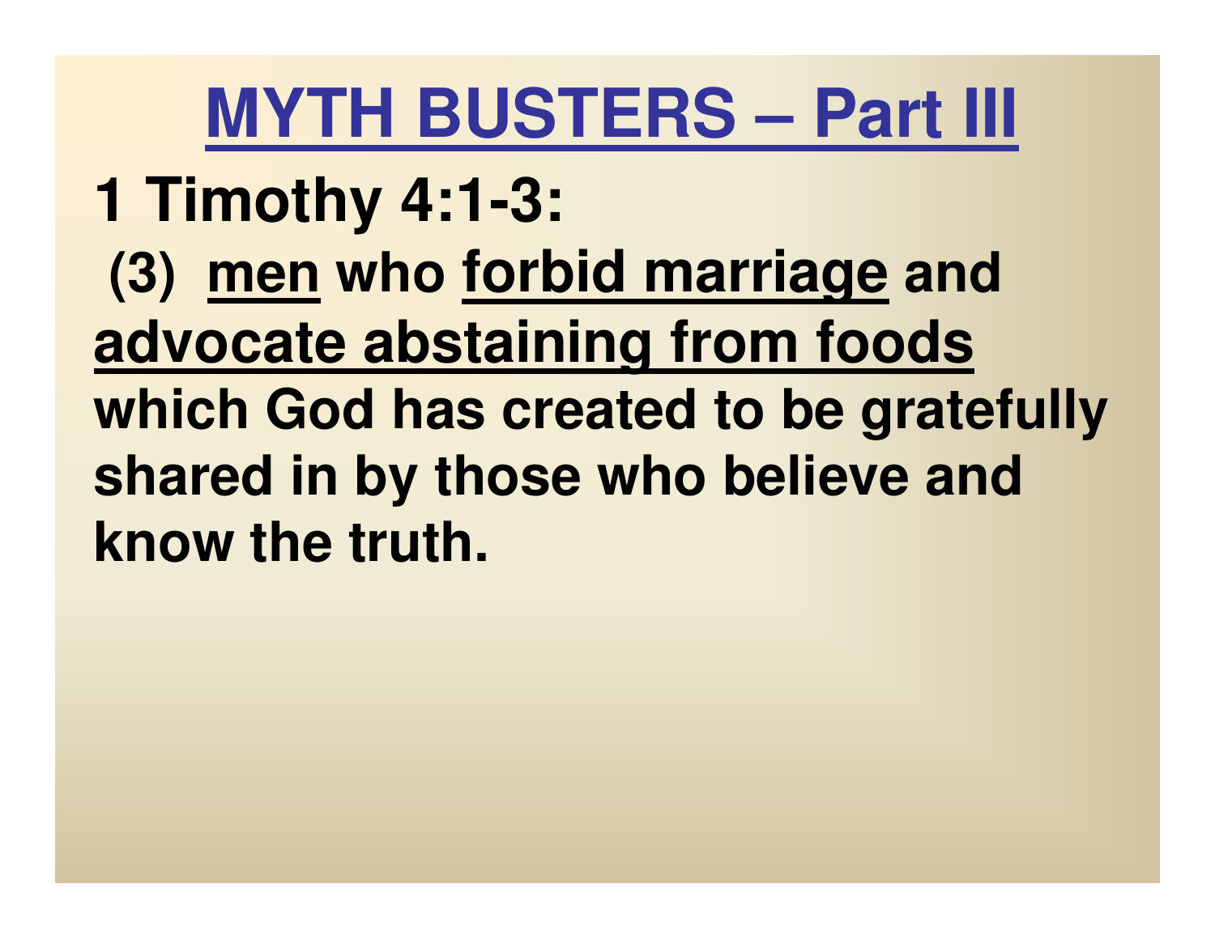# MYTH BUSTERS – Part III

**1 Timothy 4:1-3:**

**(3) men who forbid marriage and advocate abstaining from foods which God has created to be gratefully shared in by those who believe and know the truth.**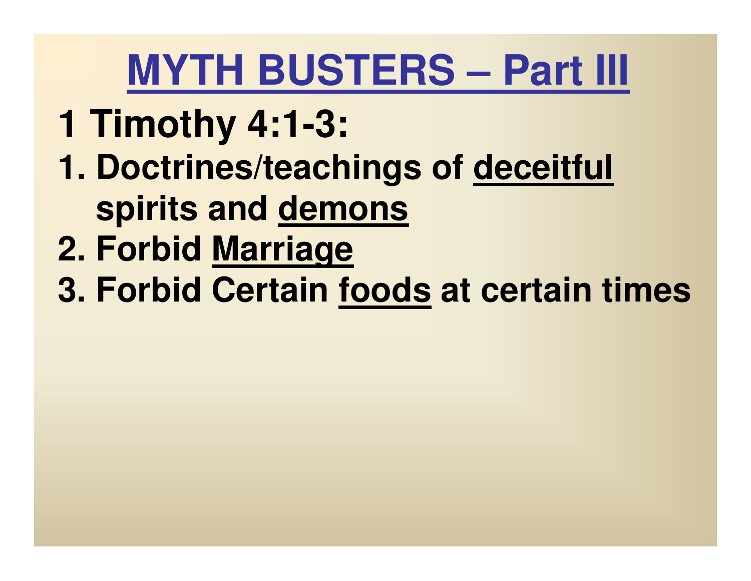# MYTH BUSTERS – Part III

## 1 Timothy 4:1-3:

1. Doctrines/teachings of deceitful spirits and demons
2. Forbid Marriage
3. Forbid Certain foods at certain times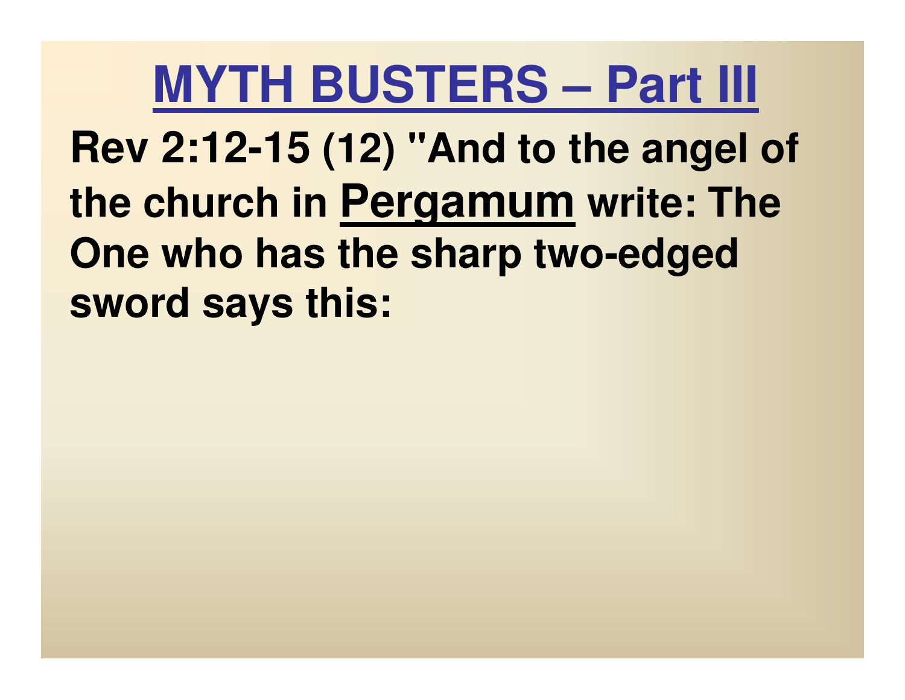# MYTH BUSTERS – Part III

**Rev 2:12-15 (12) "And to the angel of the church in Pergamum write: The One who has the sharp two-edged sword says this:**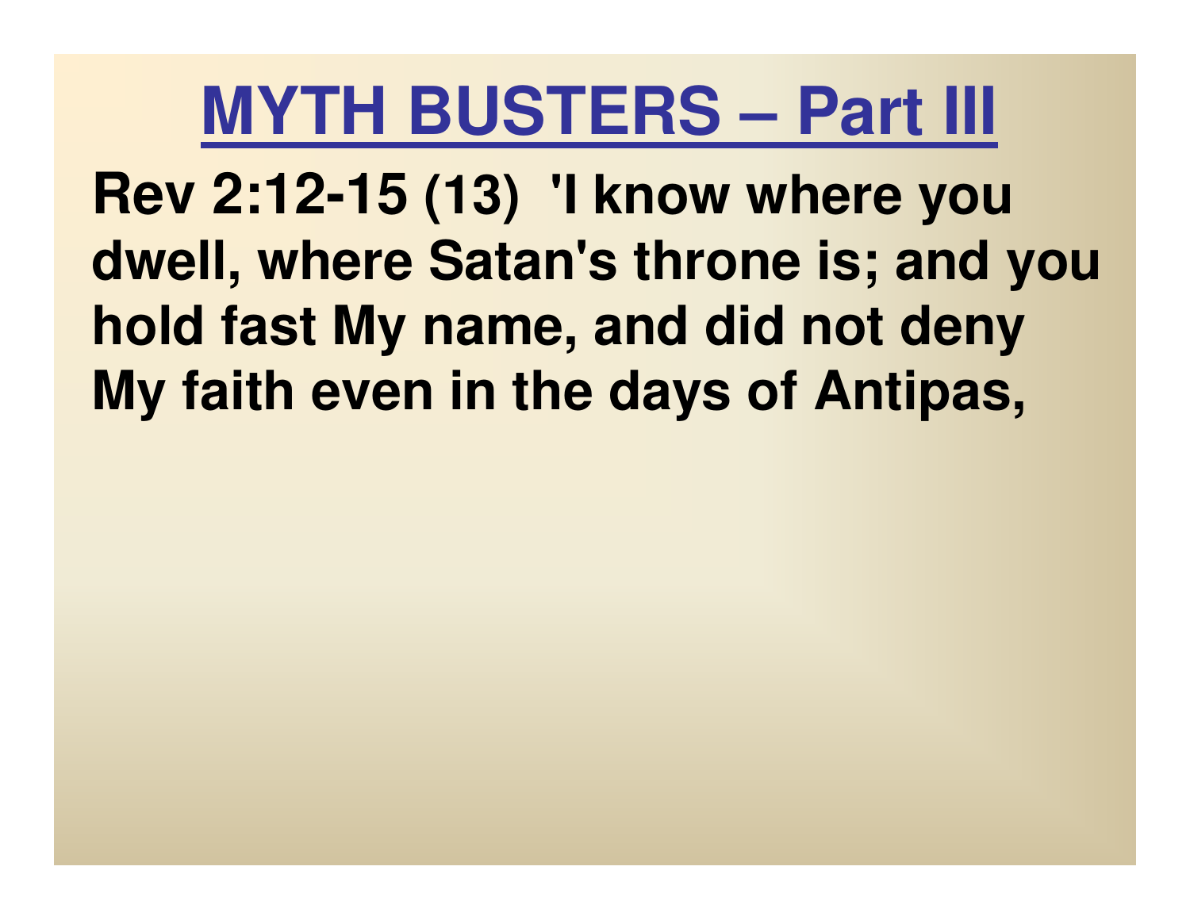# MYTH BUSTERS – Part III

**Rev 2:12-15 (13) 'I know where you dwell, where Satan's throne is; and you hold fast My name, and did not deny My faith even in the days of Antipas,**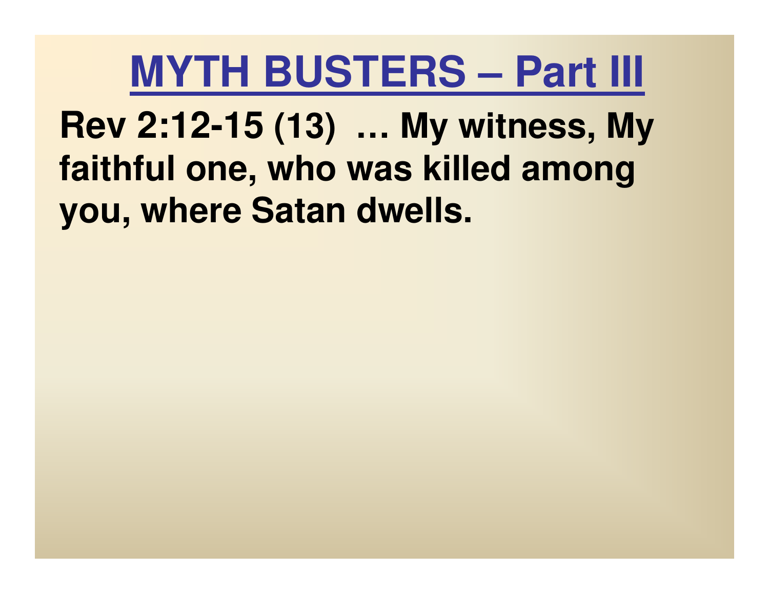# MYTH BUSTERS – Part III

**Rev 2:12-15 (13) … My witness, My faithful one, who was killed among you, where Satan dwells.**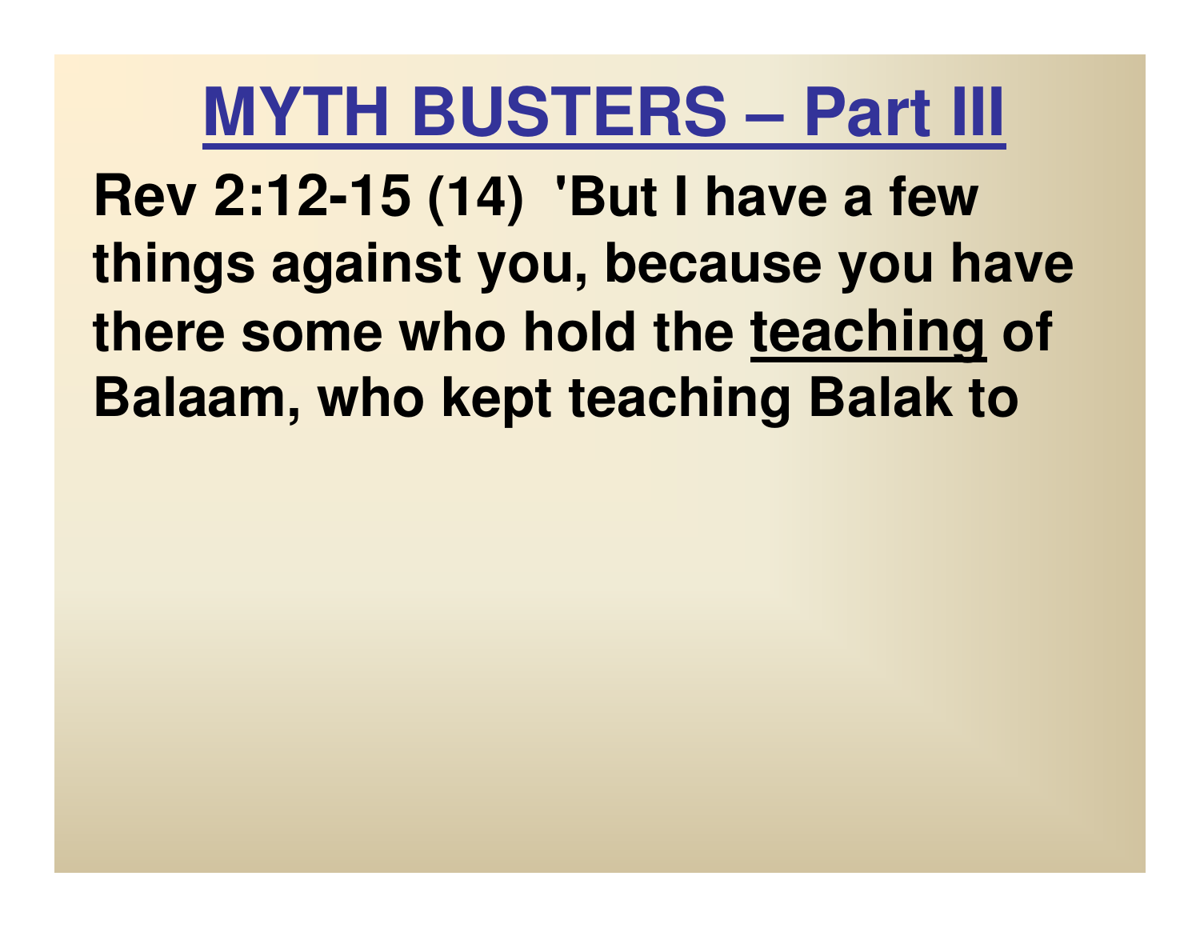# MYTH BUSTERS – Part III

**Rev 2:12-15 (14) 'But I have a few things against you, because you have there some who hold the <u>teaching</u> of Balaam, who kept teaching Balak to**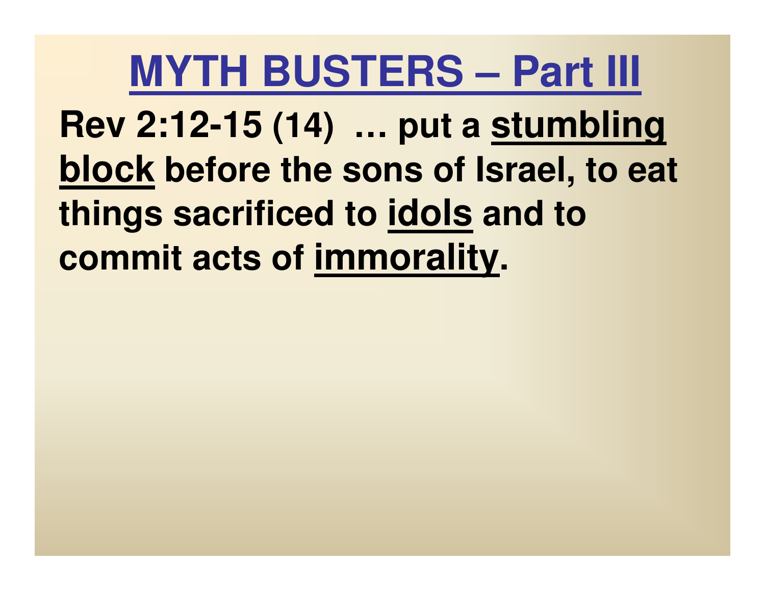# MYTH BUSTERS – Part III

**Rev 2:12-15 (14) … put a stumbling block before the sons of Israel, to eat things sacrificed to idols and to commit acts of immorality.**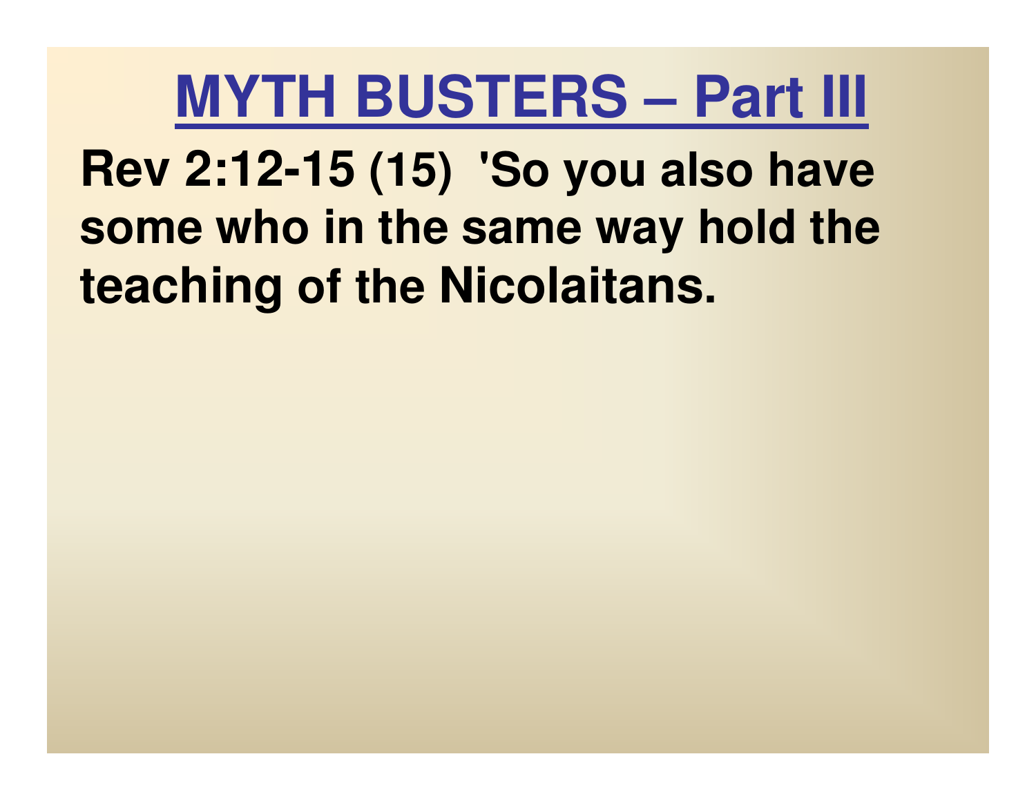# MYTH BUSTERS – Part III

**Rev 2:12-15 (15) 'So you also have some who in the same way hold the teaching of the Nicolaitans.**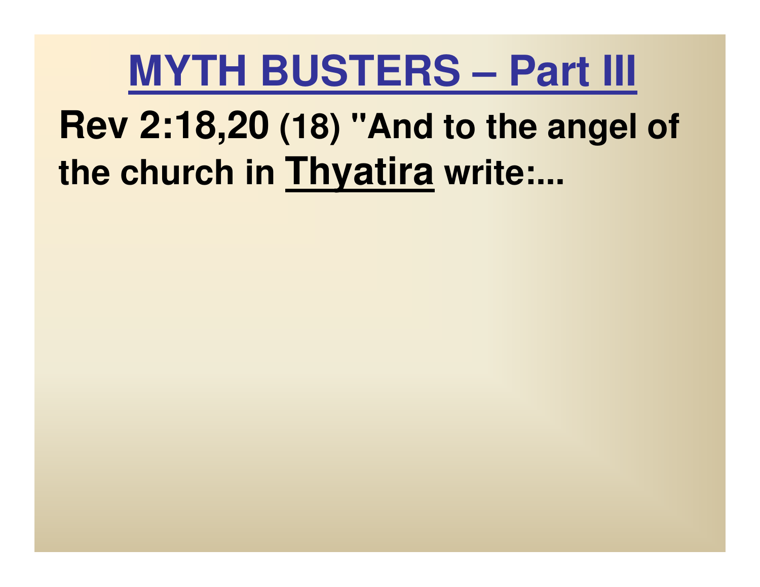# MYTH BUSTERS – Part III

**Rev 2:18,20** (18) **"And to the angel of the church in Thyatira write:...**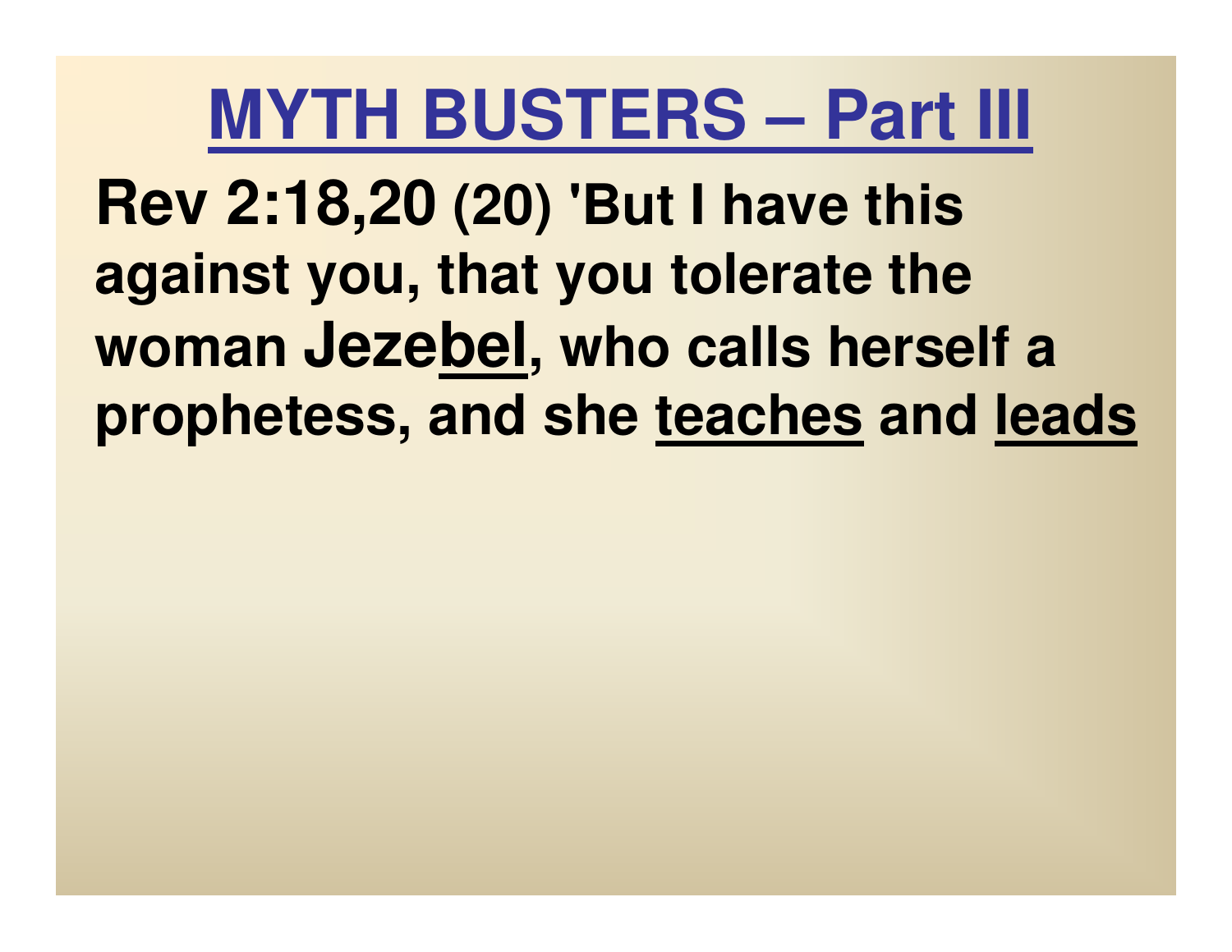# MYTH BUSTERS – Part III

**Rev 2:18,20 (20) 'But I have this against you, that you tolerate the woman Jeze<u>bel</u>, who calls herself a prophetess, and she <u>teaches</u> and <u>leads</u>**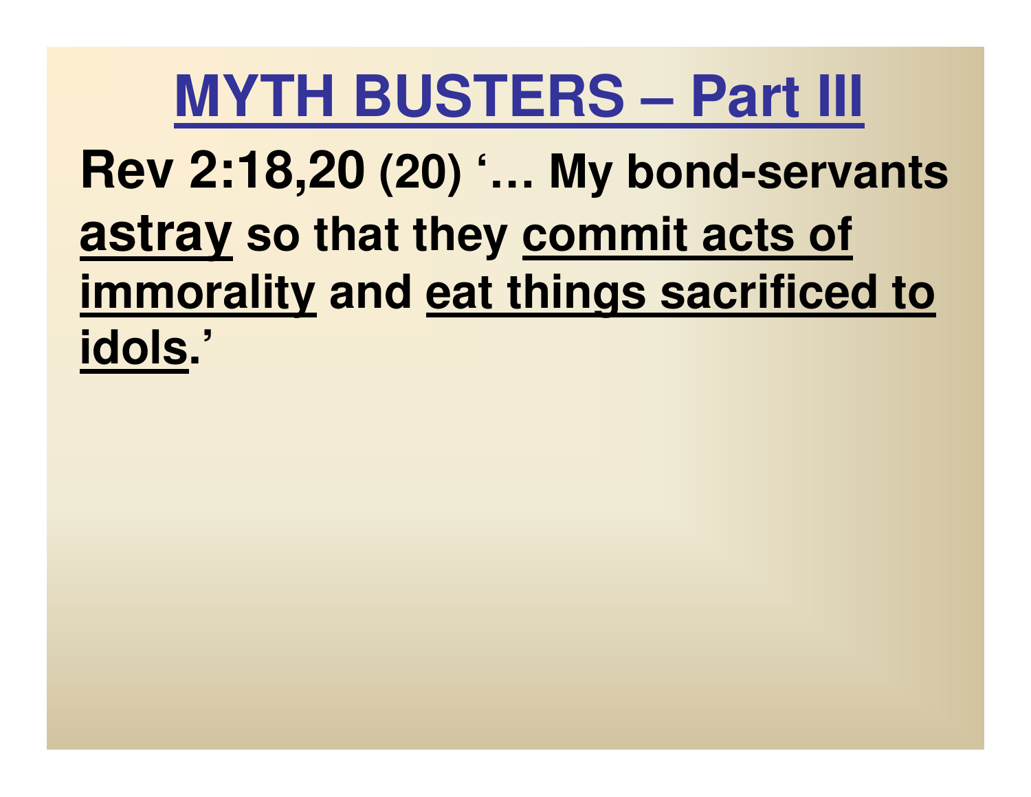# MYTH BUSTERS – Part III

**Rev 2:18,20 (20) '… My bond-servants <u>astray</u> so that they <u>commit acts of immorality</u> and <u>eat things sacrificed to idols</u>.'**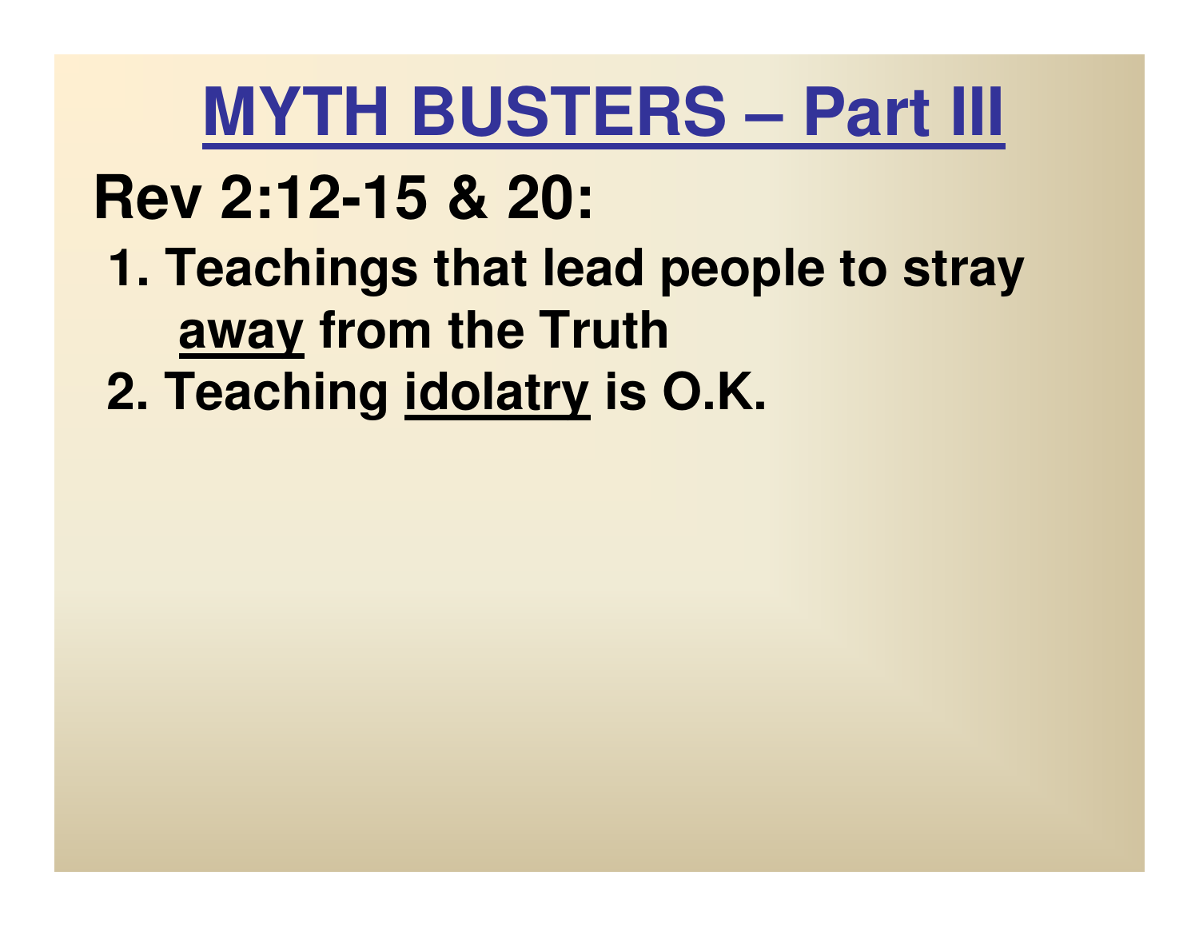# MYTH BUSTERS – Part III

## Rev 2:12-15 & 20:

1. Teachings that lead people to stray away from the Truth
2. Teaching idolatry is O.K.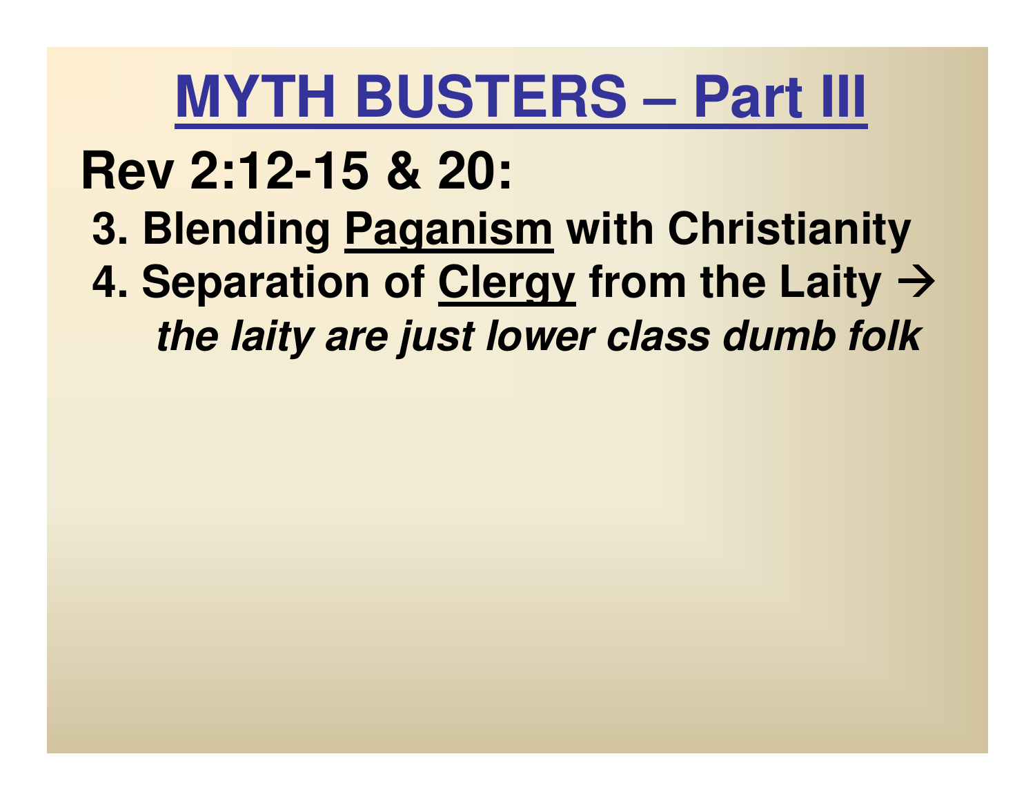# MYTH BUSTERS – Part III

## Rev 2:12-15 & 20:

3. Blending Paganism with Christianity
4. Separation of Clergy from the Laity →
   ***the laity are just lower class dumb folk***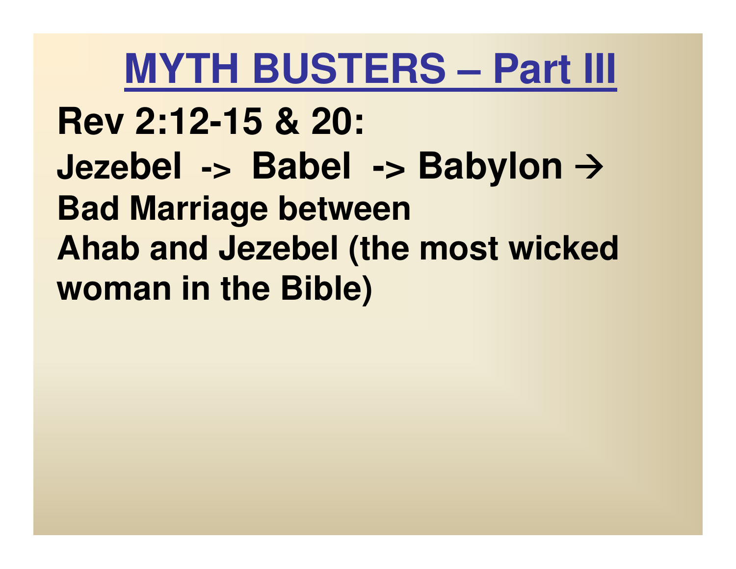# MYTH BUSTERS – Part III

**Rev 2:12-15 & 20:**

**Jezebel -> Babel -> Babylon →**

**Bad Marriage between**

**Ahab and Jezebel (the most wicked woman in the Bible)**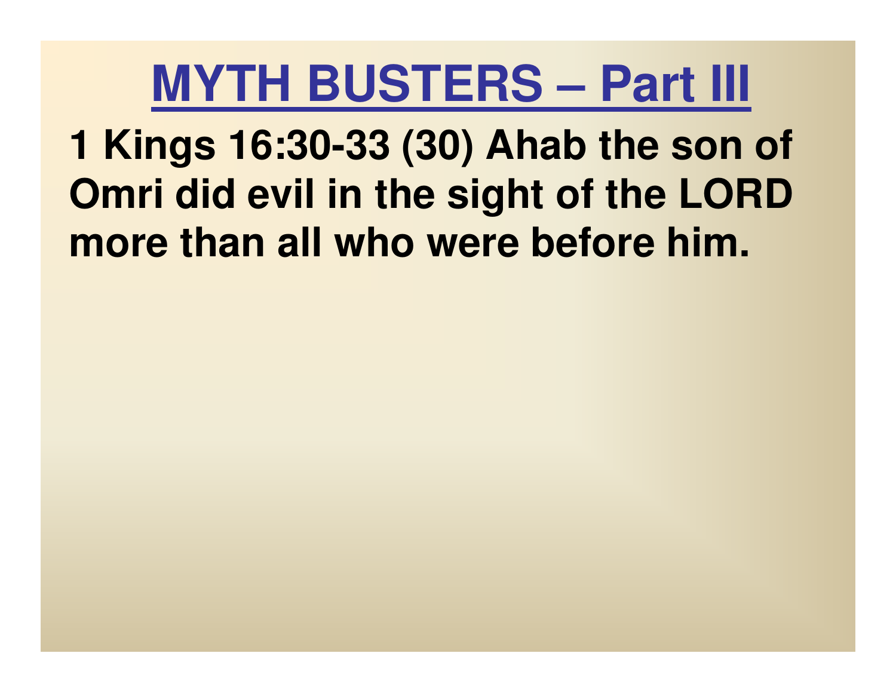# MYTH BUSTERS – Part III

**1 Kings 16:30-33 (30) Ahab the son of Omri did evil in the sight of the LORD more than all who were before him.**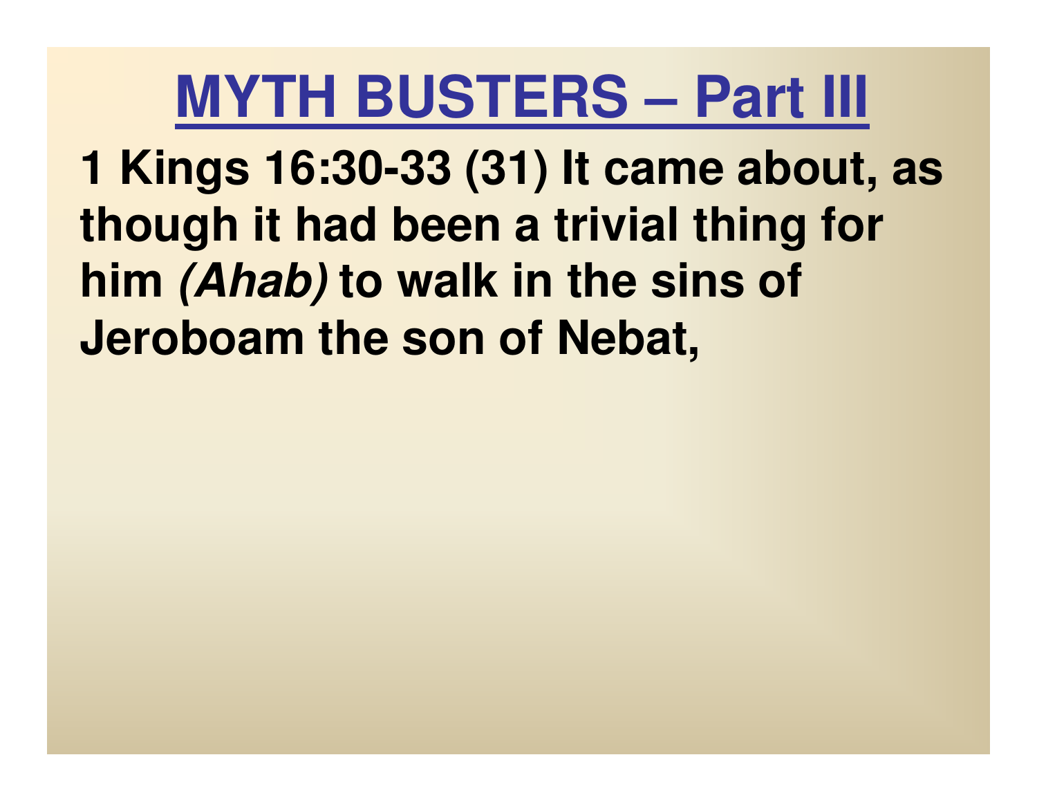# MYTH BUSTERS – Part III

**1 Kings 16:30-33 (31) It came about, as though it had been a trivial thing for him *(Ahab)* to walk in the sins of Jeroboam the son of Nebat,**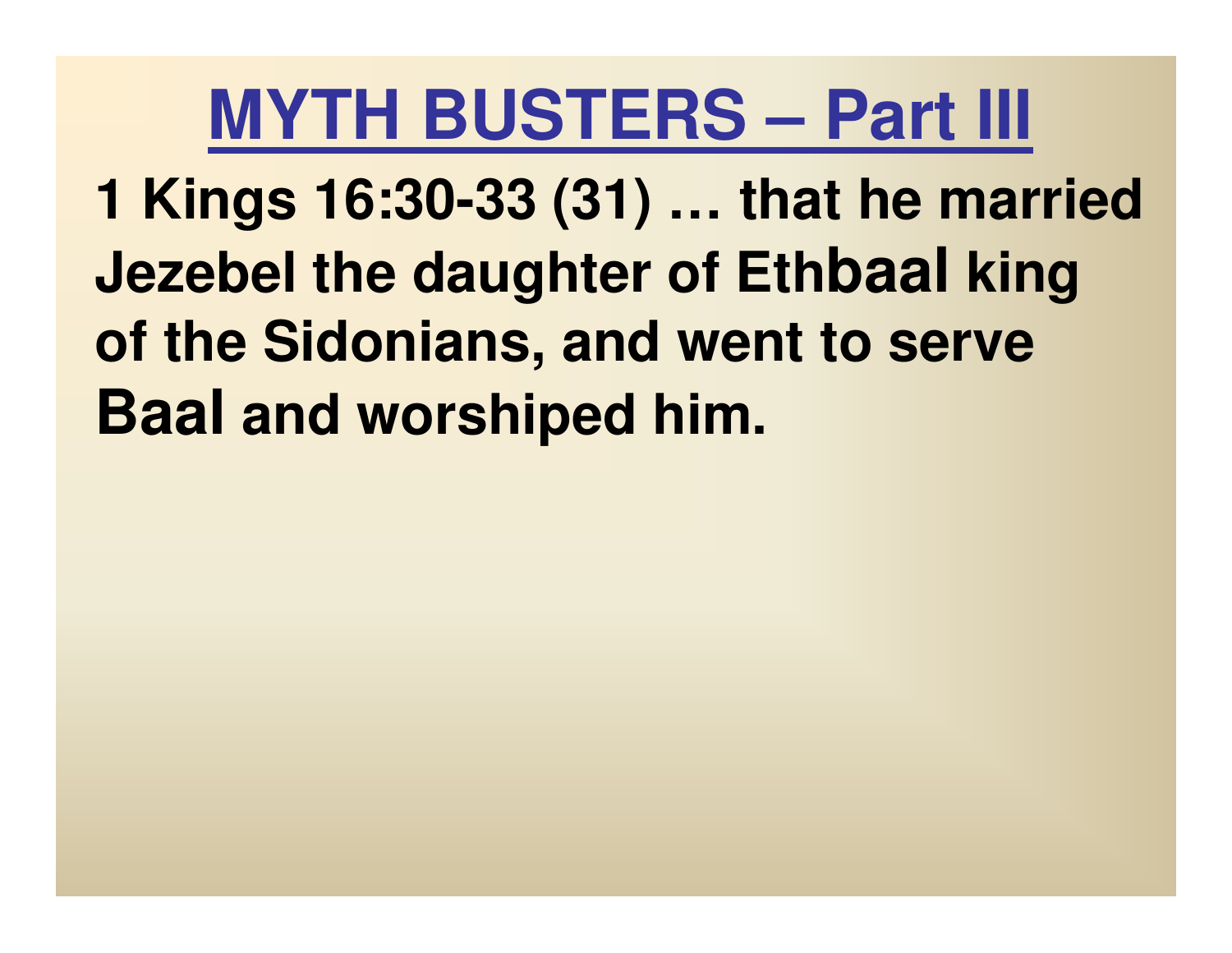# MYTH BUSTERS – Part III

**1 Kings 16:30-33 (31) … that he married Jezebel the daughter of Ethbaal king of the Sidonians, and went to serve Baal and worshiped him.**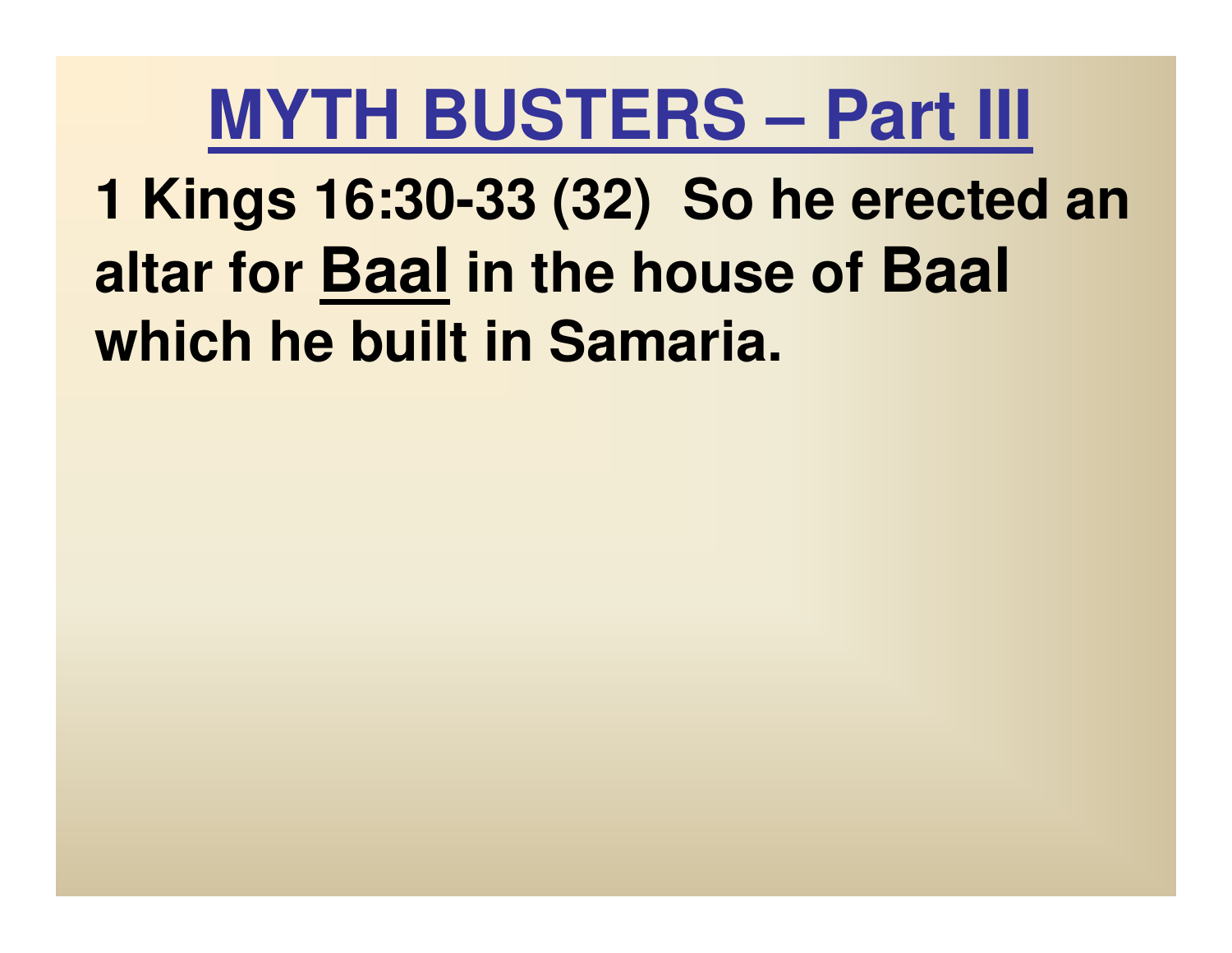# MYTH BUSTERS – Part III

**1 Kings 16:30-33 (32) So he erected an altar for Baal in the house of Baal which he built in Samaria.**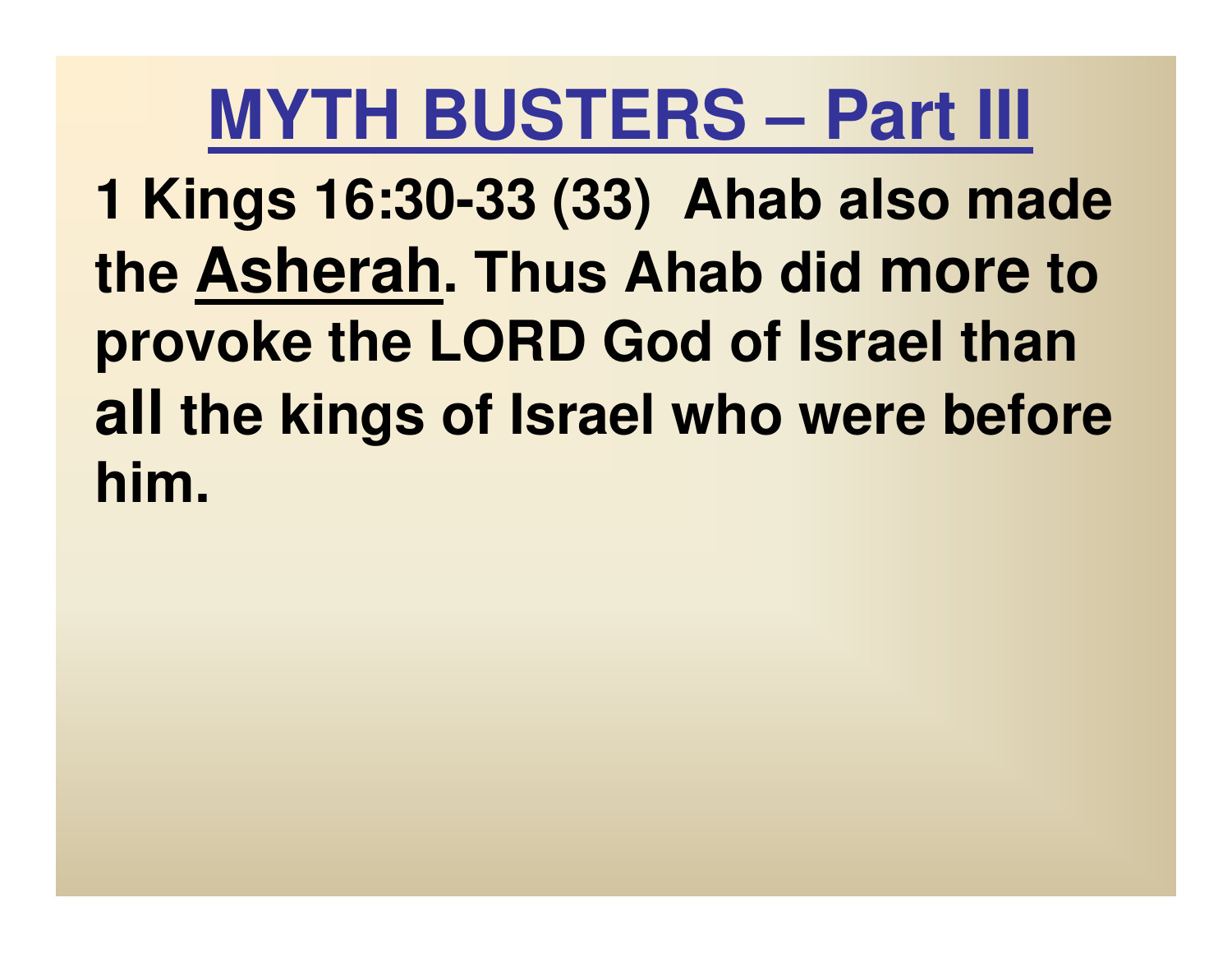# MYTH BUSTERS – Part III

**1 Kings 16:30-33 (33) Ahab also made the Asherah. Thus Ahab did more to provoke the LORD God of Israel than all the kings of Israel who were before him.**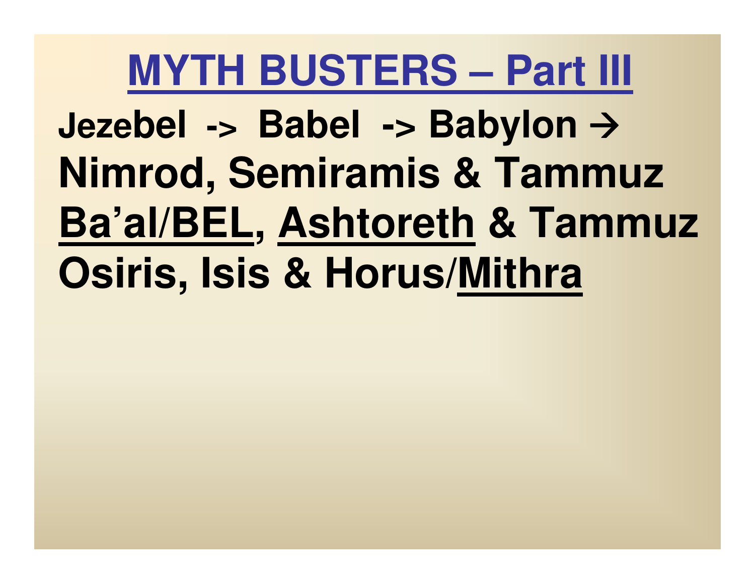# MYTH BUSTERS – Part III

**Jezebel -> Babel -> Babylon →**

**Nimrod, Semiramis & Tammuz**

**Ba'al/BEL, Ashtoreth & Tammuz**

**Osiris, Isis & Horus/Mithra**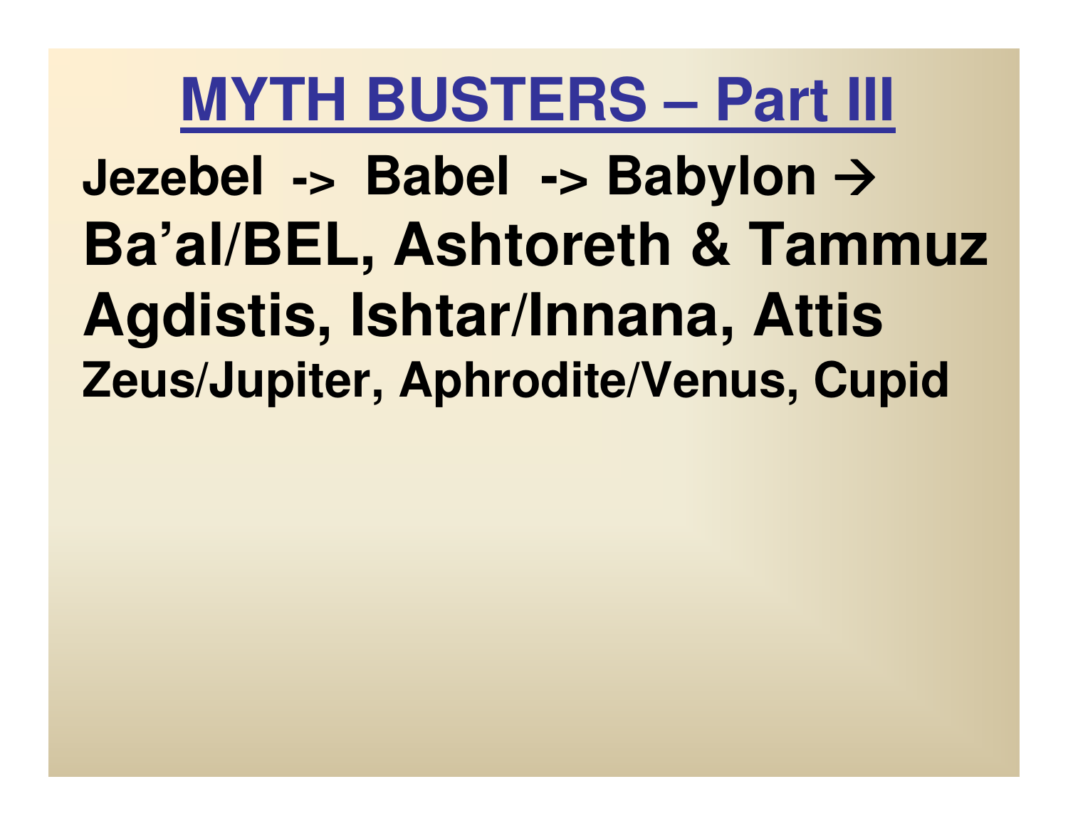# MYTH BUSTERS – Part III

**Jezebel -> Babel -> Babylon →**

**Ba'al/BEL, Ashtoreth & Tammuz**

**Agdistis, Ishtar/Innana, Attis**

**Zeus/Jupiter, Aphrodite/Venus, Cupid**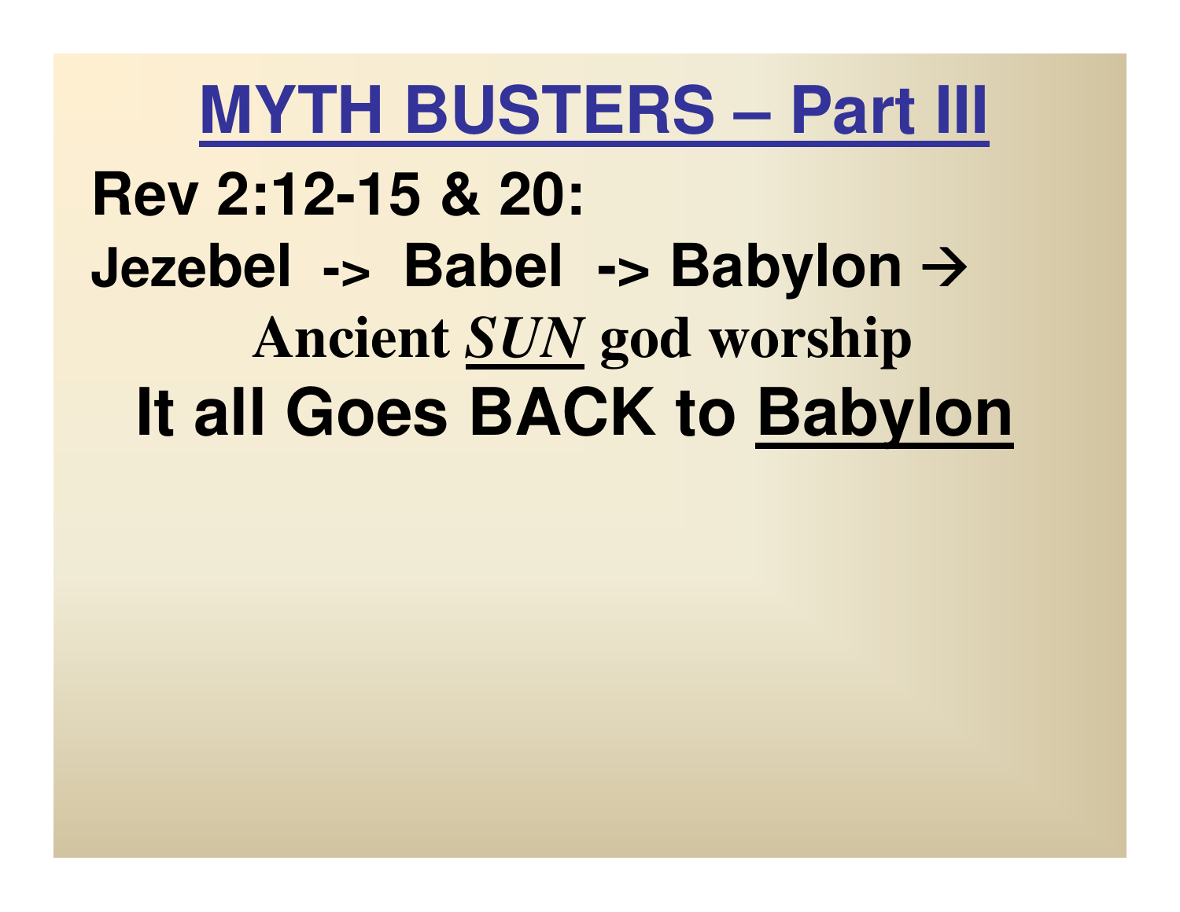# MYTH BUSTERS – Part III

**Rev 2:12-15 & 20:**

**Jezebel -> Babel -> Babylon →**

**Ancient *SUN* god worship**

**It all Goes BACK to Babylon**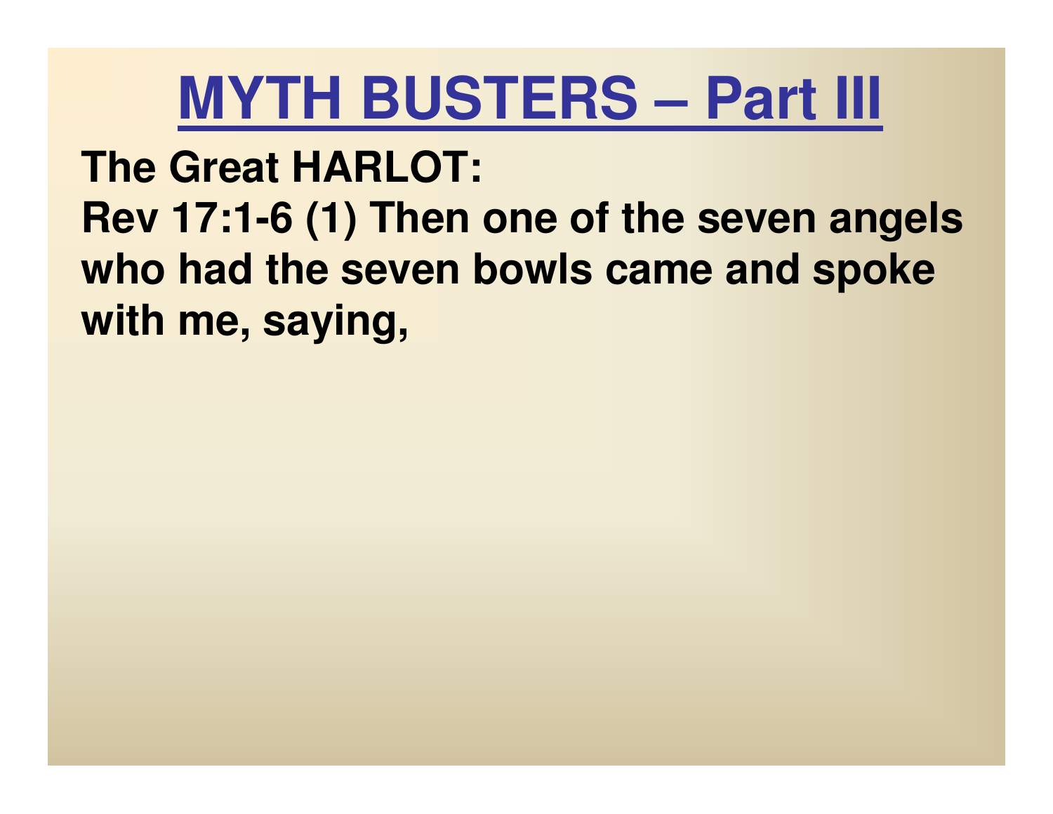# MYTH BUSTERS – Part III

**The Great HARLOT:**

**Rev 17:1-6 (1) Then one of the seven angels who had the seven bowls came and spoke with me, saying,**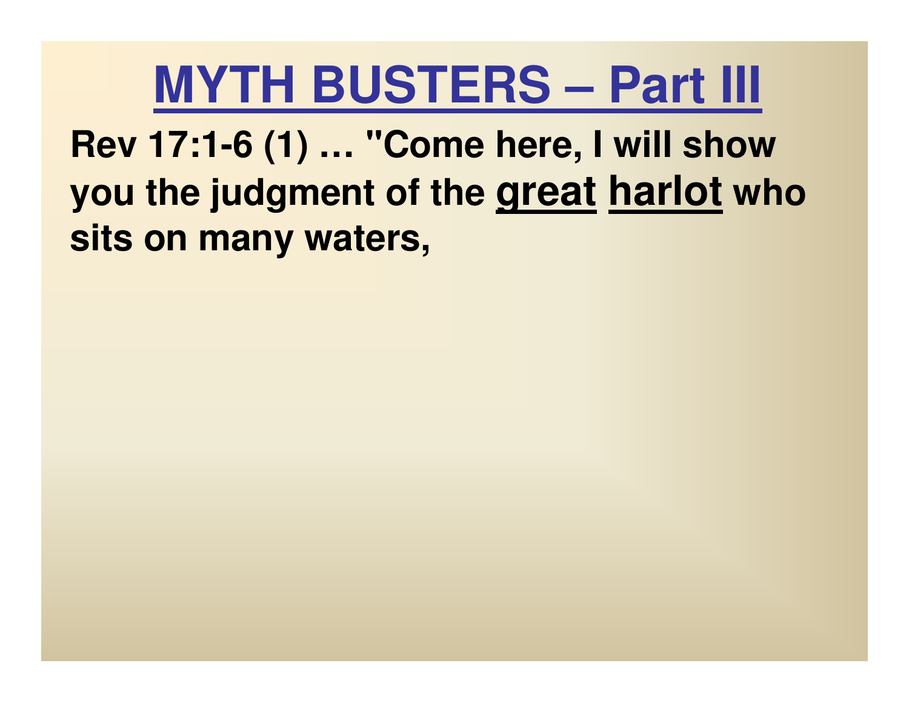# MYTH BUSTERS – Part III

**Rev 17:1-6 (1) … "Come here, I will show you the judgment of the <u>great</u> <u>harlot</u> who sits on many waters,**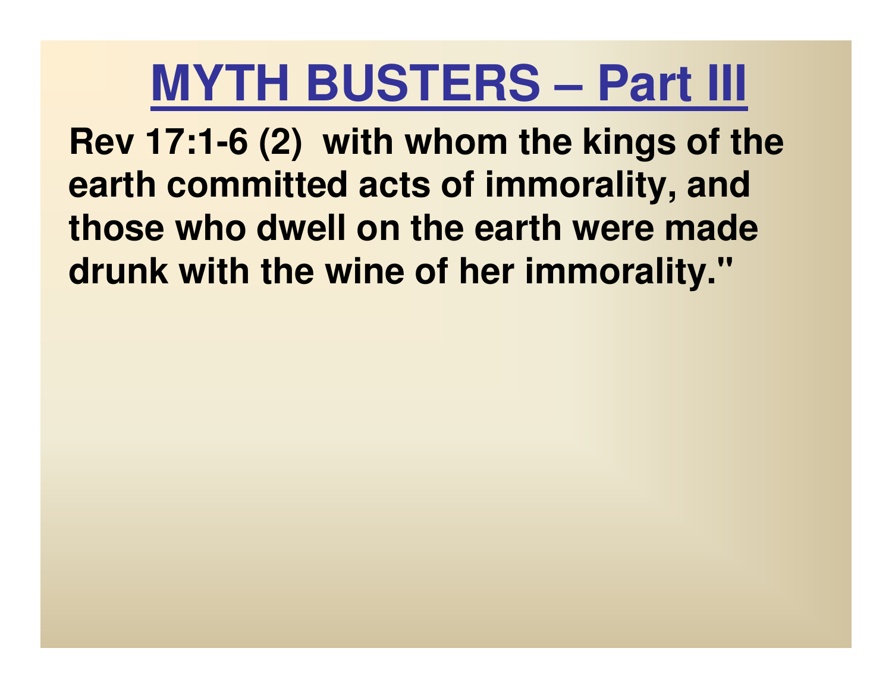# MYTH BUSTERS – Part III

**Rev 17:1-6 (2) with whom the kings of the earth committed acts of immorality, and those who dwell on the earth were made drunk with the wine of her immorality."**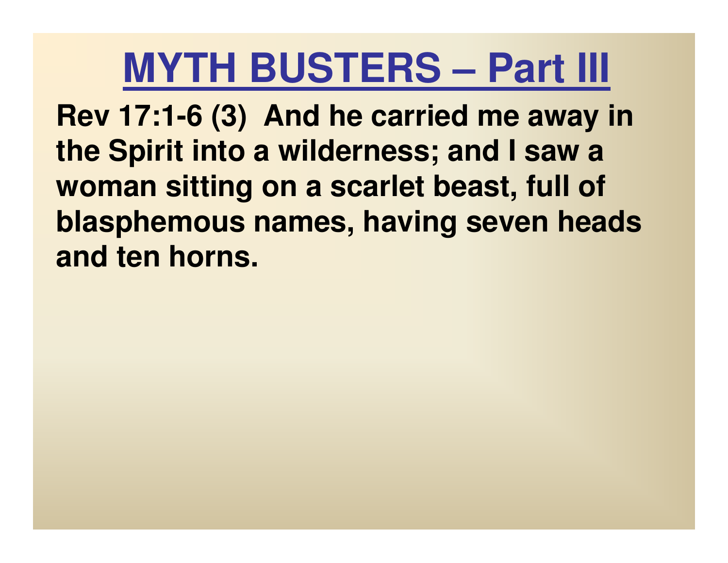# MYTH BUSTERS – Part III

**Rev 17:1-6 (3) And he carried me away in the Spirit into a wilderness; and I saw a woman sitting on a scarlet beast, full of blasphemous names, having seven heads and ten horns.**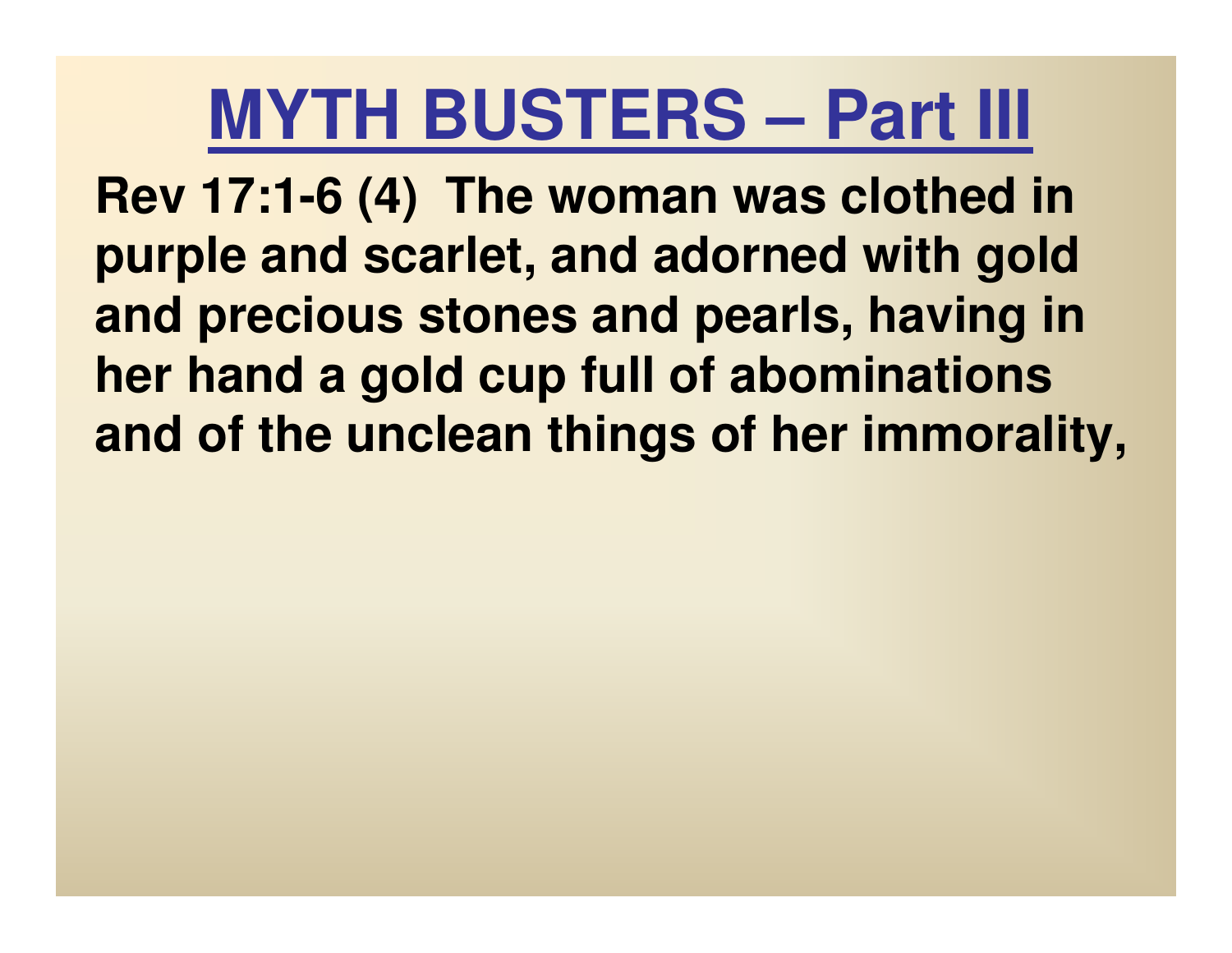# MYTH BUSTERS – Part III

**Rev 17:1-6 (4) The woman was clothed in purple and scarlet, and adorned with gold and precious stones and pearls, having in her hand a gold cup full of abominations and of the unclean things of her immorality,**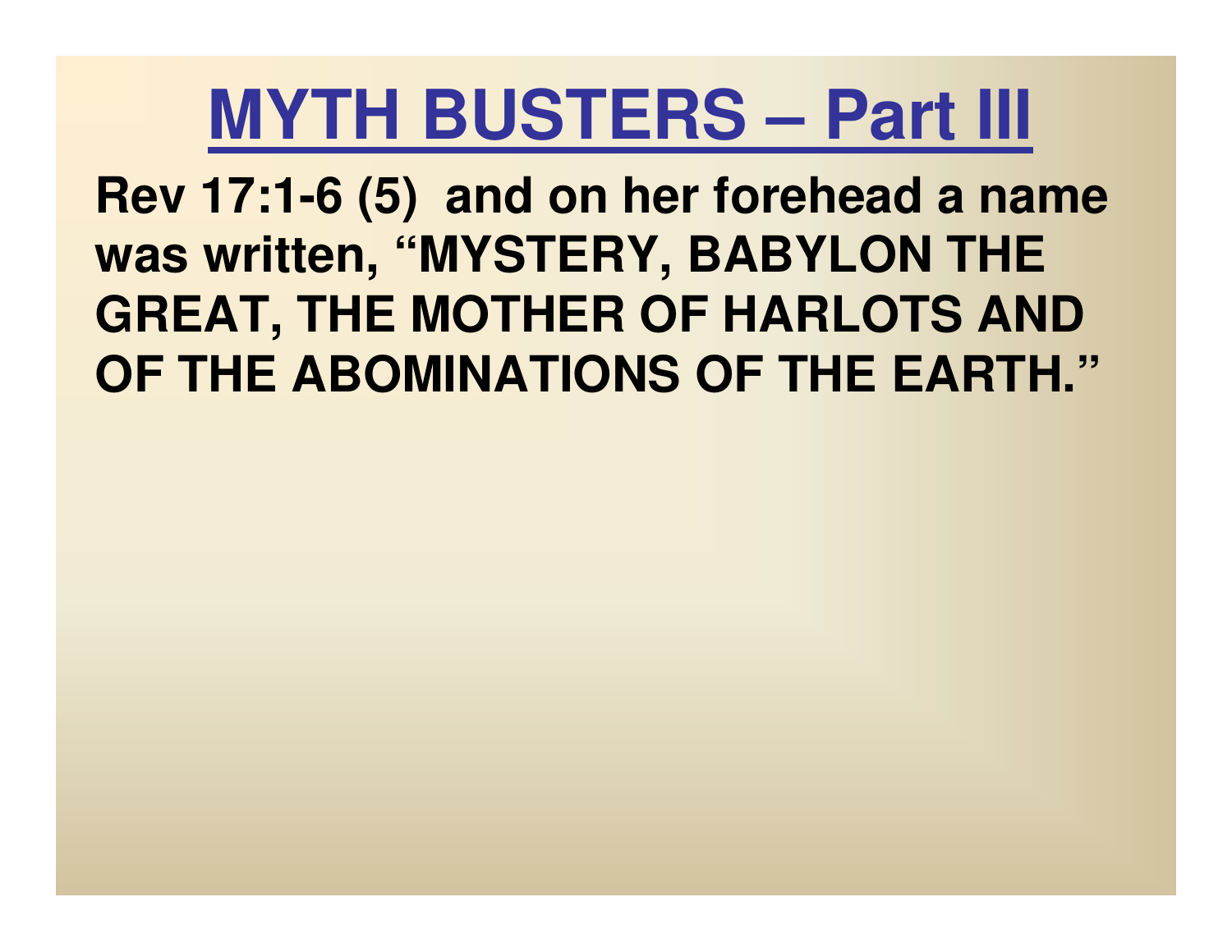# MYTH BUSTERS – Part III

**Rev 17:1-6 (5) and on her forehead a name was written, "MYSTERY, BABYLON THE GREAT, THE MOTHER OF HARLOTS AND OF THE ABOMINATIONS OF THE EARTH."**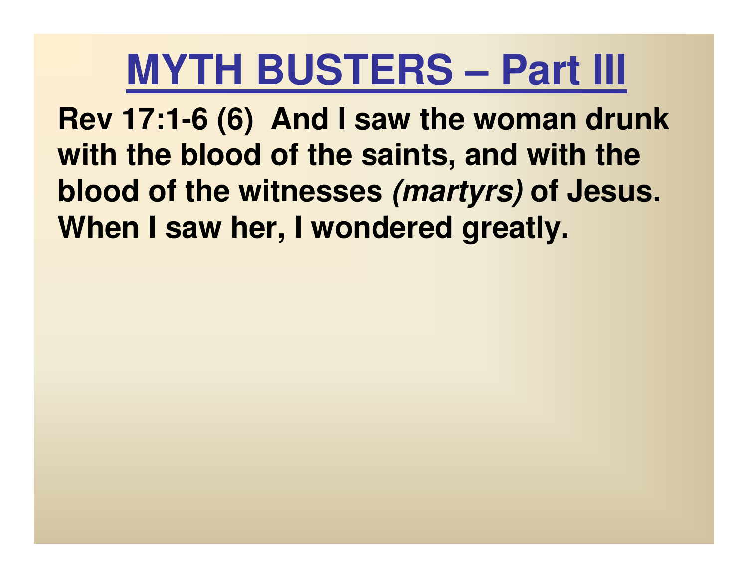# MYTH BUSTERS – Part III

**Rev 17:1-6 (6) And I saw the woman drunk with the blood of the saints, and with the blood of the witnesses *(martyrs)* of Jesus. When I saw her, I wondered greatly.**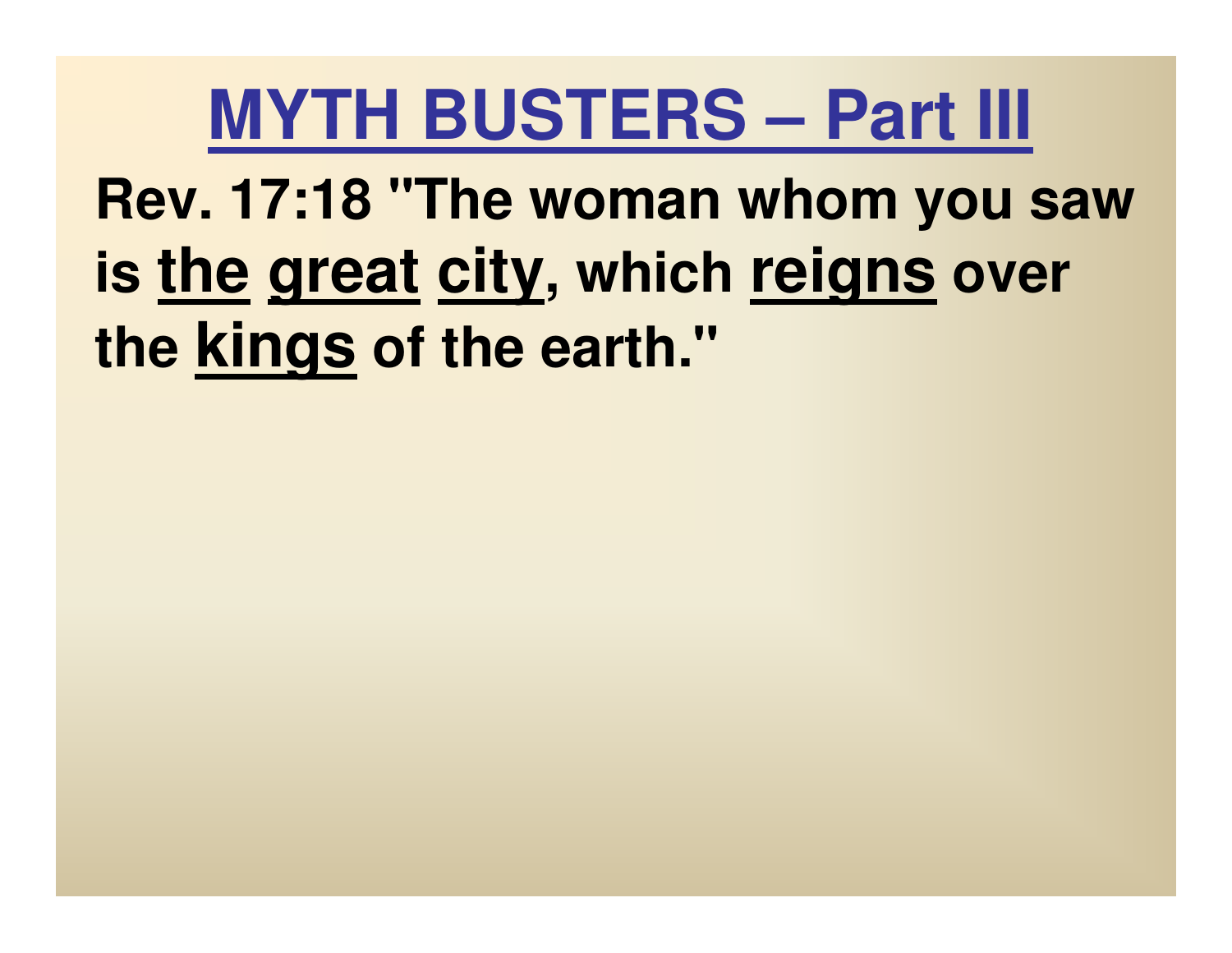# MYTH BUSTERS – Part III

**Rev. 17:18 "The woman whom you saw is <u>the</u> <u>great</u> <u>city</u>, which <u>reigns</u> over the <u>kings</u> of the earth."**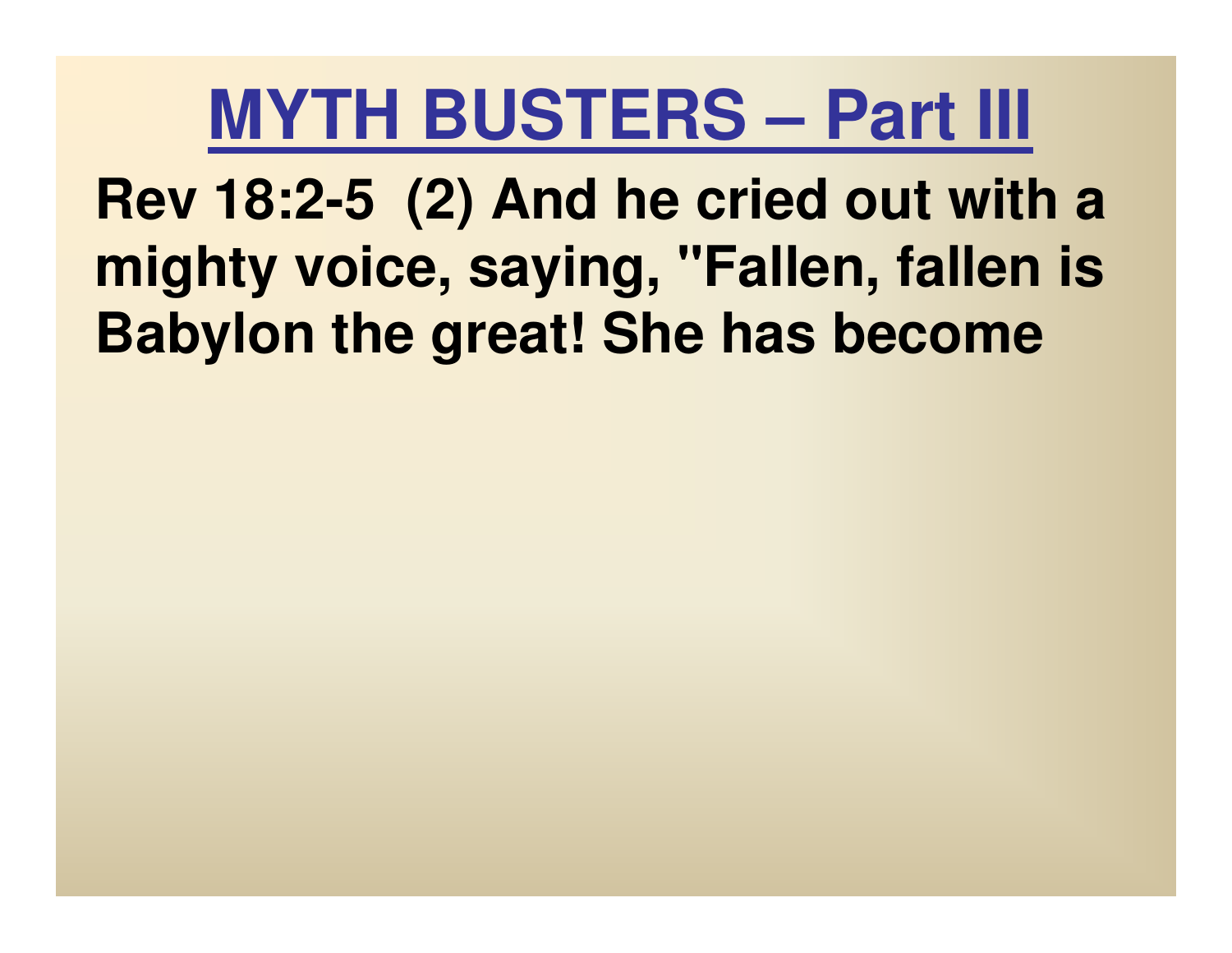# MYTH BUSTERS – Part III

**Rev 18:2-5 (2) And he cried out with a mighty voice, saying, "Fallen, fallen is Babylon the great! She has become**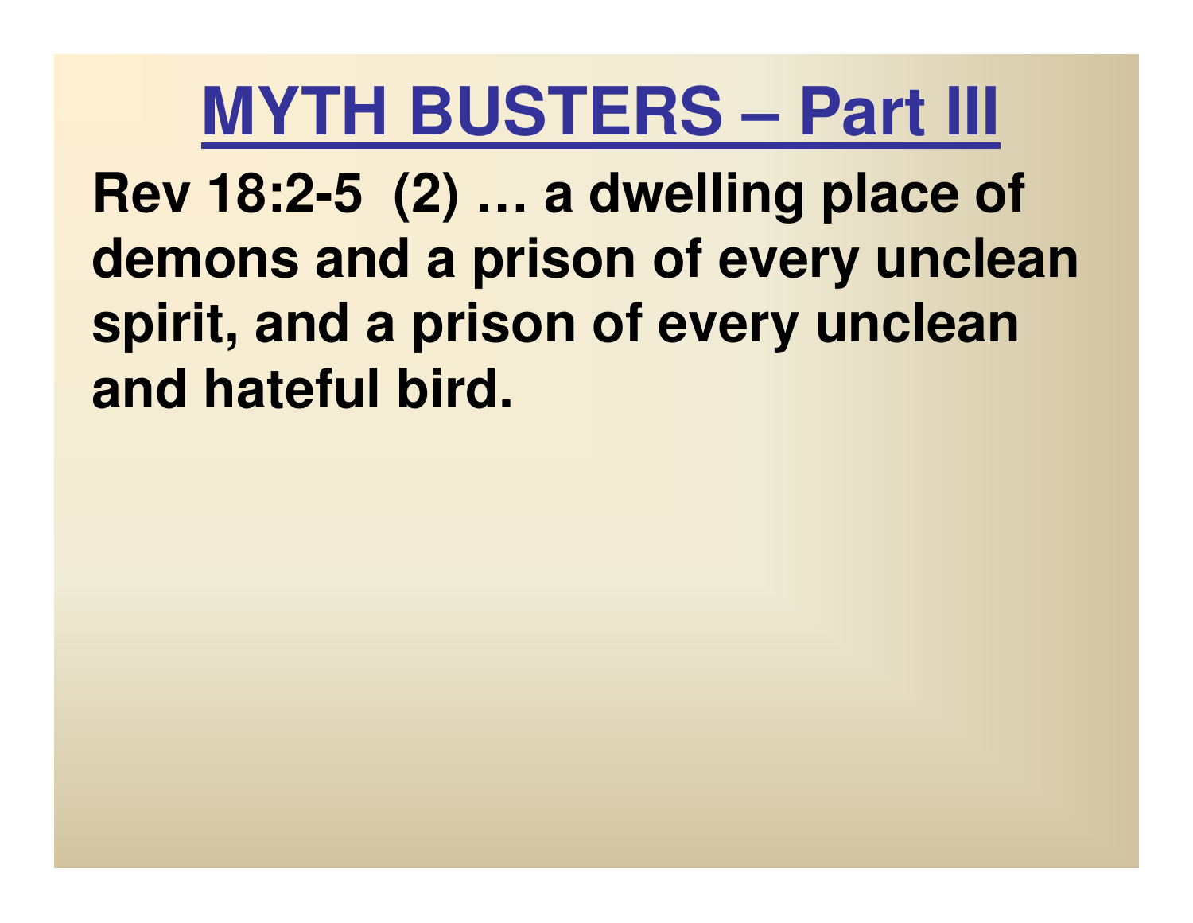# MYTH BUSTERS – Part III

**Rev 18:2-5 (2) … a dwelling place of demons and a prison of every unclean spirit, and a prison of every unclean and hateful bird.**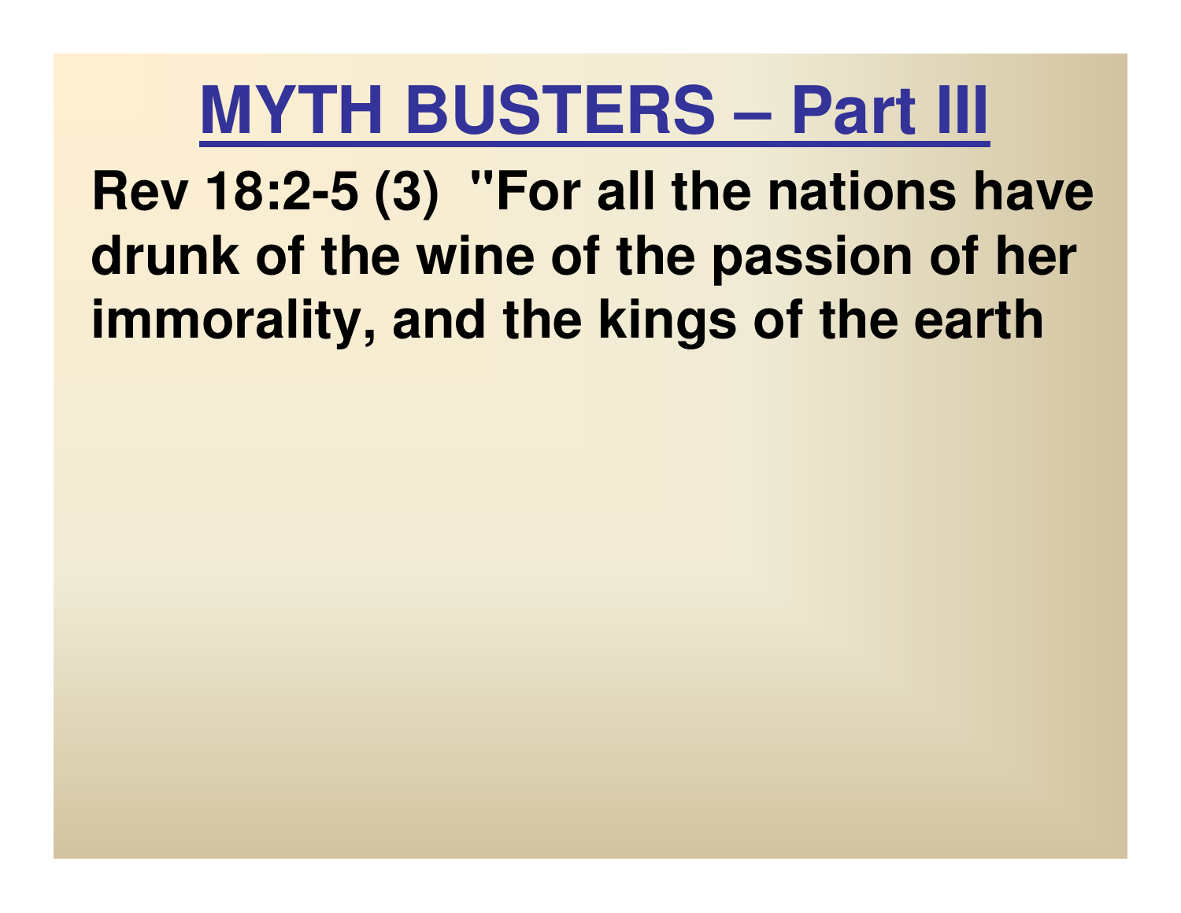# MYTH BUSTERS – Part III

**Rev 18:2-5 (3) "For all the nations have drunk of the wine of the passion of her immorality, and the kings of the earth**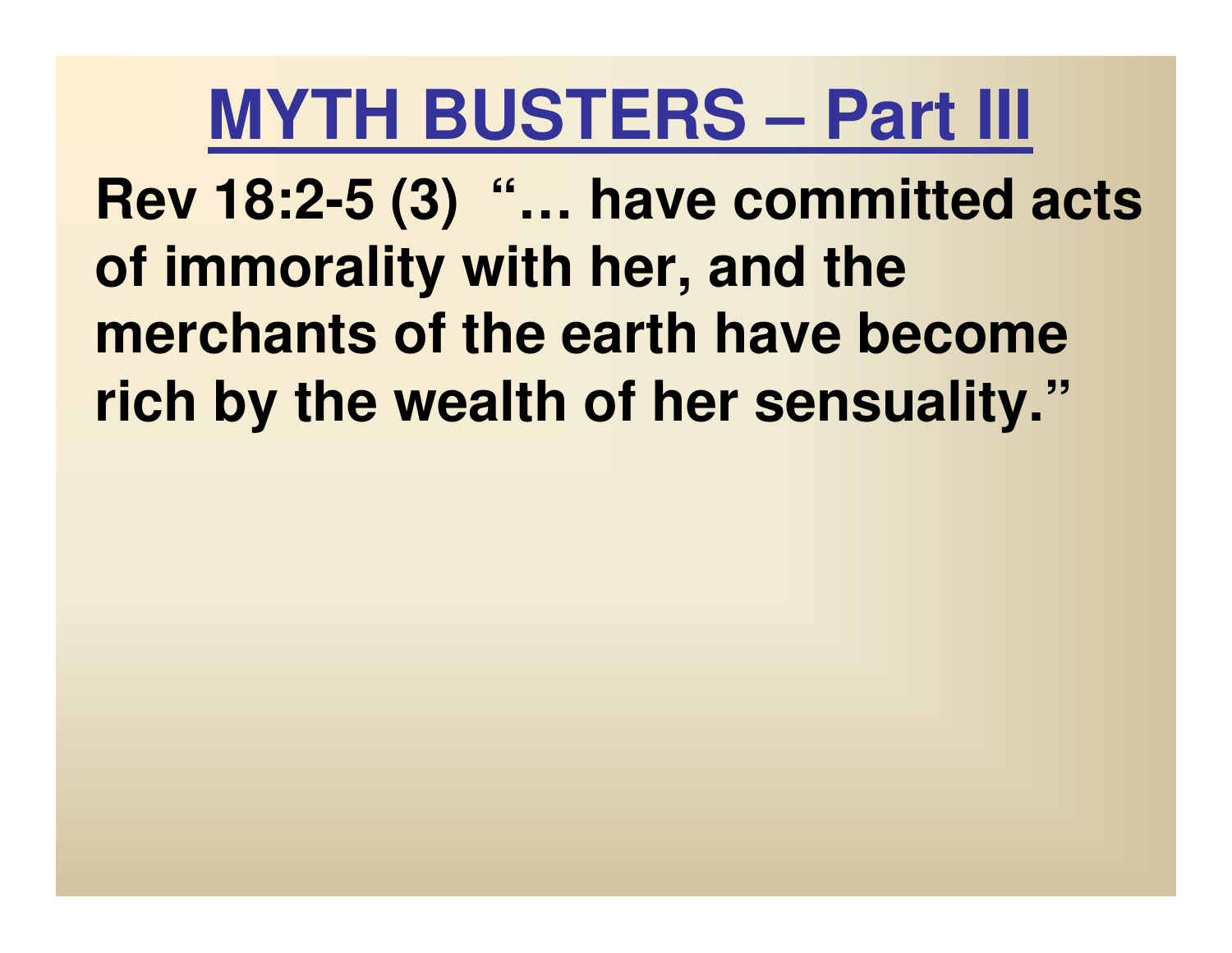# MYTH BUSTERS – Part III

**Rev 18:2-5 (3) "… have committed acts of immorality with her, and the merchants of the earth have become rich by the wealth of her sensuality."**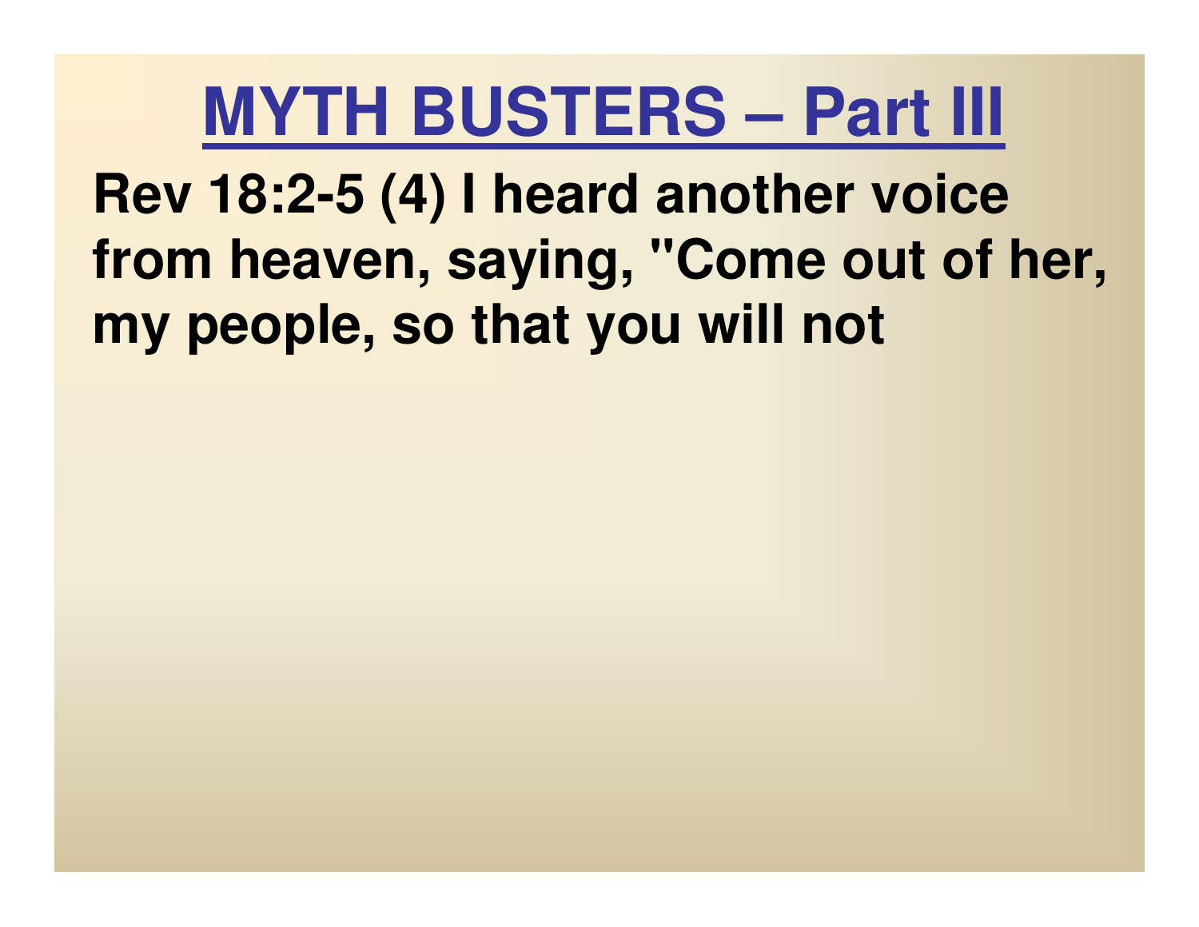# MYTH BUSTERS – Part III

**Rev 18:2-5 (4) I heard another voice from heaven, saying, "Come out of her, my people, so that you will not**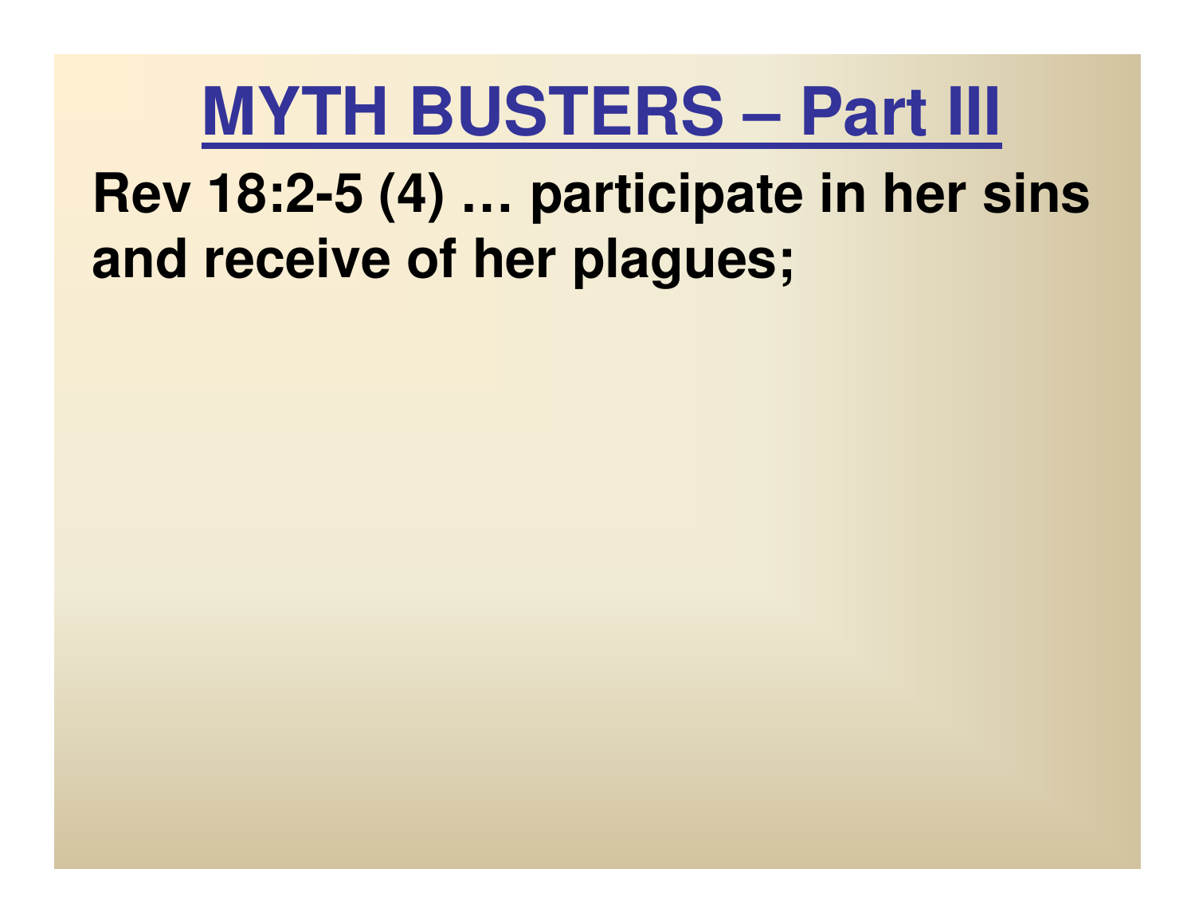# MYTH BUSTERS – Part III

**Rev 18:2-5 (4) … participate in her sins and receive of her plagues;**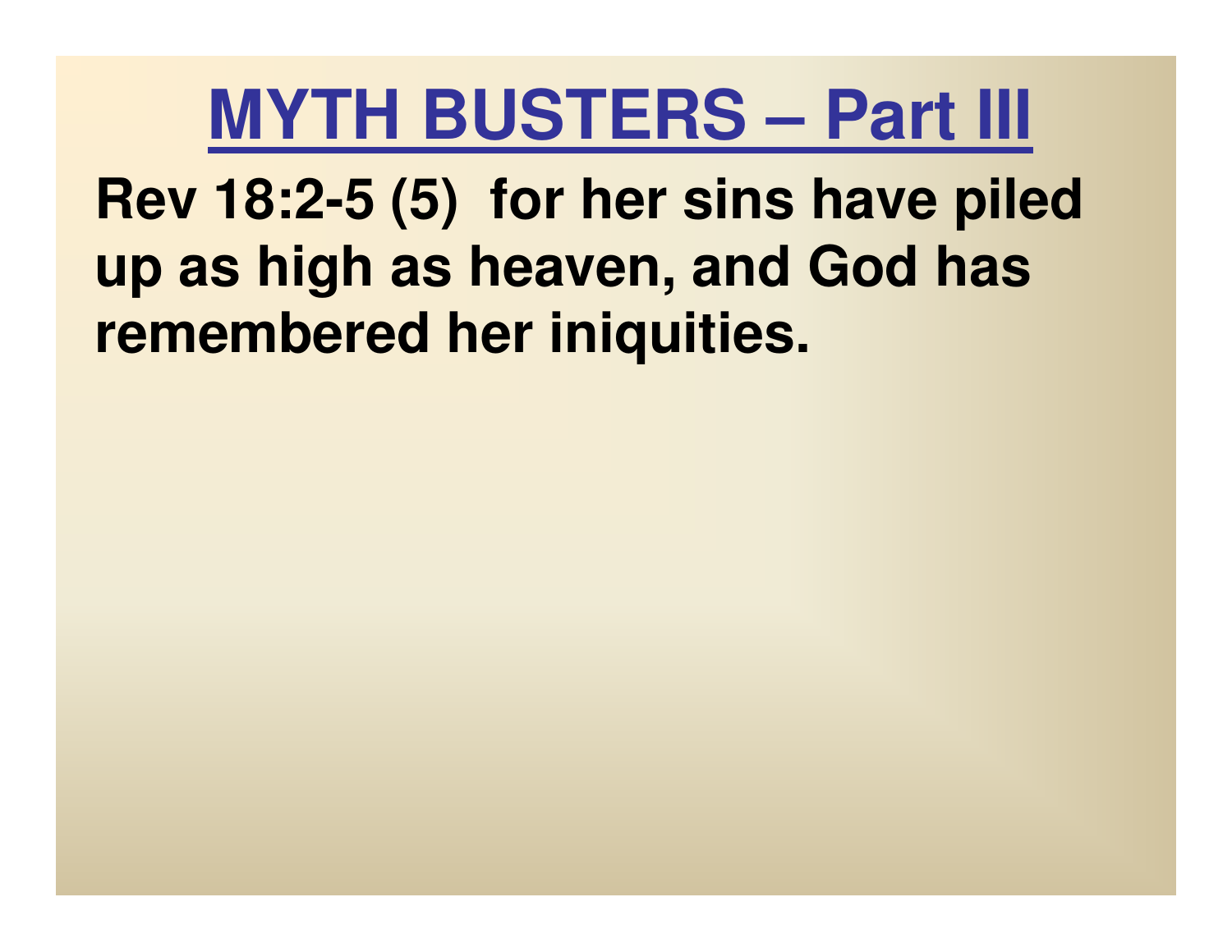# MYTH BUSTERS – Part III

**Rev 18:2-5 (5) for her sins have piled up as high as heaven, and God has remembered her iniquities.**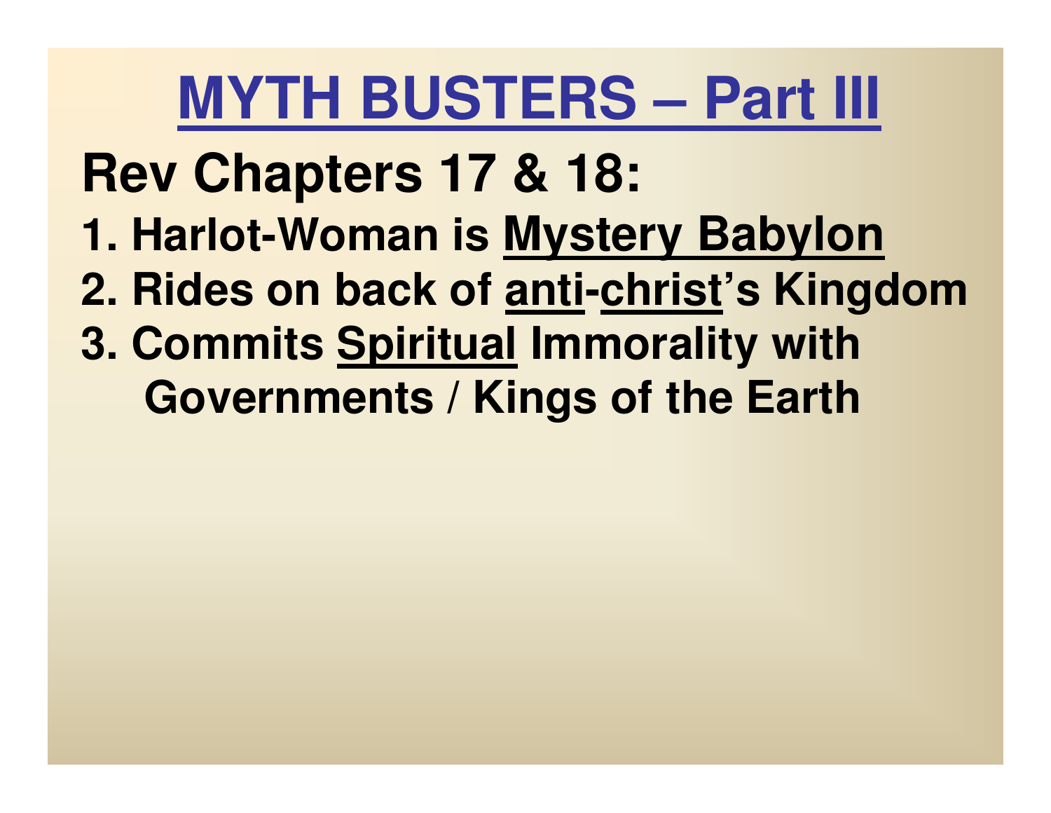# MYTH BUSTERS – Part III

## Rev Chapters 17 & 18:

1. Harlot-Woman is Mystery Babylon
2. Rides on back of anti-christ's Kingdom
3. Commits Spiritual Immorality with Governments / Kings of the Earth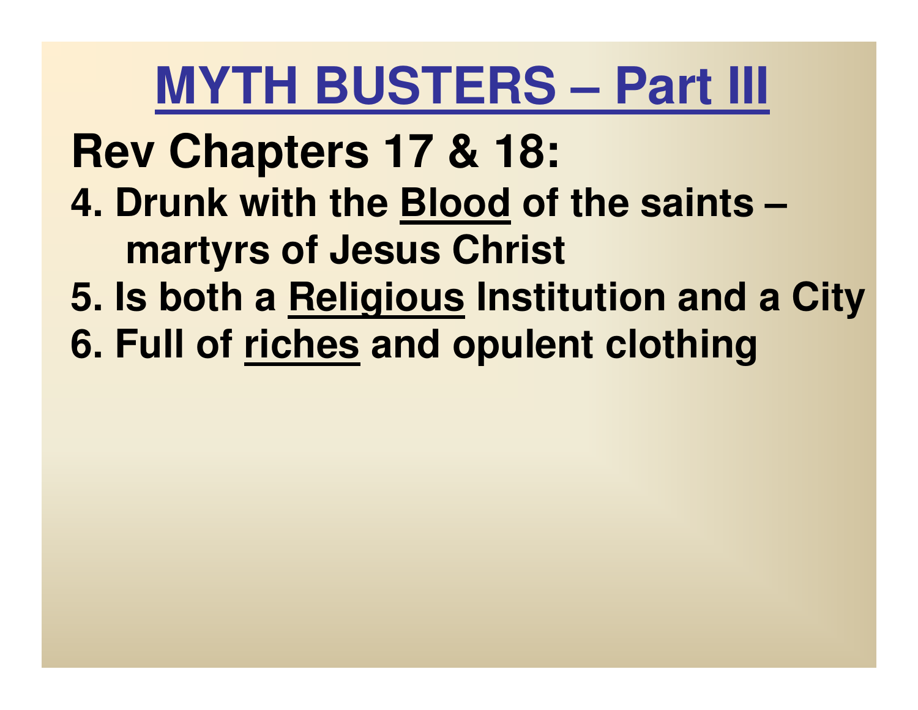# MYTH BUSTERS – Part III

## Rev Chapters 17 & 18:

4. Drunk with the Blood of the saints – martyrs of Jesus Christ
5. Is both a Religious Institution and a City
6. Full of riches and opulent clothing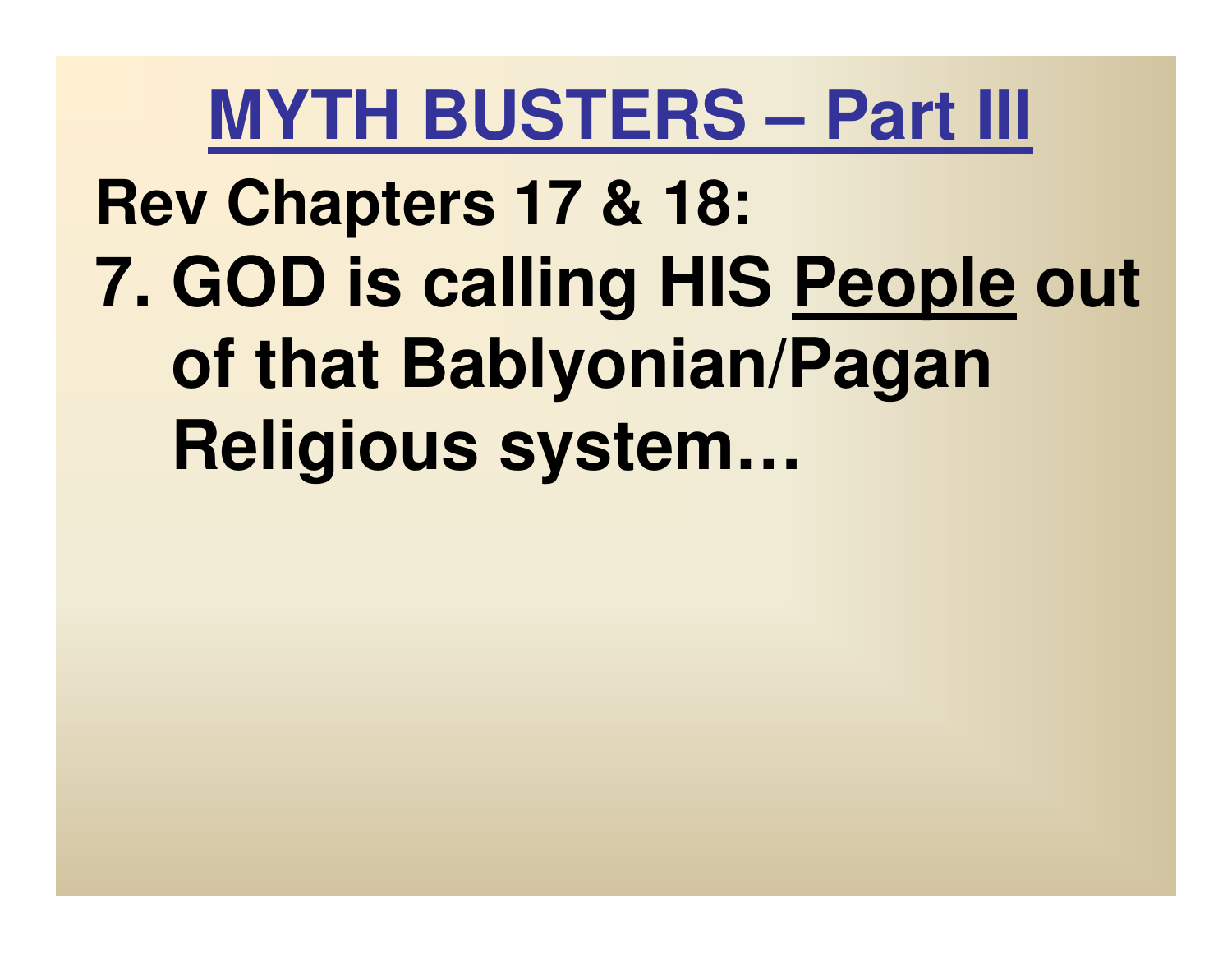# MYTH BUSTERS – Part III

**Rev Chapters 17 & 18:**

**7. GOD is calling HIS People out of that Bablyonian/Pagan Religious system…**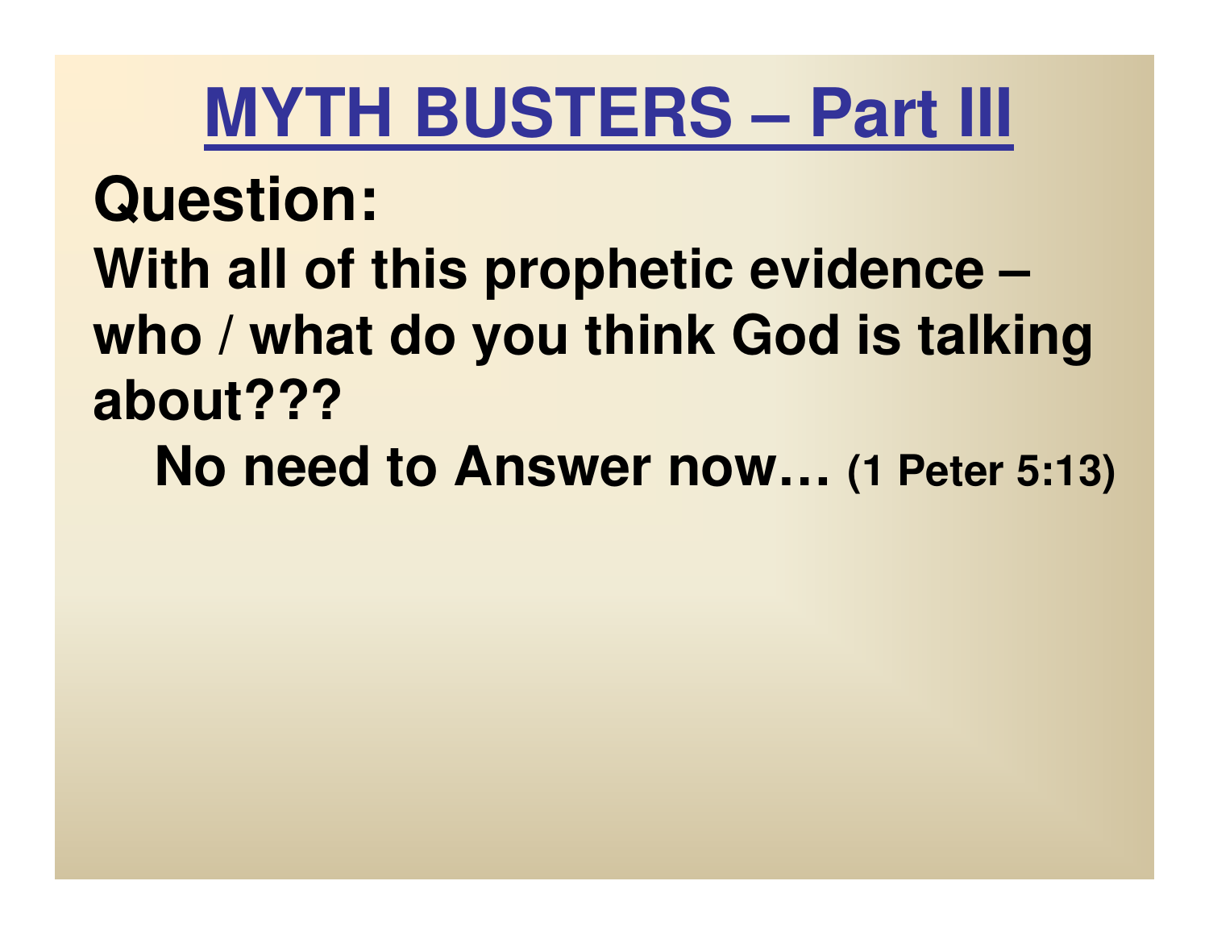# MYTH BUSTERS – Part III

**Question:**

**With all of this prophetic evidence – who / what do you think God is talking about???**

**No need to Answer now… (1 Peter 5:13)**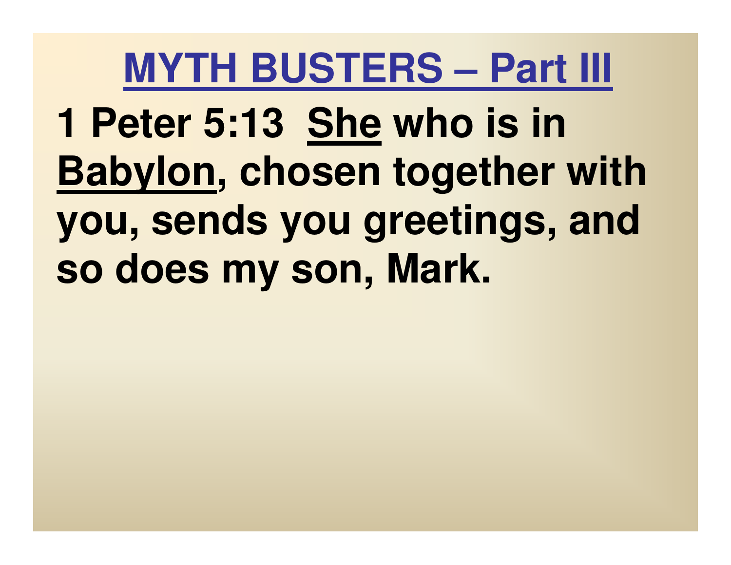# MYTH BUSTERS – Part III

**1 Peter 5:13 She who is in Babylon, chosen together with you, sends you greetings, and so does my son, Mark.**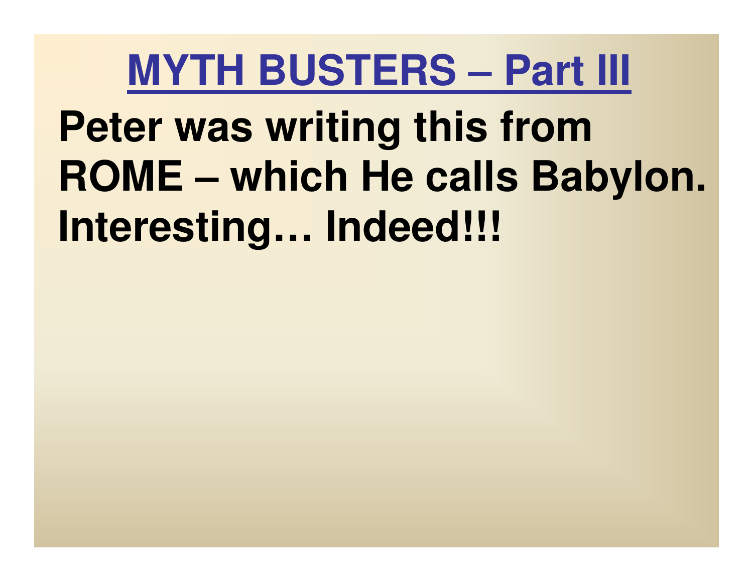# MYTH BUSTERS – Part III

**Peter was writing this from ROME – which He calls Babylon. Interesting… Indeed!!!**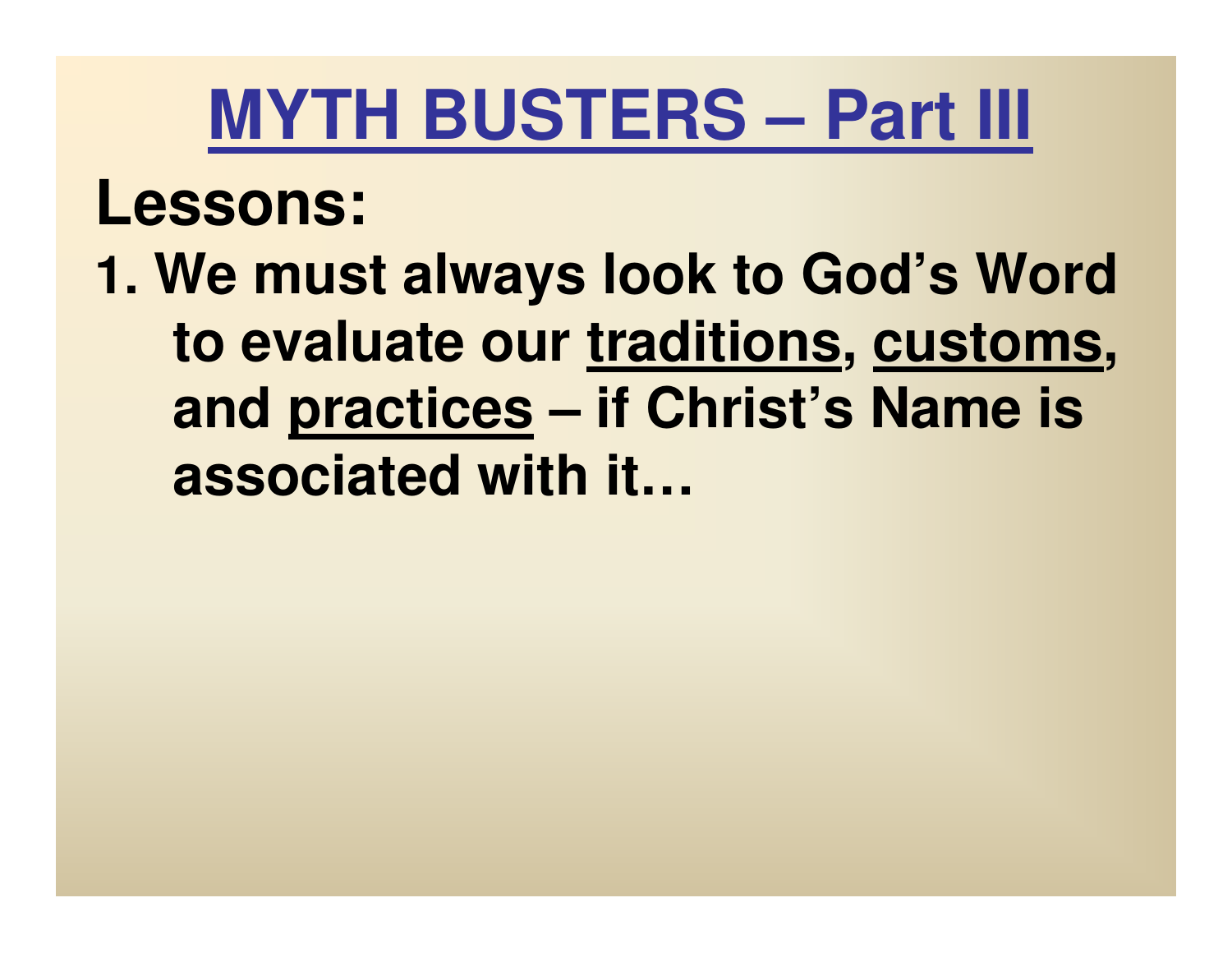# MYTH BUSTERS – Part III

## Lessons:

1. We must always look to God's Word to evaluate our traditions, customs, and practices – if Christ's Name is associated with it…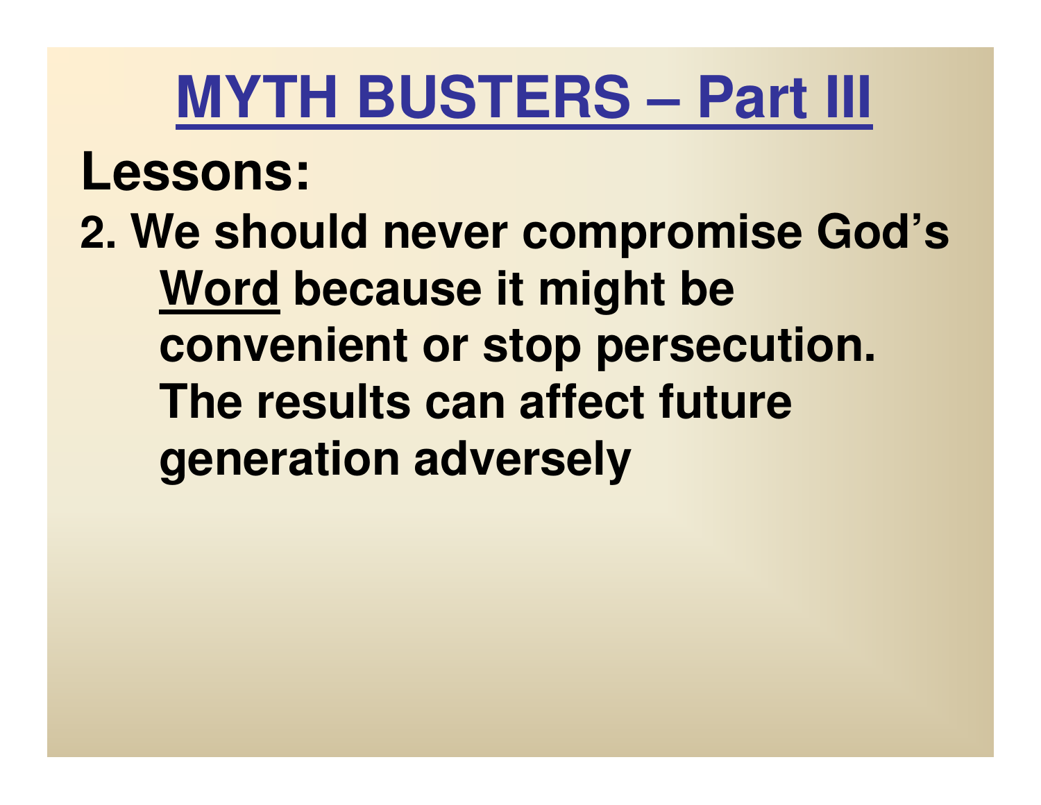# MYTH BUSTERS – Part III

## Lessons:

2. We should never compromise God's Word because it might be convenient or stop persecution. The results can affect future generation adversely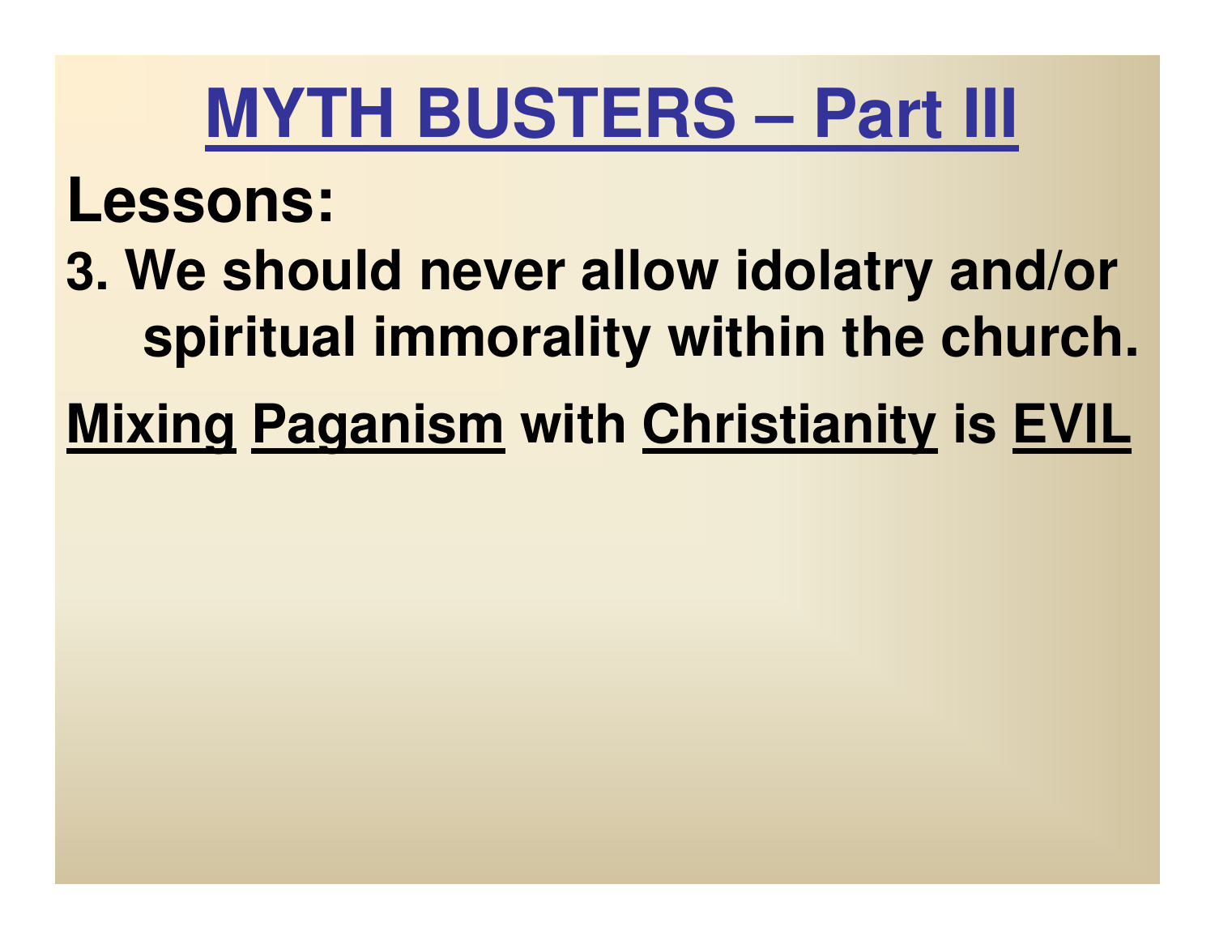# MYTH BUSTERS – Part III

**Lessons:**

**3. We should never allow idolatry and/or spiritual immorality within the church.**

**Mixing Paganism with Christianity is EVIL**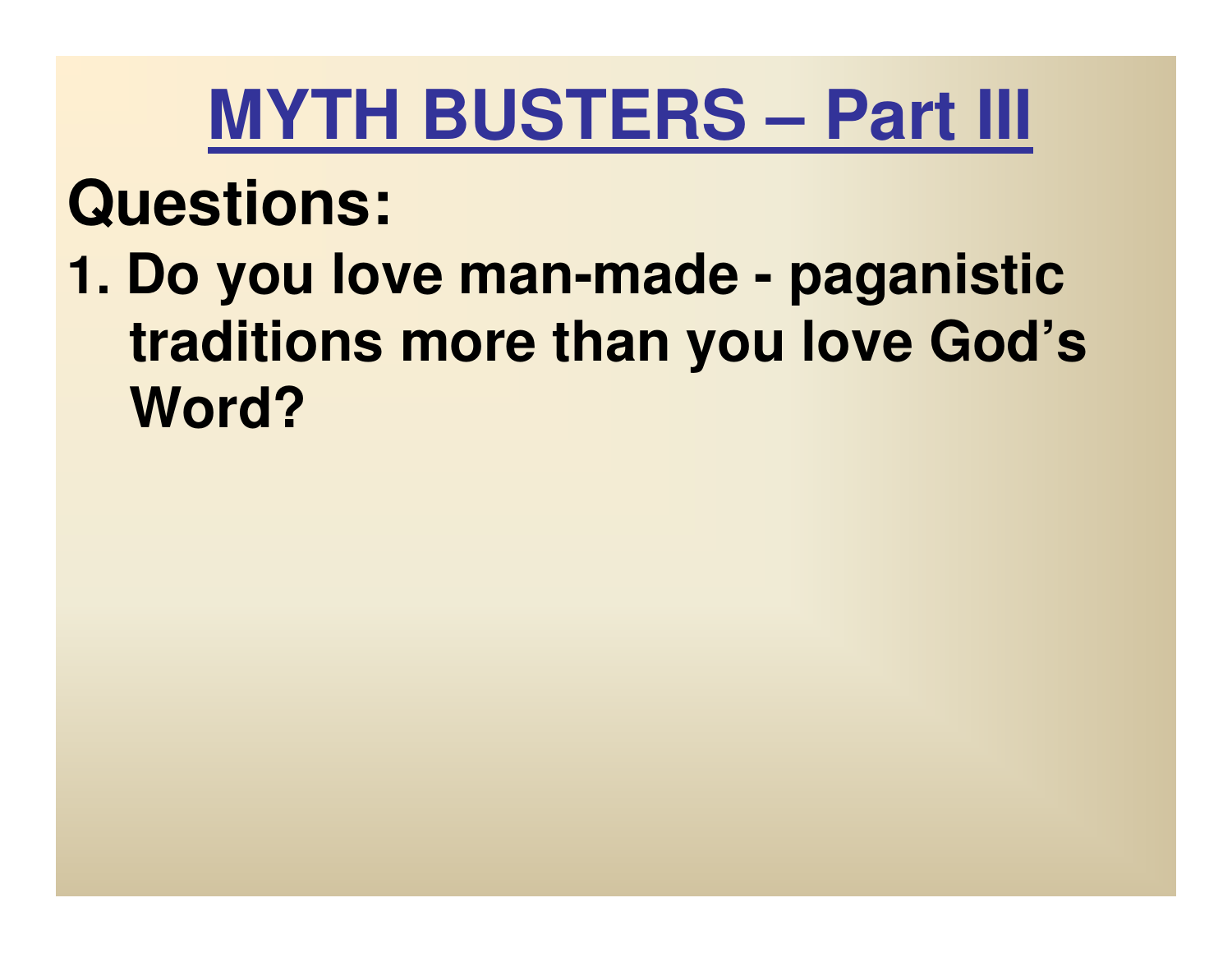# MYTH BUSTERS – Part III

**Questions:**

1. **Do you love man-made - paganistic traditions more than you love God's Word?**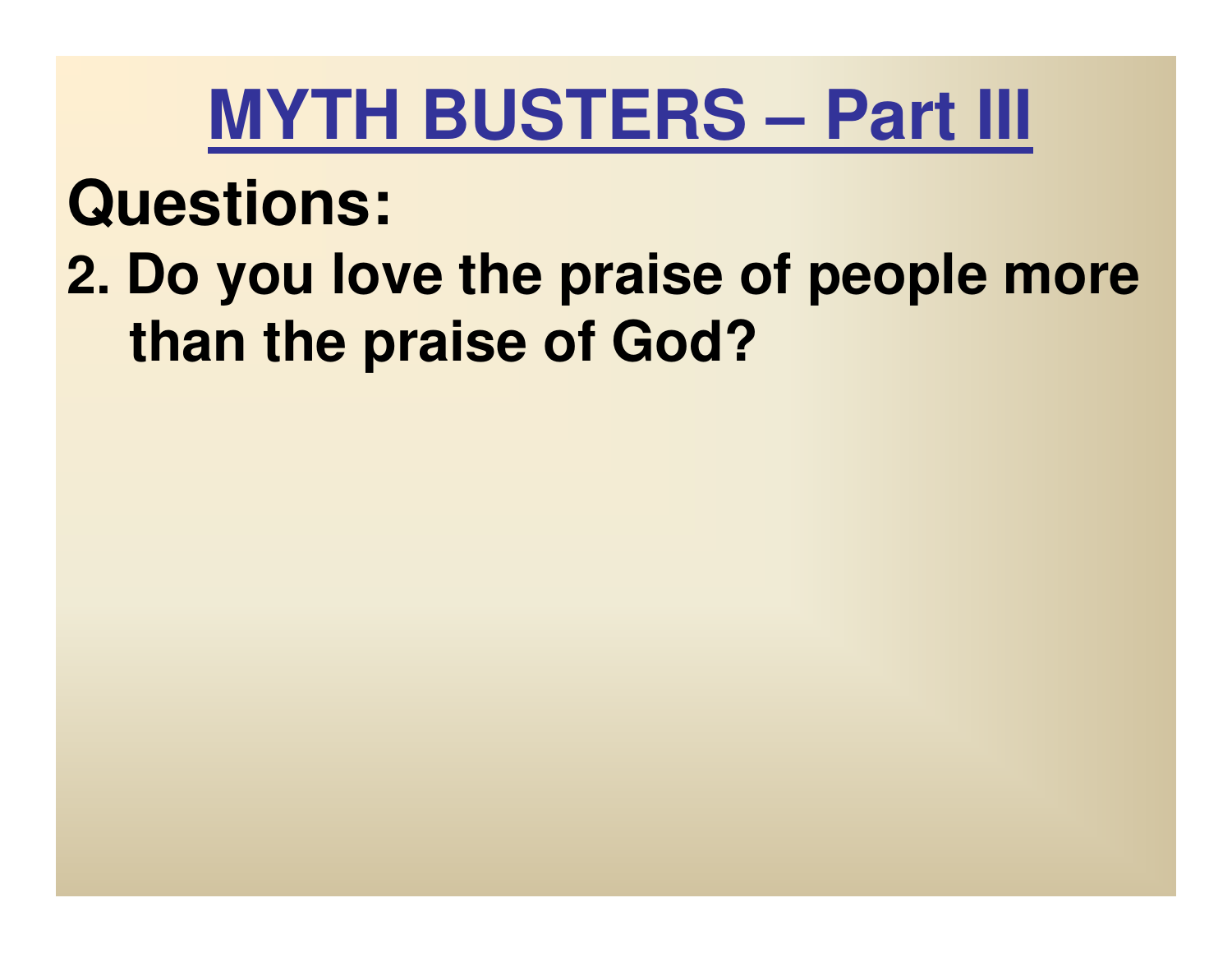# MYTH BUSTERS – Part III

## Questions:

2. Do you love the praise of people more than the praise of God?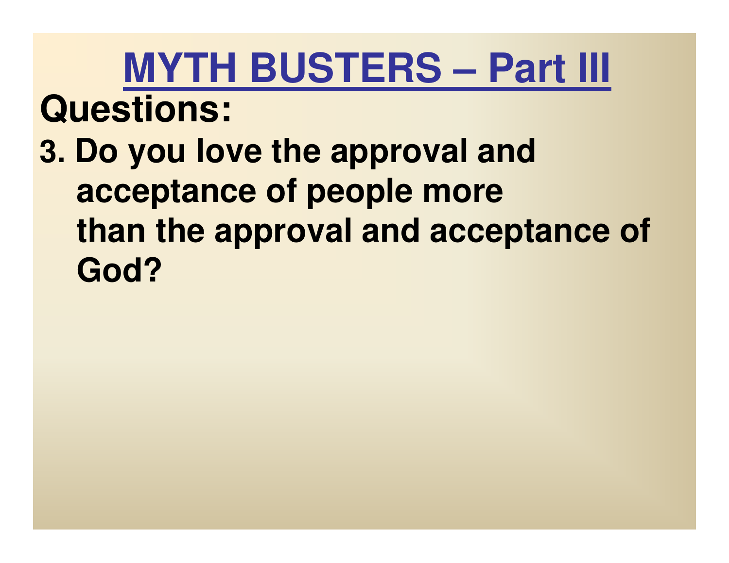# MYTH BUSTERS – Part III

**Questions:**

3. Do you love the approval and acceptance of people more than the approval and acceptance of God?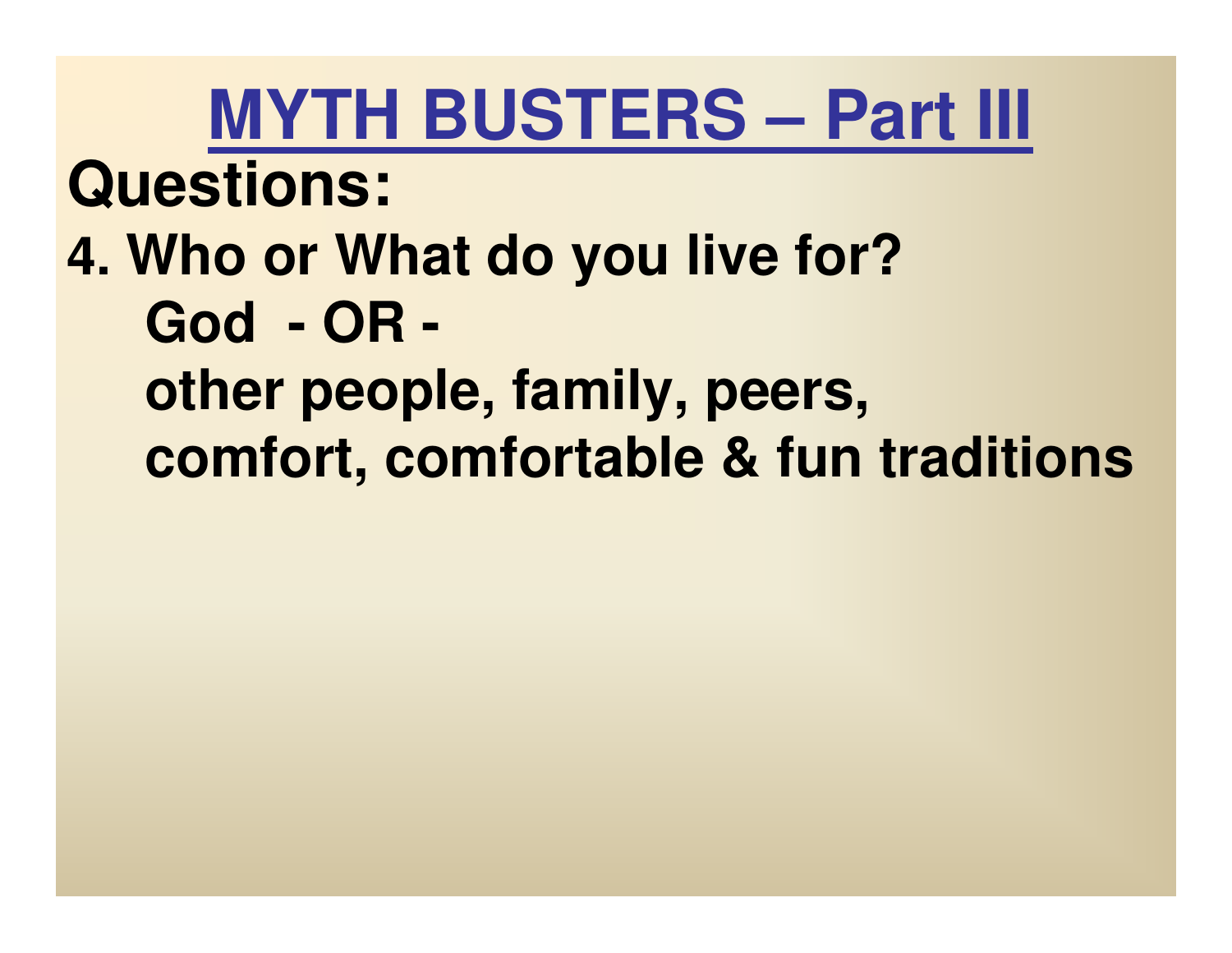# MYTH BUSTERS – Part III

**Questions:**

**4. Who or What do you live for?**

**God - OR -**

**other people, family, peers, comfort, comfortable & fun traditions**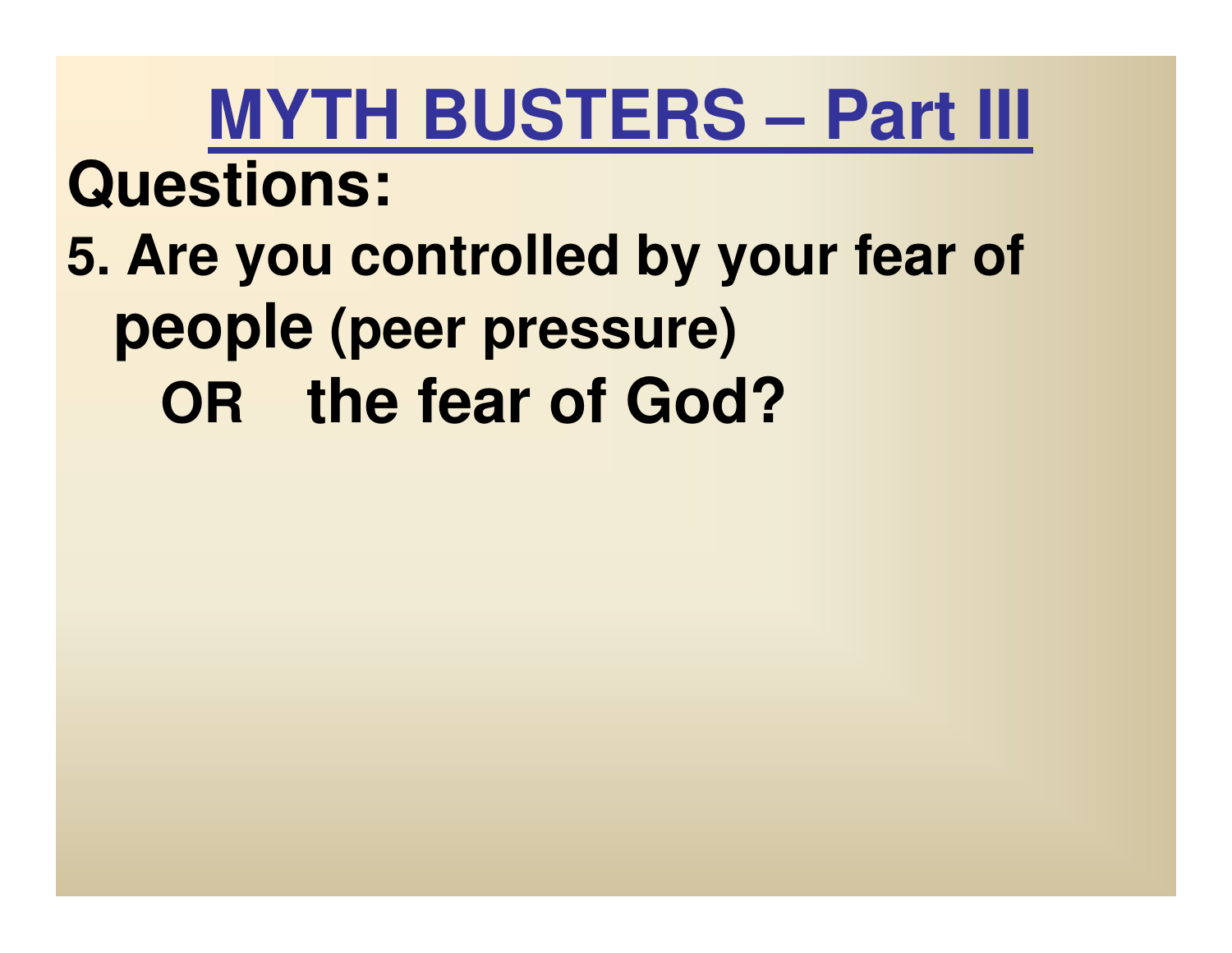# MYTH BUSTERS – Part III

**Questions:**

**5. Are you controlled by your fear of people (peer pressure) OR the fear of God?**